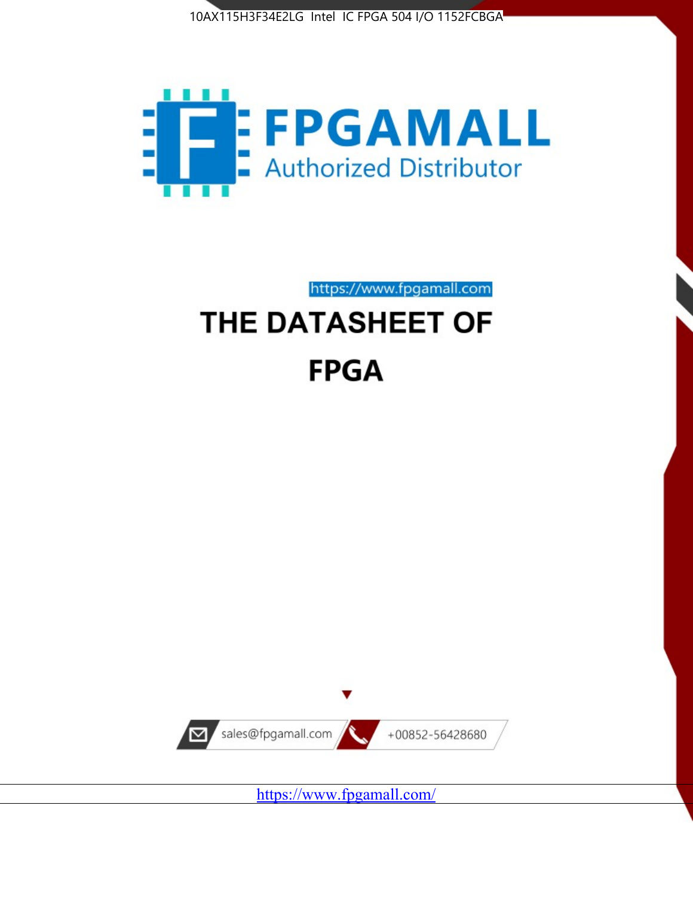10AX115H3F34E2LG Intel IC FPGA 504 I/O 1152FCBGA

FPGAMALL

Authorized Distributor

https://www.fpgamall.com

# THE DATASHEET OF

# FPGA

sales@fpgamall.com

+00852-56428680

https://www.fpgamall.com/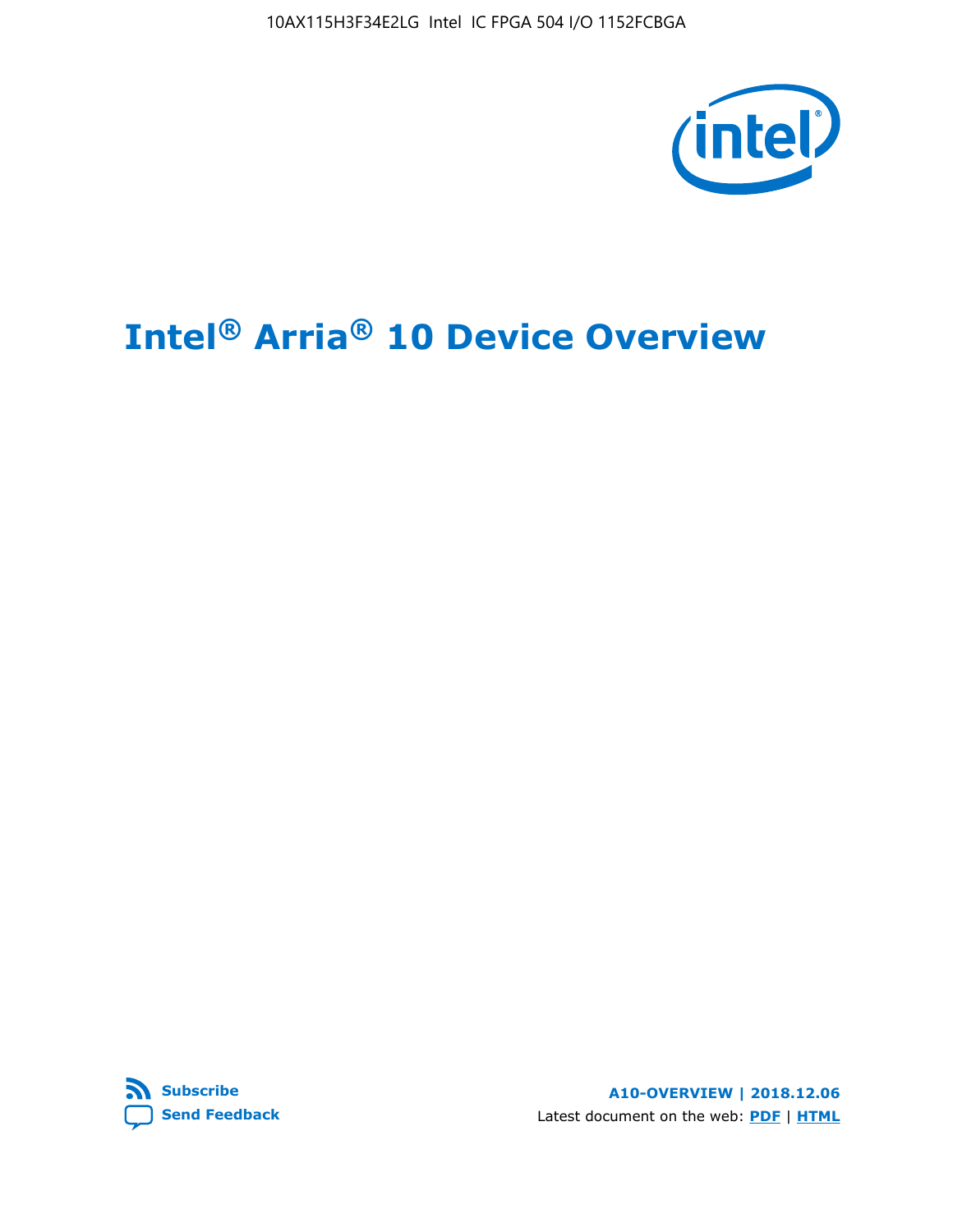# Intel® Arria® 10 Device Overview

**A10-OVERVIEW | 2018.12.06**

Latest document on the web: **PDF** | **HTML**

**Subscribe**

**Send Feedback**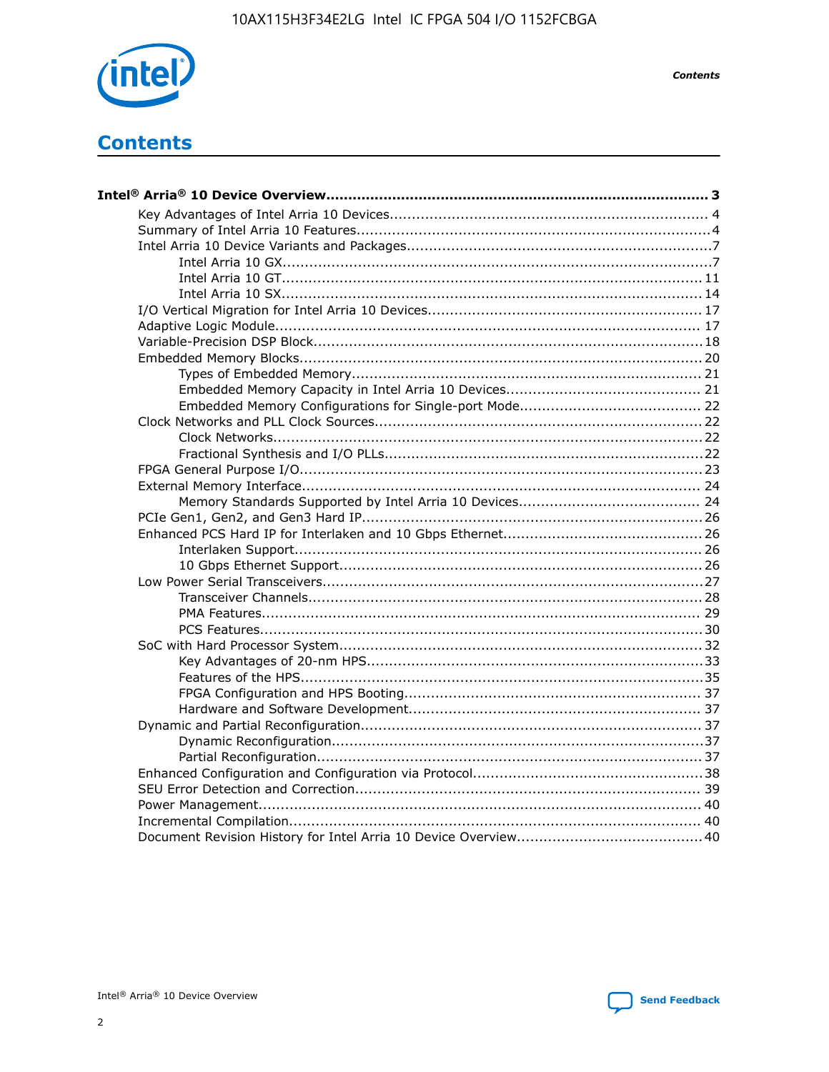# Contents

**Intel® Arria® 10 Device Overview......................................................................................... 3**

- Key Advantages of Intel Arria 10 Devices........................................................................ 4
- Summary of Intel Arria 10 Features................................................................................4
- Intel Arria 10 Device Variants and Packages.....................................................................7
  - Intel Arria 10 GX.................................................................................................7
  - Intel Arria 10 GT............................................................................................... 11
  - Intel Arria 10 SX............................................................................................... 14
- I/O Vertical Migration for Intel Arria 10 Devices.............................................................. 17
- Adaptive Logic Module................................................................................................ 17
- Variable-Precision DSP Block........................................................................................18
- Embedded Memory Blocks...........................................................................................20
  - Types of Embedded Memory............................................................................... 21
  - Embedded Memory Capacity in Intel Arria 10 Devices............................................ 21
  - Embedded Memory Configurations for Single-port Mode......................................... 22
- Clock Networks and PLL Clock Sources..........................................................................22
  - Clock Networks.................................................................................................22
  - Fractional Synthesis and I/O PLLs........................................................................22
- FPGA General Purpose I/O...........................................................................................23
- External Memory Interface.......................................................................................... 24
  - Memory Standards Supported by Intel Arria 10 Devices......................................... 24
- PCIe Gen1, Gen2, and Gen3 Hard IP.............................................................................26
- Enhanced PCS Hard IP for Interlaken and 10 Gbps Ethernet.............................................26
  - Interlaken Support............................................................................................ 26
  - 10 Gbps Ethernet Support.................................................................................. 26
- Low Power Serial Transceivers......................................................................................27
  - Transceiver Channels.........................................................................................28
  - PMA Features................................................................................................... 29
  - PCS Features....................................................................................................30
- SoC with Hard Processor System..................................................................................32
  - Key Advantages of 20-nm HPS............................................................................33
  - Features of the HPS...........................................................................................35
  - FPGA Configuration and HPS Booting................................................................... 37
  - Hardware and Software Development.................................................................. 37
- Dynamic and Partial Reconfiguration.............................................................................37
  - Dynamic Reconfiguration....................................................................................37
  - Partial Reconfiguration.......................................................................................37
- Enhanced Configuration and Configuration via Protocol....................................................38
- SEU Error Detection and Correction.............................................................................. 39
- Power Management................................................................................................... 40
- Incremental Compilation............................................................................................. 40
- Document Revision History for Intel Arria 10 Device Overview..........................................40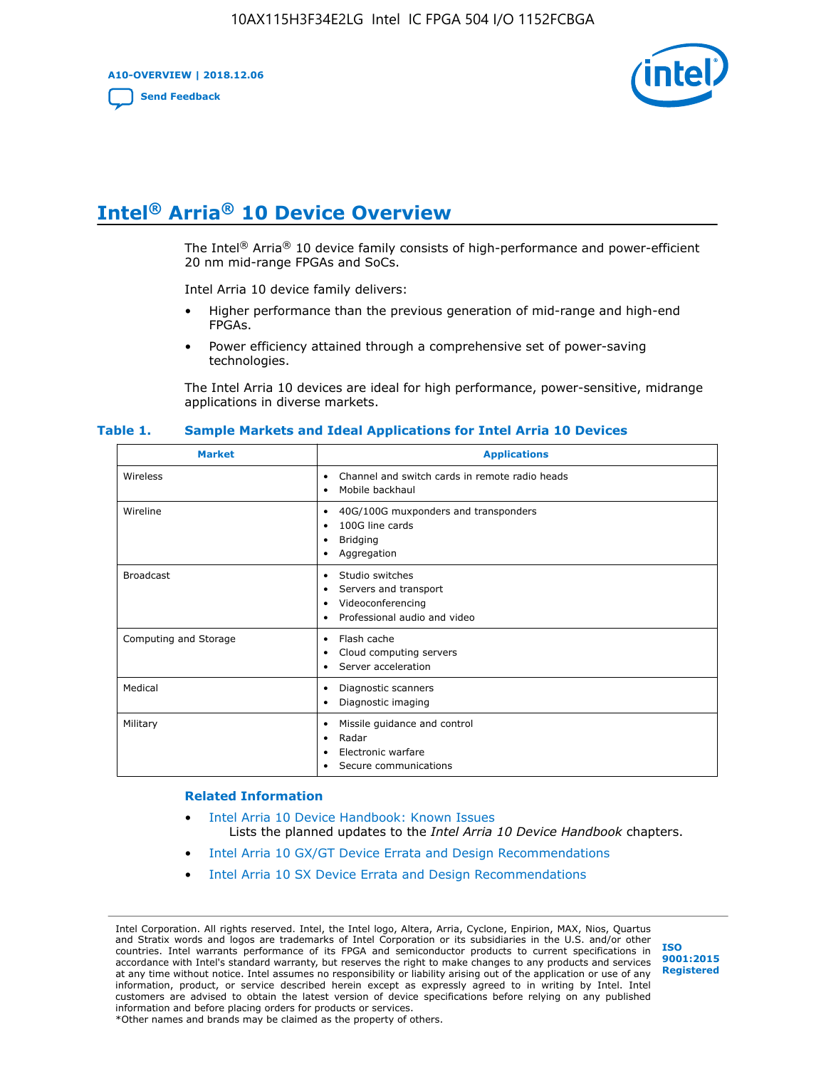# Intel® Arria® 10 Device Overview

The Intel® Arria® 10 device family consists of high-performance and power-efficient 20 nm mid-range FPGAs and SoCs.

Intel Arria 10 device family delivers:

- Higher performance than the previous generation of mid-range and high-end FPGAs.
- Power efficiency attained through a comprehensive set of power-saving technologies.

The Intel Arria 10 devices are ideal for high performance, power-sensitive, midrange applications in diverse markets.

**Table 1. Sample Markets and Ideal Applications for Intel Arria 10 Devices**

| Market | Applications |
|---|---|
| Wireless | • Channel and switch cards in remote radio heads<br>• Mobile backhaul |
| Wireline | • 40G/100G muxponders and transponders<br>• 100G line cards<br>• Bridging<br>• Aggregation |
| Broadcast | • Studio switches<br>• Servers and transport<br>• Videoconferencing<br>• Professional audio and video |
| Computing and Storage | • Flash cache<br>• Cloud computing servers<br>• Server acceleration |
| Medical | • Diagnostic scanners<br>• Diagnostic imaging |
| Military | • Missile guidance and control<br>• Radar<br>• Electronic warfare<br>• Secure communications |

### Related Information

- Intel Arria 10 Device Handbook: Known Issues
  Lists the planned updates to the *Intel Arria 10 Device Handbook* chapters.
- Intel Arria 10 GX/GT Device Errata and Design Recommendations
- Intel Arria 10 SX Device Errata and Design Recommendations

Intel Corporation. All rights reserved. Intel, the Intel logo, Altera, Arria, Cyclone, Enpirion, MAX, Nios, Quartus and Stratix words and logos are trademarks of Intel Corporation or its subsidiaries in the U.S. and/or other countries. Intel warrants performance of its FPGA and semiconductor products to current specifications in accordance with Intel's standard warranty, but reserves the right to make changes to any products and services at any time without notice. Intel assumes no responsibility or liability arising out of the application or use of any information, product, or service described herein except as expressly agreed to in writing by Intel. Intel customers are advised to obtain the latest version of device specifications before relying on any published information and before placing orders for products or services.
*Other names and brands may be claimed as the property of others.

ISO 9001:2015 Registered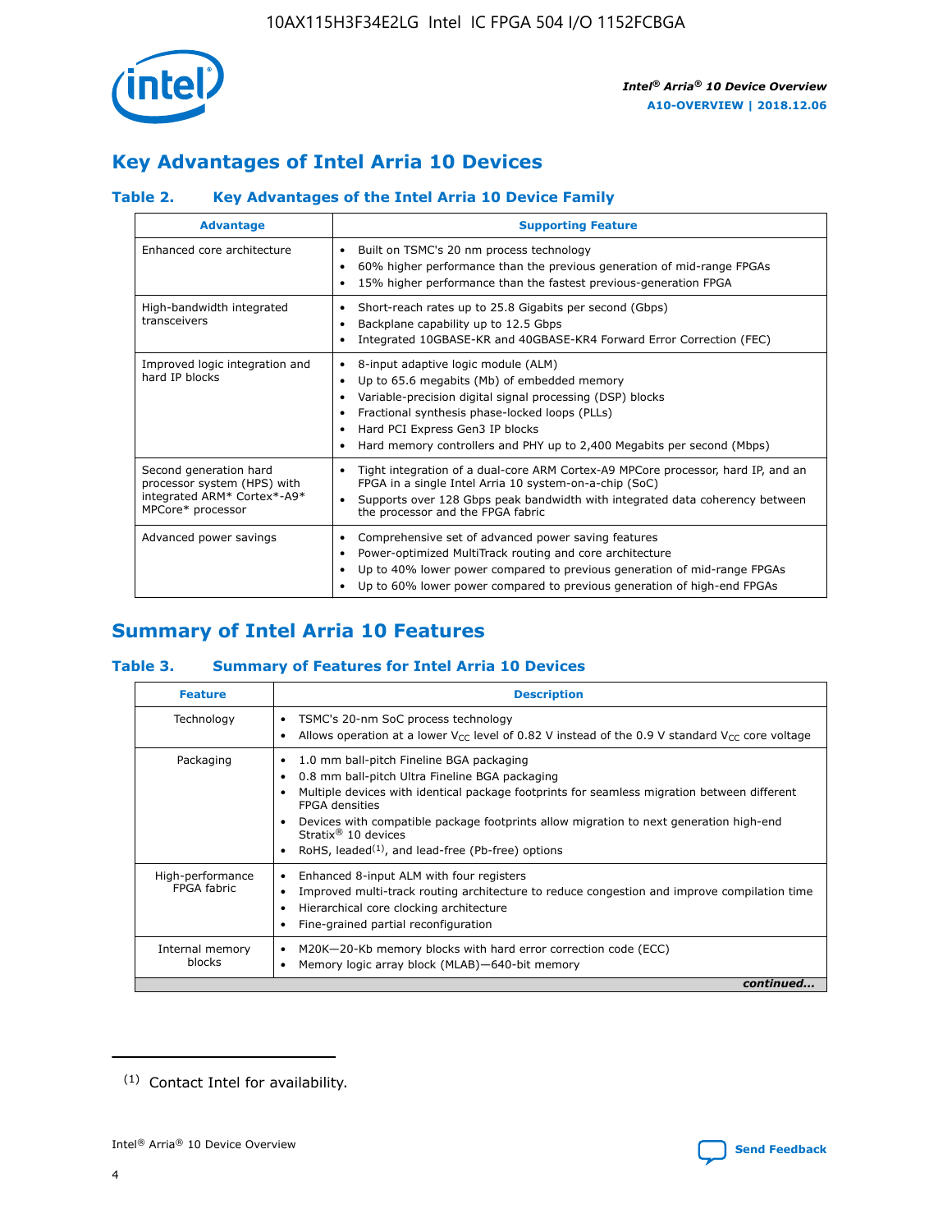## Key Advantages of Intel Arria 10 Devices

### Table 2. Key Advantages of the Intel Arria 10 Device Family

| Advantage | Supporting Feature |
|---|---|
| Enhanced core architecture | • Built on TSMC's 20 nm process technology<br>• 60% higher performance than the previous generation of mid-range FPGAs<br>• 15% higher performance than the fastest previous-generation FPGA |
| High-bandwidth integrated transceivers | • Short-reach rates up to 25.8 Gigabits per second (Gbps)<br>• Backplane capability up to 12.5 Gbps<br>• Integrated 10GBASE-KR and 40GBASE-KR4 Forward Error Correction (FEC) |
| Improved logic integration and hard IP blocks | • 8-input adaptive logic module (ALM)<br>• Up to 65.6 megabits (Mb) of embedded memory<br>• Variable-precision digital signal processing (DSP) blocks<br>• Fractional synthesis phase-locked loops (PLLs)<br>• Hard PCI Express Gen3 IP blocks<br>• Hard memory controllers and PHY up to 2,400 Megabits per second (Mbps) |
| Second generation hard processor system (HPS) with integrated ARM* Cortex*-A9* MPCore* processor | • Tight integration of a dual-core ARM Cortex-A9 MPCore processor, hard IP, and an FPGA in a single Intel Arria 10 system-on-a-chip (SoC)<br>• Supports over 128 Gbps peak bandwidth with integrated data coherency between the processor and the FPGA fabric |
| Advanced power savings | • Comprehensive set of advanced power saving features<br>• Power-optimized MultiTrack routing and core architecture<br>• Up to 40% lower power compared to previous generation of mid-range FPGAs<br>• Up to 60% lower power compared to previous generation of high-end FPGAs |

## Summary of Intel Arria 10 Features

### Table 3. Summary of Features for Intel Arria 10 Devices

| Feature | Description |
|---|---|
| Technology | • TSMC's 20-nm SoC process technology<br>• Allows operation at a lower $V_{CC}$ level of 0.82 V instead of the 0.9 V standard $V_{CC}$ core voltage |
| Packaging | • 1.0 mm ball-pitch Fineline BGA packaging<br>• 0.8 mm ball-pitch Ultra Fineline BGA packaging<br>• Multiple devices with identical package footprints for seamless migration between different FPGA densities<br>• Devices with compatible package footprints allow migration to next generation high-end Stratix® 10 devices<br>• RoHS, leaded(1), and lead-free (Pb-free) options |
| High-performance FPGA fabric | • Enhanced 8-input ALM with four registers<br>• Improved multi-track routing architecture to reduce congestion and improve compilation time<br>• Hierarchical core clocking architecture<br>• Fine-grained partial reconfiguration |
| Internal memory blocks | • M20K—20-Kb memory blocks with hard error correction code (ECC)<br>• Memory logic array block (MLAB)—640-bit memory |

*continued...*

(1) Contact Intel for availability.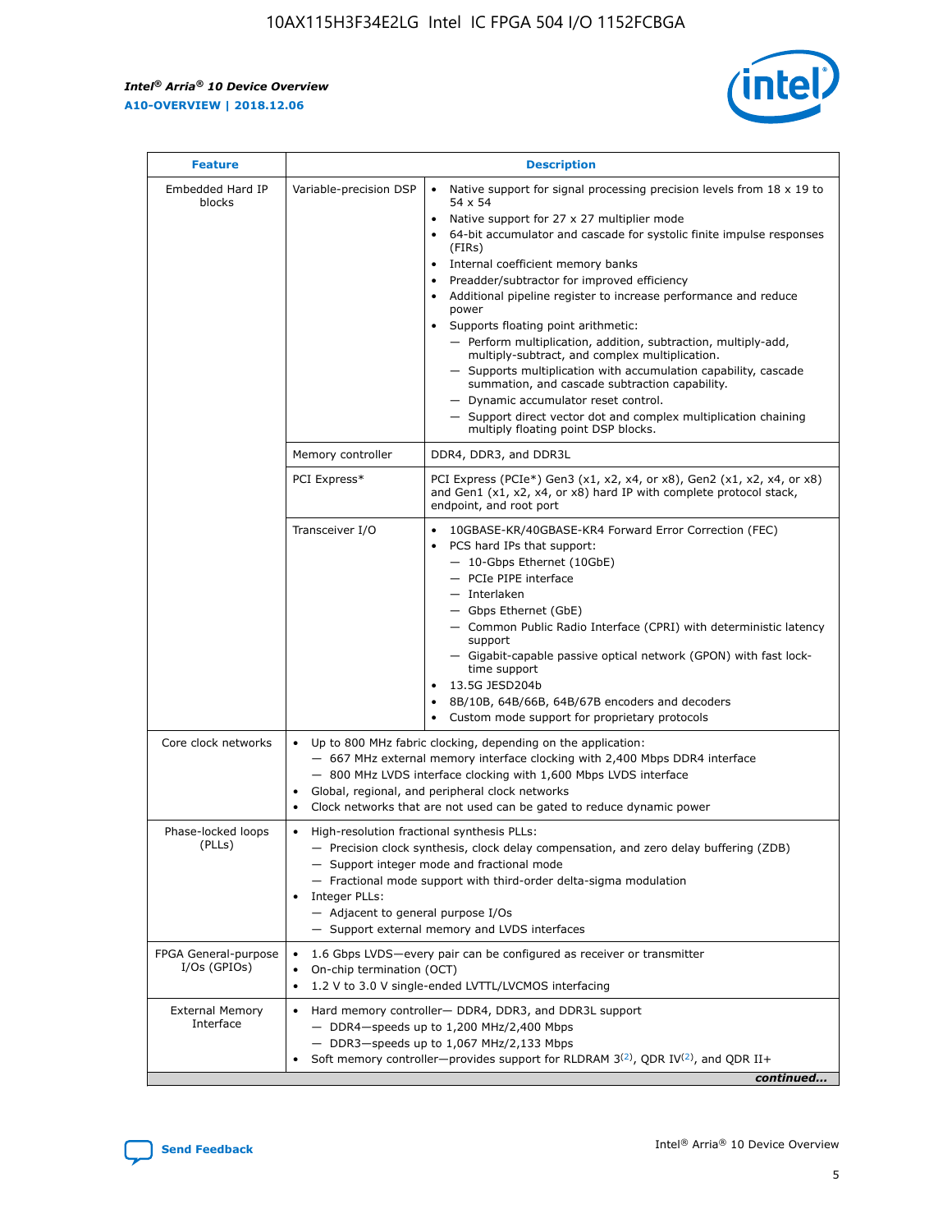| Feature | | Description |
|---|---|---|
| Embedded Hard IP blocks | Variable-precision DSP | • Native support for signal processing precision levels from 18 x 19 to 54 x 54<br>• Native support for 27 x 27 multiplier mode<br>• 64-bit accumulator and cascade for systolic finite impulse responses (FIRs)<br>• Internal coefficient memory banks<br>• Preadder/subtractor for improved efficiency<br>• Additional pipeline register to increase performance and reduce power<br>• Supports floating point arithmetic:<br>— Perform multiplication, addition, subtraction, multiply-add, multiply-subtract, and complex multiplication.<br>— Supports multiplication with accumulation capability, cascade summation, and cascade subtraction capability.<br>— Dynamic accumulator reset control.<br>— Support direct vector dot and complex multiplication chaining multiply floating point DSP blocks. |
| | Memory controller | DDR4, DDR3, and DDR3L |
| | PCI Express* | PCI Express (PCIe*) Gen3 (x1, x2, x4, or x8), Gen2 (x1, x2, x4, or x8) and Gen1 (x1, x2, x4, or x8) hard IP with complete protocol stack, endpoint, and root port |
| | Transceiver I/O | • 10GBASE-KR/40GBASE-KR4 Forward Error Correction (FEC)<br>• PCS hard IPs that support:<br>— 10-Gbps Ethernet (10GbE)<br>— PCIe PIPE interface<br>— Interlaken<br>— Gbps Ethernet (GbE)<br>— Common Public Radio Interface (CPRI) with deterministic latency support<br>— Gigabit-capable passive optical network (GPON) with fast lock-time support<br>• 13.5G JESD204b<br>• 8B/10B, 64B/66B, 64B/67B encoders and decoders<br>• Custom mode support for proprietary protocols |
| Core clock networks | | • Up to 800 MHz fabric clocking, depending on the application:<br>— 667 MHz external memory interface clocking with 2,400 Mbps DDR4 interface<br>— 800 MHz LVDS interface clocking with 1,600 Mbps LVDS interface<br>• Global, regional, and peripheral clock networks<br>• Clock networks that are not used can be gated to reduce dynamic power |
| Phase-locked loops (PLLs) | | • High-resolution fractional synthesis PLLs:<br>— Precision clock synthesis, clock delay compensation, and zero delay buffering (ZDB)<br>— Support integer mode and fractional mode<br>— Fractional mode support with third-order delta-sigma modulation<br>• Integer PLLs:<br>— Adjacent to general purpose I/Os<br>— Support external memory and LVDS interfaces |
| FPGA General-purpose I/Os (GPIOs) | | • 1.6 Gbps LVDS—every pair can be configured as receiver or transmitter<br>• On-chip termination (OCT)<br>• 1.2 V to 3.0 V single-ended LVTTL/LVCMOS interfacing |
| External Memory Interface | | • Hard memory controller— DDR4, DDR3, and DDR3L support<br>— DDR4—speeds up to 1,200 MHz/2,400 Mbps<br>— DDR3—speeds up to 1,067 MHz/2,133 Mbps<br>• Soft memory controller—provides support for RLDRAM 3[(2)], QDR IV[(2)], and QDR II+ |

*continued...*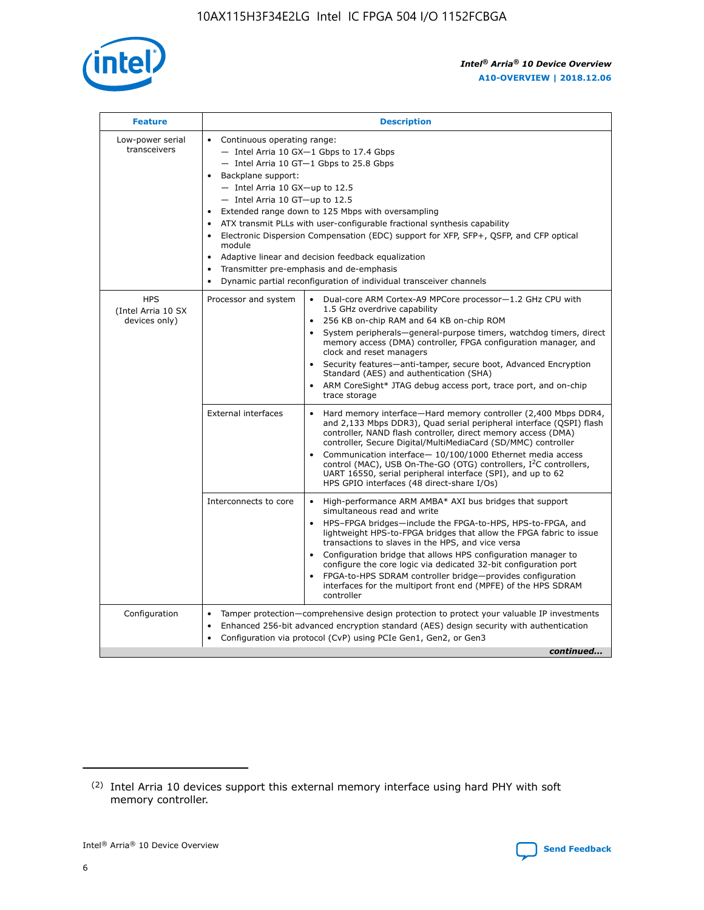| Feature | Description | |
|---|---|---|
| Low-power serial transceivers | • Continuous operating range:<br>— Intel Arria 10 GX—1 Gbps to 17.4 Gbps<br>— Intel Arria 10 GT—1 Gbps to 25.8 Gbps<br>• Backplane support:<br>— Intel Arria 10 GX—up to 12.5<br>— Intel Arria 10 GT—up to 12.5<br>• Extended range down to 125 Mbps with oversampling<br>• ATX transmit PLLs with user-configurable fractional synthesis capability<br>• Electronic Dispersion Compensation (EDC) support for XFP, SFP+, QSFP, and CFP optical module<br>• Adaptive linear and decision feedback equalization<br>• Transmitter pre-emphasis and de-emphasis<br>• Dynamic partial reconfiguration of individual transceiver channels | |
| HPS (Intel Arria 10 SX devices only) | Processor and system | • Dual-core ARM Cortex-A9 MPCore processor—1.2 GHz CPU with 1.5 GHz overdrive capability<br>• 256 KB on-chip RAM and 64 KB on-chip ROM<br>• System peripherals—general-purpose timers, watchdog timers, direct memory access (DMA) controller, FPGA configuration manager, and clock and reset managers<br>• Security features—anti-tamper, secure boot, Advanced Encryption Standard (AES) and authentication (SHA)<br>• ARM CoreSight* JTAG debug access port, trace port, and on-chip trace storage |
| | External interfaces | • Hard memory interface—Hard memory controller (2,400 Mbps DDR4, and 2,133 Mbps DDR3), Quad serial peripheral interface (QSPI) flash controller, NAND flash controller, direct memory access (DMA) controller, Secure Digital/MultiMediaCard (SD/MMC) controller<br>• Communication interface— 10/100/1000 Ethernet media access control (MAC), USB On-The-GO (OTG) controllers, I$^2$C controllers, UART 16550, serial peripheral interface (SPI), and up to 62 HPS GPIO interfaces (48 direct-share I/Os) |
| | Interconnects to core | • High-performance ARM AMBA* AXI bus bridges that support simultaneous read and write<br>• HPS–FPGA bridges—include the FPGA-to-HPS, HPS-to-FPGA, and lightweight HPS-to-FPGA bridges that allow the FPGA fabric to issue transactions to slaves in the HPS, and vice versa<br>• Configuration bridge that allows HPS configuration manager to configure the core logic via dedicated 32-bit configuration port<br>• FPGA-to-HPS SDRAM controller bridge—provides configuration interfaces for the multiport front end (MPFE) of the HPS SDRAM controller |
| Configuration | • Tamper protection—comprehensive design protection to protect your valuable IP investments<br>• Enhanced 256-bit advanced encryption standard (AES) design security with authentication<br>• Configuration via protocol (CvP) using PCIe Gen1, Gen2, or Gen3 | |

*continued...*

(2) Intel Arria 10 devices support this external memory interface using hard PHY with soft memory controller.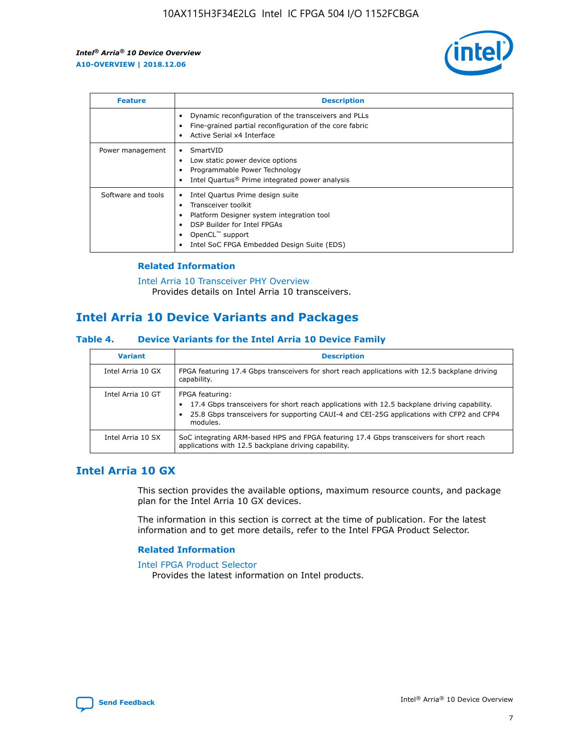| Feature | Description |
| --- | --- |
| | • Dynamic reconfiguration of the transceivers and PLLs<br>• Fine-grained partial reconfiguration of the core fabric<br>• Active Serial x4 Interface |
| Power management | • SmartVID<br>• Low static power device options<br>• Programmable Power Technology<br>• Intel Quartus® Prime integrated power analysis |
| Software and tools | • Intel Quartus Prime design suite<br>• Transceiver toolkit<br>• Platform Designer system integration tool<br>• DSP Builder for Intel FPGAs<br>• OpenCL™ support<br>• Intel SoC FPGA Embedded Design Suite (EDS) |

### Related Information

Intel Arria 10 Transceiver PHY Overview
Provides details on Intel Arria 10 transceivers.

## Intel Arria 10 Device Variants and Packages

### Table 4. Device Variants for the Intel Arria 10 Device Family

| Variant | Description |
| --- | --- |
| Intel Arria 10 GX | FPGA featuring 17.4 Gbps transceivers for short reach applications with 12.5 backplane driving capability. |
| Intel Arria 10 GT | FPGA featuring:<br>• 17.4 Gbps transceivers for short reach applications with 12.5 backplane driving capability.<br>• 25.8 Gbps transceivers for supporting CAUI-4 and CEI-25G applications with CFP2 and CFP4 modules. |
| Intel Arria 10 SX | SoC integrating ARM-based HPS and FPGA featuring 17.4 Gbps transceivers for short reach applications with 12.5 backplane driving capability. |

## Intel Arria 10 GX

This section provides the available options, maximum resource counts, and package plan for the Intel Arria 10 GX devices.

The information in this section is correct at the time of publication. For the latest information and to get more details, refer to the Intel FPGA Product Selector.

### Related Information

Intel FPGA Product Selector
Provides the latest information on Intel products.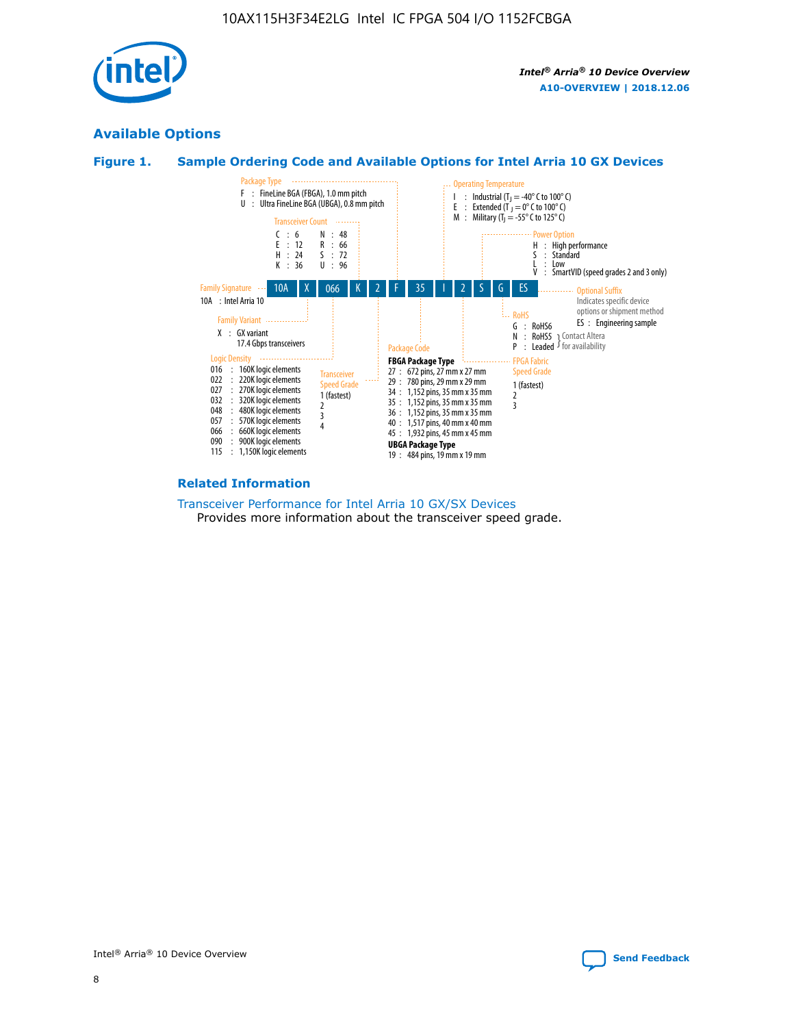## Available Options

### Figure 1. Sample Ordering Code and Available Options for Intel Arria 10 GX Devices

| 10A | X | 066 | K | 2 | F | 35 | I | 2 | S | G | ES |
|---|---|---|---|---|---|---|---|---|---|---|---|

**Family Signature**
10A : Intel Arria 10

**Family Variant**
X : GX variant
17.4 Gbps transceivers

**Logic Density**
016 : 160K logic elements
022 : 220K logic elements
027 : 270K logic elements
032 : 320K logic elements
048 : 480K logic elements
057 : 570K logic elements
066 : 660K logic elements
090 : 900K logic elements
115 : 1,150K logic elements

**Transceiver Count**
C : 6
E : 12
H : 24
K : 36
N : 48
R : 66
S : 72
U : 96

**Transceiver Speed Grade**
1 (fastest)
2
3
4

**Package Type**
F : FineLine BGA (FBGA), 1.0 mm pitch
U : Ultra FineLine BGA (UBGA), 0.8 mm pitch

**Package Code**

**FBGA Package Type**
27 : 672 pins, 27 mm x 27 mm
29 : 780 pins, 29 mm x 29 mm
34 : 1,152 pins, 35 mm x 35 mm
35 : 1,152 pins, 35 mm x 35 mm
36 : 1,152 pins, 35 mm x 35 mm
40 : 1,517 pins, 40 mm x 40 mm
45 : 1,932 pins, 45 mm x 45 mm

**UBGA Package Type**
19 : 484 pins, 19 mm x 19 mm

**Operating Temperature**
I : Industrial ($T_J$ = -40° C to 100° C)
E : Extended ($T_J$ = 0° C to 100° C)
M : Military ($T_J$ = -55° C to 125° C)

**FPGA Fabric Speed Grade**
1 (fastest)
2
3

**Power Option**
H : High performance
S : Standard
L : Low
V : SmartVID (speed grades 2 and 3 only)

**RoHS**
G : RoHS6
N : RoHS5 } Contact Altera for availability
P : Leaded } Contact Altera for availability

**Optional Suffix**
Indicates specific device options or shipment method
ES : Engineering sample

### Related Information

Transceiver Performance for Intel Arria 10 GX/SX Devices
Provides more information about the transceiver speed grade.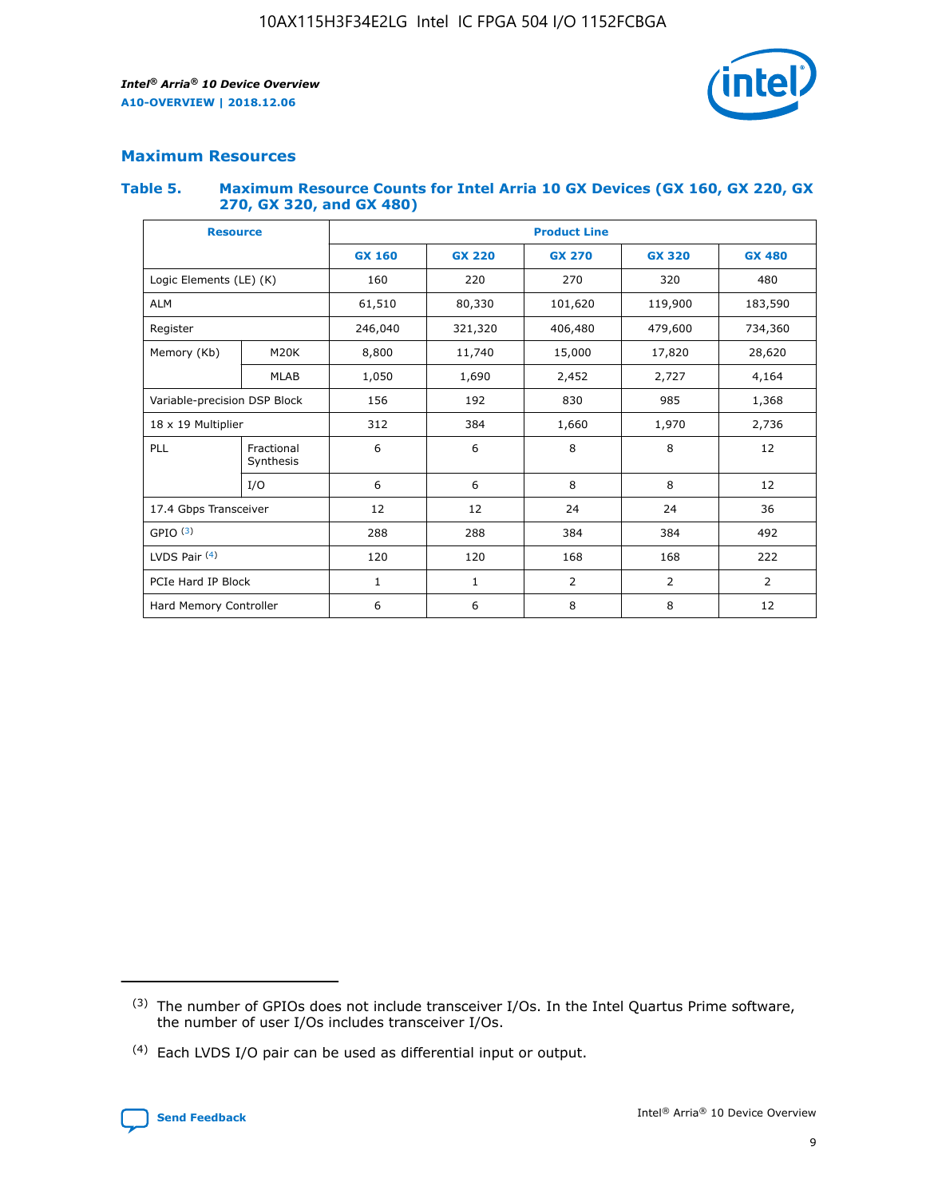## Maximum Resources

### Table 5. Maximum Resource Counts for Intel Arria 10 GX Devices (GX 160, GX 220, GX 270, GX 320, and GX 480)

| Resource | | Product Line | | | | |
|---|---|---|---|---|---|---|
| | | GX 160 | GX 220 | GX 270 | GX 320 | GX 480 |
| Logic Elements (LE) (K) | | 160 | 220 | 270 | 320 | 480 |
| ALM | | 61,510 | 80,330 | 101,620 | 119,900 | 183,590 |
| Register | | 246,040 | 321,320 | 406,480 | 479,600 | 734,360 |
| Memory (Kb) | M20K | 8,800 | 11,740 | 15,000 | 17,820 | 28,620 |
| | MLAB | 1,050 | 1,690 | 2,452 | 2,727 | 4,164 |
| Variable-precision DSP Block | | 156 | 192 | 830 | 985 | 1,368 |
| 18 x 19 Multiplier | | 312 | 384 | 1,660 | 1,970 | 2,736 |
| PLL | Fractional Synthesis | 6 | 6 | 8 | 8 | 12 |
| | I/O | 6 | 6 | 8 | 8 | 12 |
| 17.4 Gbps Transceiver | | 12 | 12 | 24 | 24 | 36 |
| GPIO [(3)] | | 288 | 288 | 384 | 384 | 492 |
| LVDS Pair [(4)] | | 120 | 120 | 168 | 168 | 222 |
| PCIe Hard IP Block | | 1 | 1 | 2 | 2 | 2 |
| Hard Memory Controller | | 6 | 6 | 8 | 8 | 12 |

(3) The number of GPIOs does not include transceiver I/Os. In the Intel Quartus Prime software, the number of user I/Os includes transceiver I/Os.

(4) Each LVDS I/O pair can be used as differential input or output.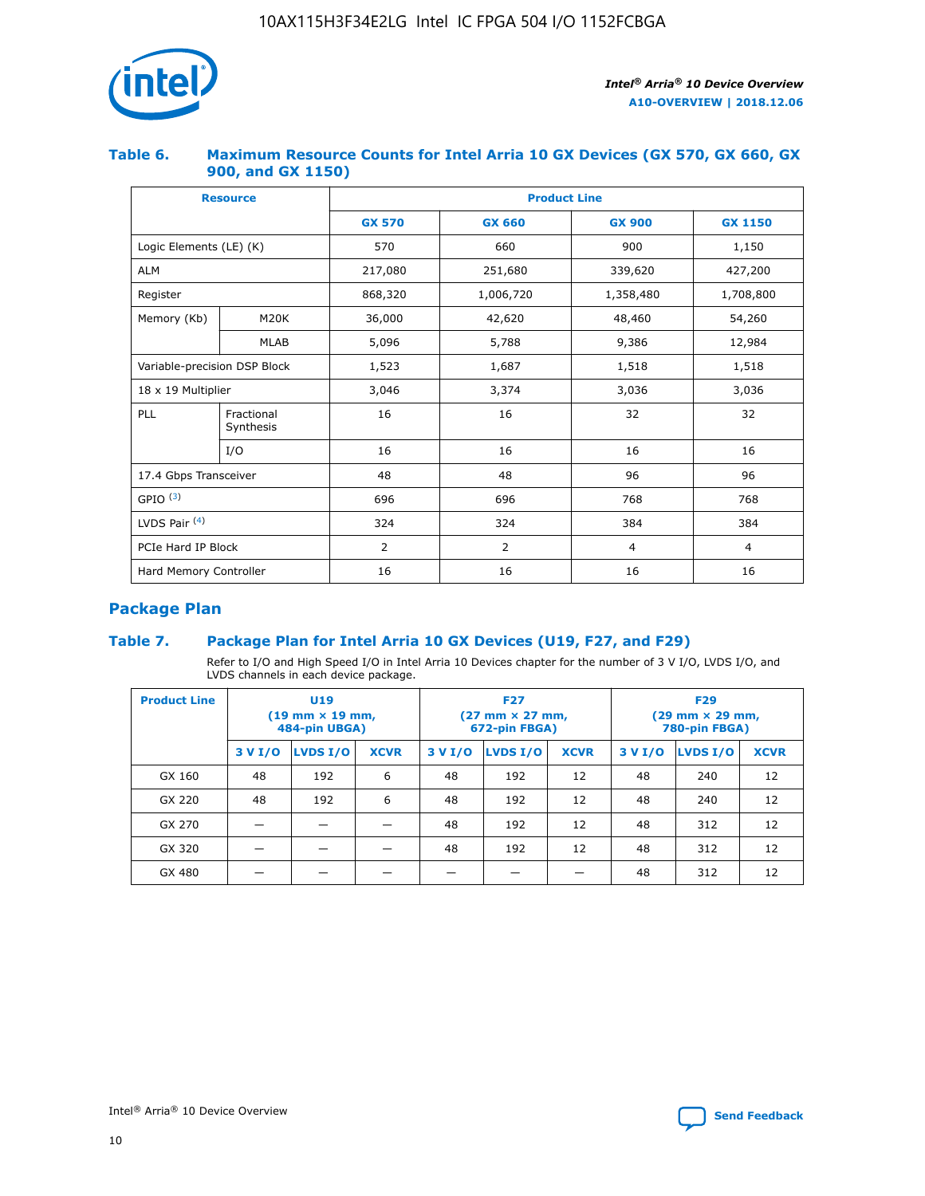### Table 6. Maximum Resource Counts for Intel Arria 10 GX Devices (GX 570, GX 660, GX 900, and GX 1150)

| Resource | | Product Line | | | |
|---|---|---|---|---|---|
| | | GX 570 | GX 660 | GX 900 | GX 1150 |
| Logic Elements (LE) (K) | | 570 | 660 | 900 | 1,150 |
| ALM | | 217,080 | 251,680 | 339,620 | 427,200 |
| Register | | 868,320 | 1,006,720 | 1,358,480 | 1,708,800 |
| Memory (Kb) | M20K | 36,000 | 42,620 | 48,460 | 54,260 |
| | MLAB | 5,096 | 5,788 | 9,386 | 12,984 |
| Variable-precision DSP Block | | 1,523 | 1,687 | 1,518 | 1,518 |
| 18 x 19 Multiplier | | 3,046 | 3,374 | 3,036 | 3,036 |
| PLL | Fractional Synthesis | 16 | 16 | 32 | 32 |
| | I/O | 16 | 16 | 16 | 16 |
| 17.4 Gbps Transceiver | | 48 | 48 | 96 | 96 |
| GPIO [(3)] | | 696 | 696 | 768 | 768 |
| LVDS Pair [(4)] | | 324 | 324 | 384 | 384 |
| PCIe Hard IP Block | | 2 | 2 | 4 | 4 |
| Hard Memory Controller | | 16 | 16 | 16 | 16 |

## Package Plan

### Table 7. Package Plan for Intel Arria 10 GX Devices (U19, F27, and F29)

Refer to I/O and High Speed I/O in Intel Arria 10 Devices chapter for the number of 3 V I/O, LVDS I/O, and LVDS channels in each device package.

| Product Line | U19 (19 mm × 19 mm, 484-pin UBGA) | | | F27 (27 mm × 27 mm, 672-pin FBGA) | | | F29 (29 mm × 29 mm, 780-pin FBGA) | | |
|---|---|---|---|---|---|---|---|---|---|
| | 3 V I/O | LVDS I/O | XCVR | 3 V I/O | LVDS I/O | XCVR | 3 V I/O | LVDS I/O | XCVR |
| GX 160 | 48 | 192 | 6 | 48 | 192 | 12 | 48 | 240 | 12 |
| GX 220 | 48 | 192 | 6 | 48 | 192 | 12 | 48 | 240 | 12 |
| GX 270 | — | — | — | 48 | 192 | 12 | 48 | 312 | 12 |
| GX 320 | — | — | — | 48 | 192 | 12 | 48 | 312 | 12 |
| GX 480 | — | — | — | — | — | — | 48 | 312 | 12 |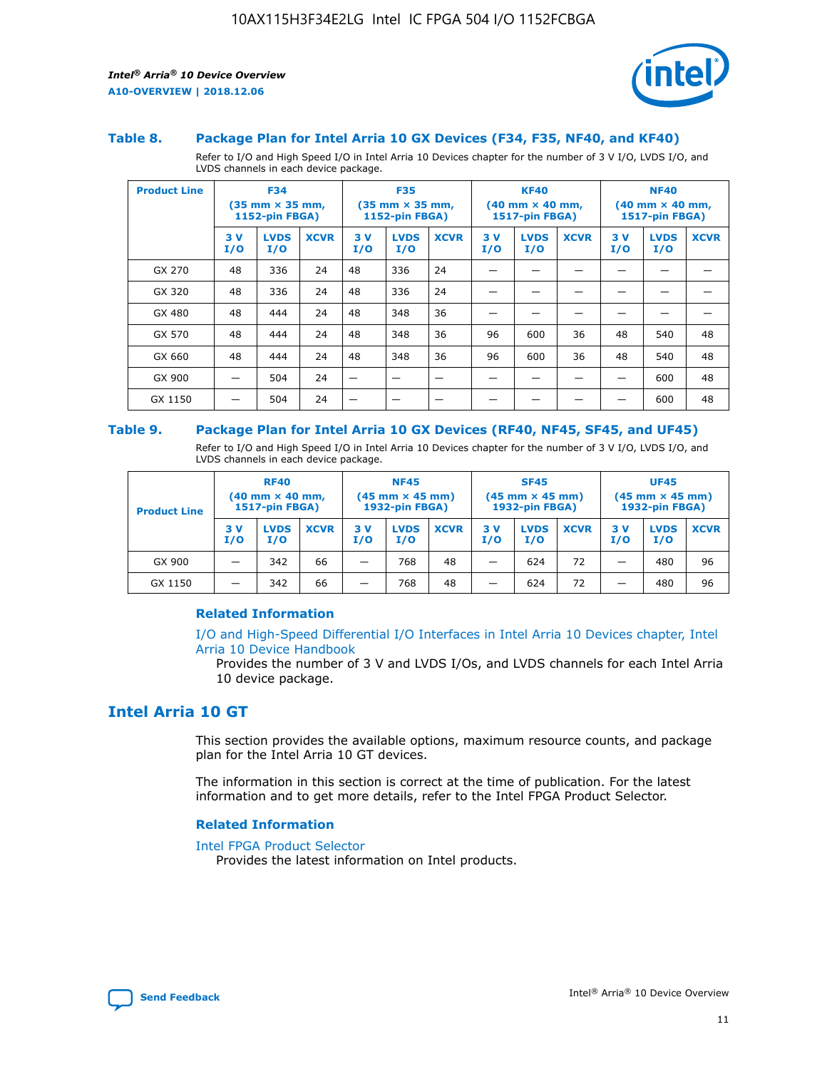### Table 8. Package Plan for Intel Arria 10 GX Devices (F34, F35, NF40, and KF40)

Refer to I/O and High Speed I/O in Intel Arria 10 Devices chapter for the number of 3 V I/O, LVDS I/O, and LVDS channels in each device package.

| Product Line | F34 (35 mm × 35 mm, 1152-pin FBGA) | | | F35 (35 mm × 35 mm, 1152-pin FBGA) | | | KF40 (40 mm × 40 mm, 1517-pin FBGA) | | | NF40 (40 mm × 40 mm, 1517-pin FBGA) | | |
|---|---|---|---|---|---|---|---|---|---|---|---|---|
| | 3 V I/O | LVDS I/O | XCVR | 3 V I/O | LVDS I/O | XCVR | 3 V I/O | LVDS I/O | XCVR | 3 V I/O | LVDS I/O | XCVR |
| GX 270 | 48 | 336 | 24 | 48 | 336 | 24 | — | — | — | — | — | — |
| GX 320 | 48 | 336 | 24 | 48 | 336 | 24 | — | — | — | — | — | — |
| GX 480 | 48 | 444 | 24 | 48 | 348 | 36 | — | — | — | — | — | — |
| GX 570 | 48 | 444 | 24 | 48 | 348 | 36 | 96 | 600 | 36 | 48 | 540 | 48 |
| GX 660 | 48 | 444 | 24 | 48 | 348 | 36 | 96 | 600 | 36 | 48 | 540 | 48 |
| GX 900 | — | 504 | 24 | — | — | — | — | — | — | — | 600 | 48 |
| GX 1150 | — | 504 | 24 | — | — | — | — | — | — | — | 600 | 48 |

### Table 9. Package Plan for Intel Arria 10 GX Devices (RF40, NF45, SF45, and UF45)

Refer to I/O and High Speed I/O in Intel Arria 10 Devices chapter for the number of 3 V I/O, LVDS I/O, and LVDS channels in each device package.

| Product Line | RF40 (40 mm × 40 mm, 1517-pin FBGA) | | | NF45 (45 mm × 45 mm) 1932-pin FBGA) | | | SF45 (45 mm × 45 mm) 1932-pin FBGA) | | | UF45 (45 mm × 45 mm) 1932-pin FBGA) | | |
|---|---|---|---|---|---|---|---|---|---|---|---|---|
| | 3 V I/O | LVDS I/O | XCVR | 3 V I/O | LVDS I/O | XCVR | 3 V I/O | LVDS I/O | XCVR | 3 V I/O | LVDS I/O | XCVR |
| GX 900 | — | 342 | 66 | — | 768 | 48 | — | 624 | 72 | — | 480 | 96 |
| GX 1150 | — | 342 | 66 | — | 768 | 48 | — | 624 | 72 | — | 480 | 96 |

#### Related Information

I/O and High-Speed Differential I/O Interfaces in Intel Arria 10 Devices chapter, Intel Arria 10 Device Handbook

Provides the number of 3 V and LVDS I/Os, and LVDS channels for each Intel Arria 10 device package.

## Intel Arria 10 GT

This section provides the available options, maximum resource counts, and package plan for the Intel Arria 10 GT devices.

The information in this section is correct at the time of publication. For the latest information and to get more details, refer to the Intel FPGA Product Selector.

#### Related Information

Intel FPGA Product Selector

Provides the latest information on Intel products.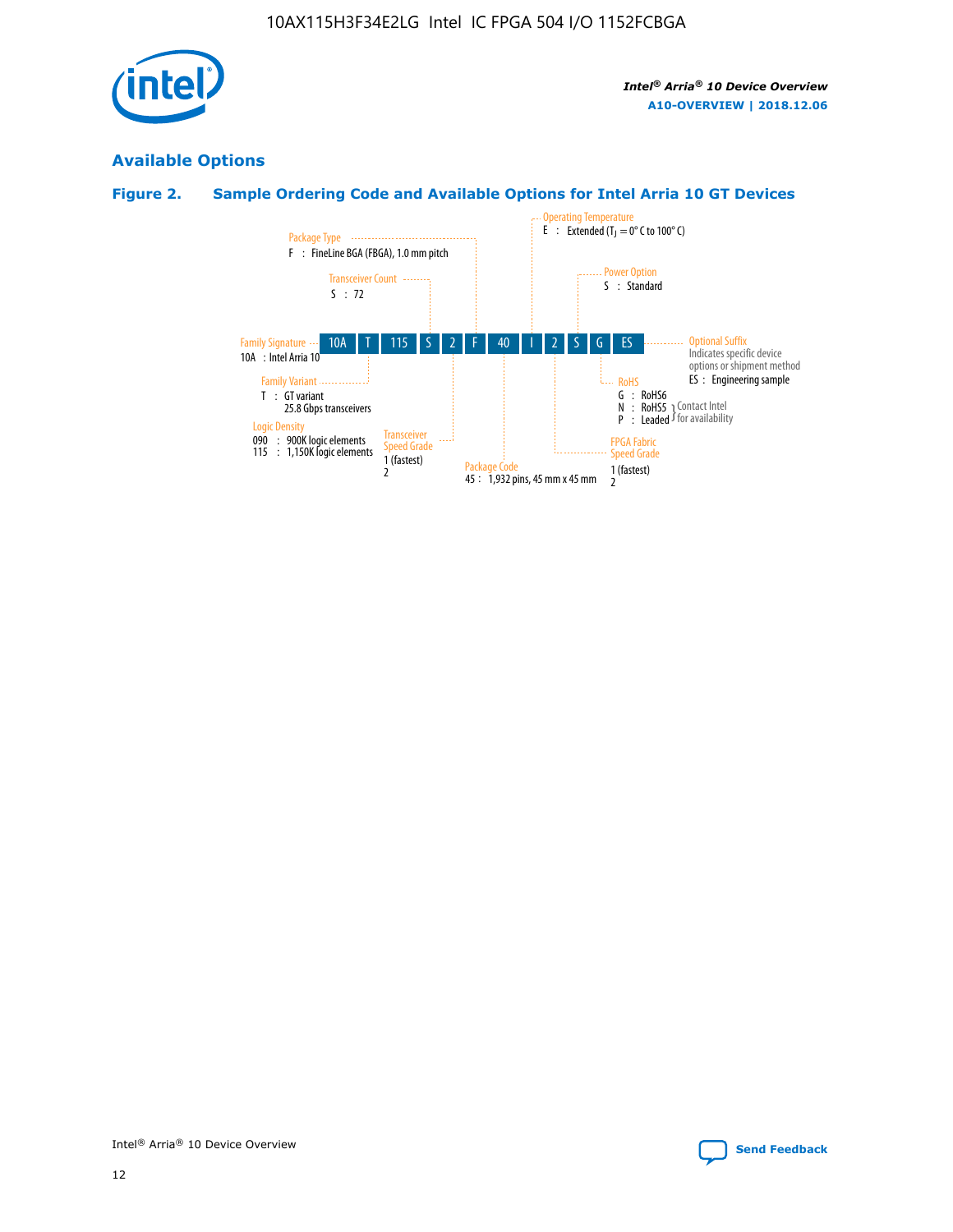## Available Options

### Figure 2. Sample Ordering Code and Available Options for Intel Arria 10 GT Devices

| 10A | T | 115 | S | 2 | F | 40 | I | 2 | S | G | ES |
|---|---|---|---|---|---|---|---|---|---|---|---|

**Family Signature**
10A : Intel Arria 10

**Family Variant**
T : GT variant
25.8 Gbps transceivers

**Logic Density**
090 : 900K logic elements
115 : 1,150K logic elements

**Transceiver Count**
S : 72

**Transceiver Speed Grade**
1 (fastest)
2

**Package Type**
F : FineLine BGA (FBGA), 1.0 mm pitch

**Package Code**
45 : 1,932 pins, 45 mm x 45 mm

**Operating Temperature**
E : Extended ($T_J$ = 0° C to 100° C)

**FPGA Fabric Speed Grade**
1 (fastest)
2

**Power Option**
S : Standard

**RoHS**
G : RoHS6
N : RoHS5 } Contact Intel for availability
P : Leaded } Contact Intel for availability

**Optional Suffix**
Indicates specific device options or shipment method
ES : Engineering sample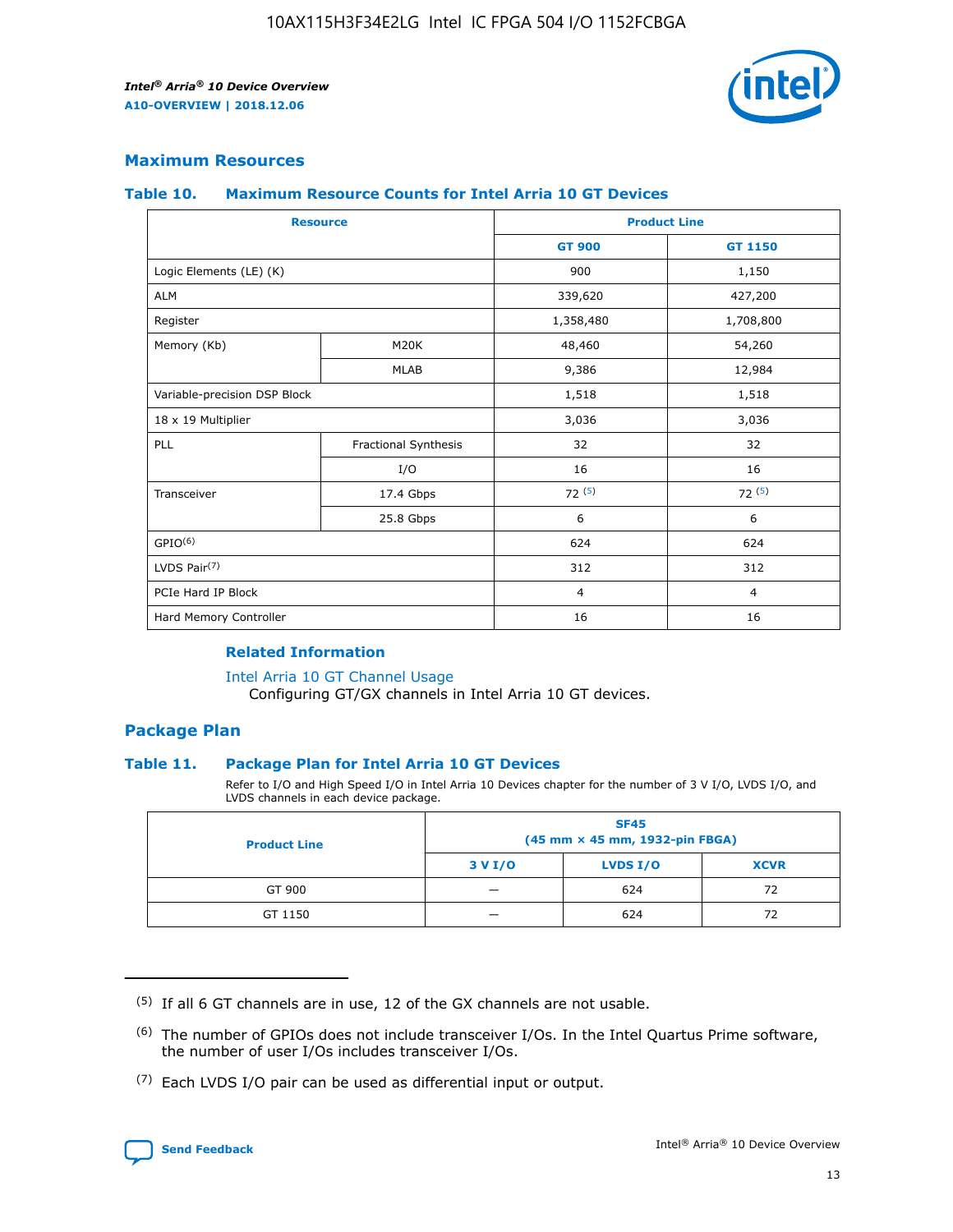## Maximum Resources

### Table 10. Maximum Resource Counts for Intel Arria 10 GT Devices

| Resource | | Product Line | |
|---|---|---|---|
| | | GT 900 | GT 1150 |
| Logic Elements (LE) (K) | | 900 | 1,150 |
| ALM | | 339,620 | 427,200 |
| Register | | 1,358,480 | 1,708,800 |
| Memory (Kb) | M20K | 48,460 | 54,260 |
| | MLAB | 9,386 | 12,984 |
| Variable-precision DSP Block | | 1,518 | 1,518 |
| 18 x 19 Multiplier | | 3,036 | 3,036 |
| PLL | Fractional Synthesis | 32 | 32 |
| | I/O | 16 | 16 |
| Transceiver | 17.4 Gbps | 72 (5) | 72 (5) |
| | 25.8 Gbps | 6 | 6 |
| GPIO(6) | | 624 | 624 |
| LVDS Pair(7) | | 312 | 312 |
| PCIe Hard IP Block | | 4 | 4 |
| Hard Memory Controller | | 16 | 16 |

#### Related Information

Intel Arria 10 GT Channel Usage
Configuring GT/GX channels in Intel Arria 10 GT devices.

## Package Plan

### Table 11. Package Plan for Intel Arria 10 GT Devices

Refer to I/O and High Speed I/O in Intel Arria 10 Devices chapter for the number of 3 V I/O, LVDS I/O, and LVDS channels in each device package.

| Product Line | SF45 (45 mm × 45 mm, 1932-pin FBGA) | | |
|---|---|---|---|
| | 3 V I/O | LVDS I/O | XCVR |
| GT 900 | — | 624 | 72 |
| GT 1150 | — | 624 | 72 |

(5) If all 6 GT channels are in use, 12 of the GX channels are not usable.

(6) The number of GPIOs does not include transceiver I/Os. In the Intel Quartus Prime software, the number of user I/Os includes transceiver I/Os.

(7) Each LVDS I/O pair can be used as differential input or output.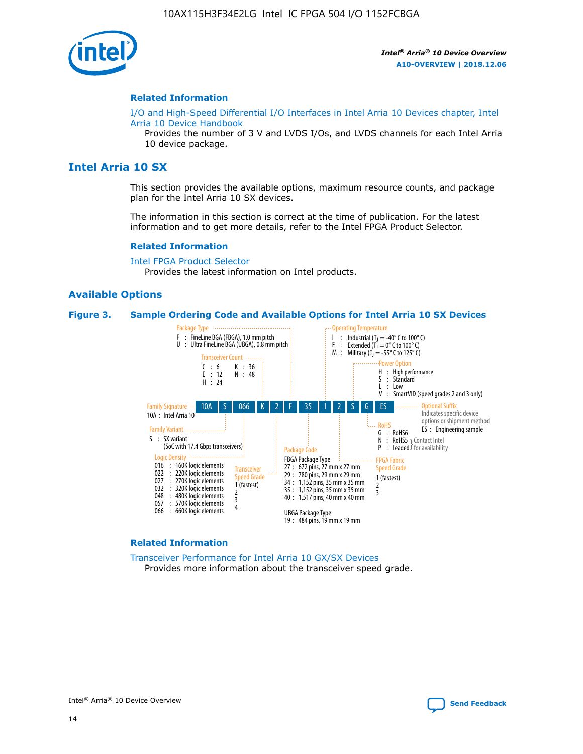## Related Information

I/O and High-Speed Differential I/O Interfaces in Intel Arria 10 Devices chapter, Intel Arria 10 Device Handbook

Provides the number of 3 V and LVDS I/Os, and LVDS channels for each Intel Arria 10 device package.

# Intel Arria 10 SX

This section provides the available options, maximum resource counts, and package plan for the Intel Arria 10 SX devices.

The information in this section is correct at the time of publication. For the latest information and to get more details, refer to the Intel FPGA Product Selector.

## Related Information

Intel FPGA Product Selector

Provides the latest information on Intel products.

## Available Options

**Figure 3. Sample Ordering Code and Available Options for Intel Arria 10 SX Devices**

10A | S | 066 | K | 2 | F | 35 | I | 2 | S | G | ES

Family Signature
- 10A : Intel Arria 10

Family Variant
- S : SX variant (SoC with 17.4 Gbps transceivers)

Logic Density
- 016 : 160K logic elements
- 022 : 220K logic elements
- 027 : 270K logic elements
- 032 : 320K logic elements
- 048 : 480K logic elements
- 057 : 570K logic elements
- 066 : 660K logic elements

Transceiver Count
- C : 6
- E : 12
- H : 24
- K : 36
- N : 48

Transceiver Speed Grade
- 1 (fastest)
- 2
- 3
- 4

Package Type
- F : FineLine BGA (FBGA), 1.0 mm pitch
- U : Ultra FineLine BGA (UBGA), 0.8 mm pitch

Package Code

FBGA Package Type
- 27 : 672 pins, 27 mm x 27 mm
- 29 : 780 pins, 29 mm x 29 mm
- 34 : 1,152 pins, 35 mm x 35 mm
- 35 : 1,152 pins, 35 mm x 35 mm
- 40 : 1,517 pins, 40 mm x 40 mm

UBGA Package Type
- 19 : 484 pins, 19 mm x 19 mm

Operating Temperature
- I : Industrial ($T_J$ = -40° C to 100° C)
- E : Extended ($T_J$ = 0° C to 100° C)
- M : Military ($T_J$ = -55° C to 125° C)

FPGA Fabric Speed Grade
- 1 (fastest)
- 2
- 3

Power Option
- H : High performance
- S : Standard
- L : Low
- V : SmartVID (speed grades 2 and 3 only)

RoHS
- G : RoHS6
- N : RoHS5 } Contact Intel for availability
- P : Leaded } Contact Intel for availability

Optional Suffix

Indicates specific device options or shipment method
- ES : Engineering sample

## Related Information

Transceiver Performance for Intel Arria 10 GX/SX Devices

Provides more information about the transceiver speed grade.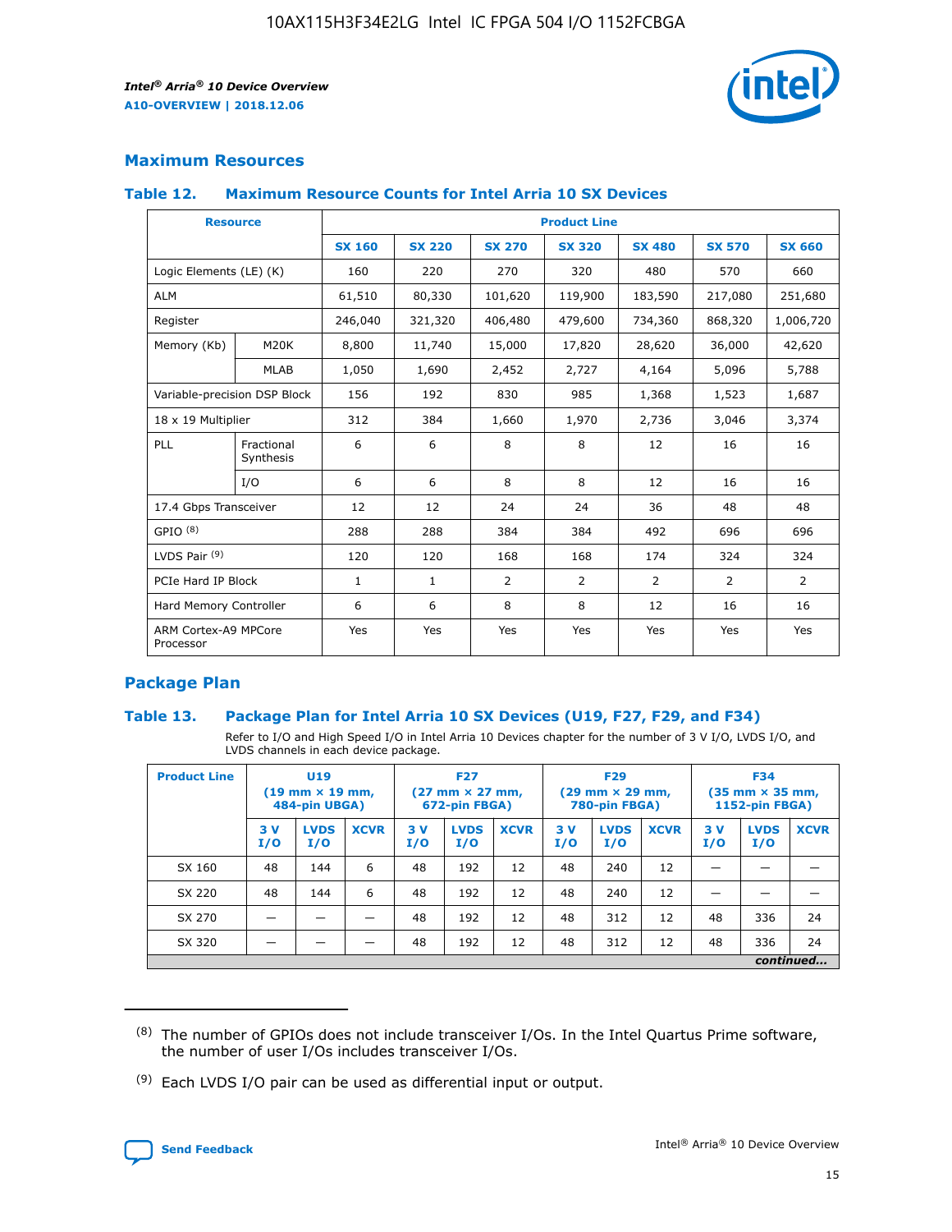## Maximum Resources

### Table 12. Maximum Resource Counts for Intel Arria 10 SX Devices

| Resource | | Product Line | | | | | | |
|---|---|---|---|---|---|---|---|---|
| | | SX 160 | SX 220 | SX 270 | SX 320 | SX 480 | SX 570 | SX 660 |
| Logic Elements (LE) (K) | | 160 | 220 | 270 | 320 | 480 | 570 | 660 |
| ALM | | 61,510 | 80,330 | 101,620 | 119,900 | 183,590 | 217,080 | 251,680 |
| Register | | 246,040 | 321,320 | 406,480 | 479,600 | 734,360 | 868,320 | 1,006,720 |
| Memory (Kb) | M20K | 8,800 | 11,740 | 15,000 | 17,820 | 28,620 | 36,000 | 42,620 |
| | MLAB | 1,050 | 1,690 | 2,452 | 2,727 | 4,164 | 5,096 | 5,788 |
| Variable-precision DSP Block | | 156 | 192 | 830 | 985 | 1,368 | 1,523 | 1,687 |
| 18 x 19 Multiplier | | 312 | 384 | 1,660 | 1,970 | 2,736 | 3,046 | 3,374 |
| PLL | Fractional Synthesis | 6 | 6 | 8 | 8 | 12 | 16 | 16 |
| | I/O | 6 | 6 | 8 | 8 | 12 | 16 | 16 |
| 17.4 Gbps Transceiver | | 12 | 12 | 24 | 24 | 36 | 48 | 48 |
| GPIO [8] | | 288 | 288 | 384 | 384 | 492 | 696 | 696 |
| LVDS Pair [9] | | 120 | 120 | 168 | 168 | 174 | 324 | 324 |
| PCIe Hard IP Block | | 1 | 1 | 2 | 2 | 2 | 2 | 2 |
| Hard Memory Controller | | 6 | 6 | 8 | 8 | 12 | 16 | 16 |
| ARM Cortex-A9 MPCore Processor | | Yes | Yes | Yes | Yes | Yes | Yes | Yes |

## Package Plan

### Table 13. Package Plan for Intel Arria 10 SX Devices (U19, F27, F29, and F34)

Refer to I/O and High Speed I/O in Intel Arria 10 Devices chapter for the number of 3 V I/O, LVDS I/O, and LVDS channels in each device package.

| Product Line | U19 (19 mm × 19 mm, 484-pin UBGA) | | | F27 (27 mm × 27 mm, 672-pin FBGA) | | | F29 (29 mm × 29 mm, 780-pin FBGA) | | | F34 (35 mm × 35 mm, 1152-pin FBGA) | | |
|---|---|---|---|---|---|---|---|---|---|---|---|---|
| | 3 V I/O | LVDS I/O | XCVR | 3 V I/O | LVDS I/O | XCVR | 3 V I/O | LVDS I/O | XCVR | 3 V I/O | LVDS I/O | XCVR |
| SX 160 | 48 | 144 | 6 | 48 | 192 | 12 | 48 | 240 | 12 | — | — | — |
| SX 220 | 48 | 144 | 6 | 48 | 192 | 12 | 48 | 240 | 12 | — | — | — |
| SX 270 | — | — | — | 48 | 192 | 12 | 48 | 312 | 12 | 48 | 336 | 24 |
| SX 320 | — | — | — | 48 | 192 | 12 | 48 | 312 | 12 | 48 | 336 | 24 |

*continued...*

(8) The number of GPIOs does not include transceiver I/Os. In the Intel Quartus Prime software, the number of user I/Os includes transceiver I/Os.

(9) Each LVDS I/O pair can be used as differential input or output.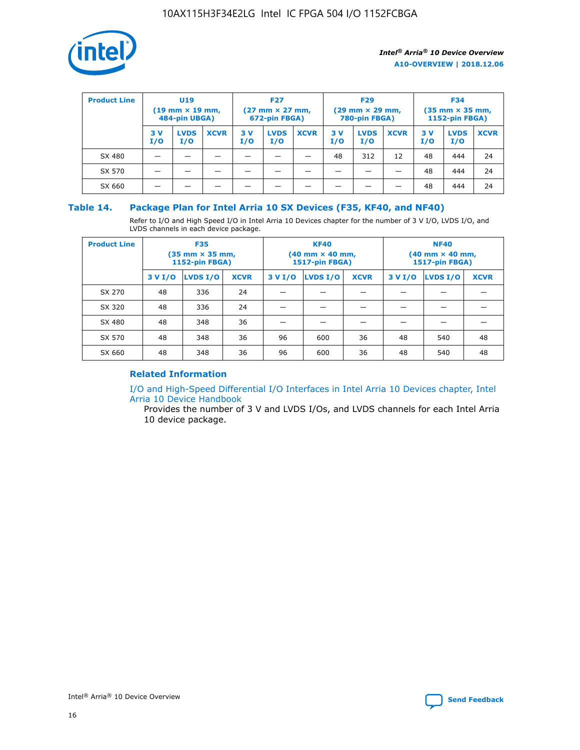| Product Line | U19 (19 mm × 19 mm, 484-pin UBGA) | | | F27 (27 mm × 27 mm, 672-pin FBGA) | | | F29 (29 mm × 29 mm, 780-pin FBGA) | | | F34 (35 mm × 35 mm, 1152-pin FBGA) | | |
|---|---|---|---|---|---|---|---|---|---|---|---|---|
| | 3 V I/O | LVDS I/O | XCVR | 3 V I/O | LVDS I/O | XCVR | 3 V I/O | LVDS I/O | XCVR | 3 V I/O | LVDS I/O | XCVR |
| SX 480 | — | — | — | — | — | — | 48 | 312 | 12 | 48 | 444 | 24 |
| SX 570 | — | — | — | — | — | — | — | — | — | 48 | 444 | 24 |
| SX 660 | — | — | — | — | — | — | — | — | — | 48 | 444 | 24 |

## Table 14. Package Plan for Intel Arria 10 SX Devices (F35, KF40, and NF40)

Refer to I/O and High Speed I/O in Intel Arria 10 Devices chapter for the number of 3 V I/O, LVDS I/O, and LVDS channels in each device package.

| Product Line | F35 (35 mm × 35 mm, 1152-pin FBGA) | | | KF40 (40 mm × 40 mm, 1517-pin FBGA) | | | NF40 (40 mm × 40 mm, 1517-pin FBGA) | | |
|---|---|---|---|---|---|---|---|---|---|
| | 3 V I/O | LVDS I/O | XCVR | 3 V I/O | LVDS I/O | XCVR | 3 V I/O | LVDS I/O | XCVR |
| SX 270 | 48 | 336 | 24 | — | — | — | — | — | — |
| SX 320 | 48 | 336 | 24 | — | — | — | — | — | — |
| SX 480 | 48 | 348 | 36 | — | — | — | — | — | — |
| SX 570 | 48 | 348 | 36 | 96 | 600 | 36 | 48 | 540 | 48 |
| SX 660 | 48 | 348 | 36 | 96 | 600 | 36 | 48 | 540 | 48 |

### Related Information

I/O and High-Speed Differential I/O Interfaces in Intel Arria 10 Devices chapter, Intel Arria 10 Device Handbook

Provides the number of 3 V and LVDS I/Os, and LVDS channels for each Intel Arria 10 device package.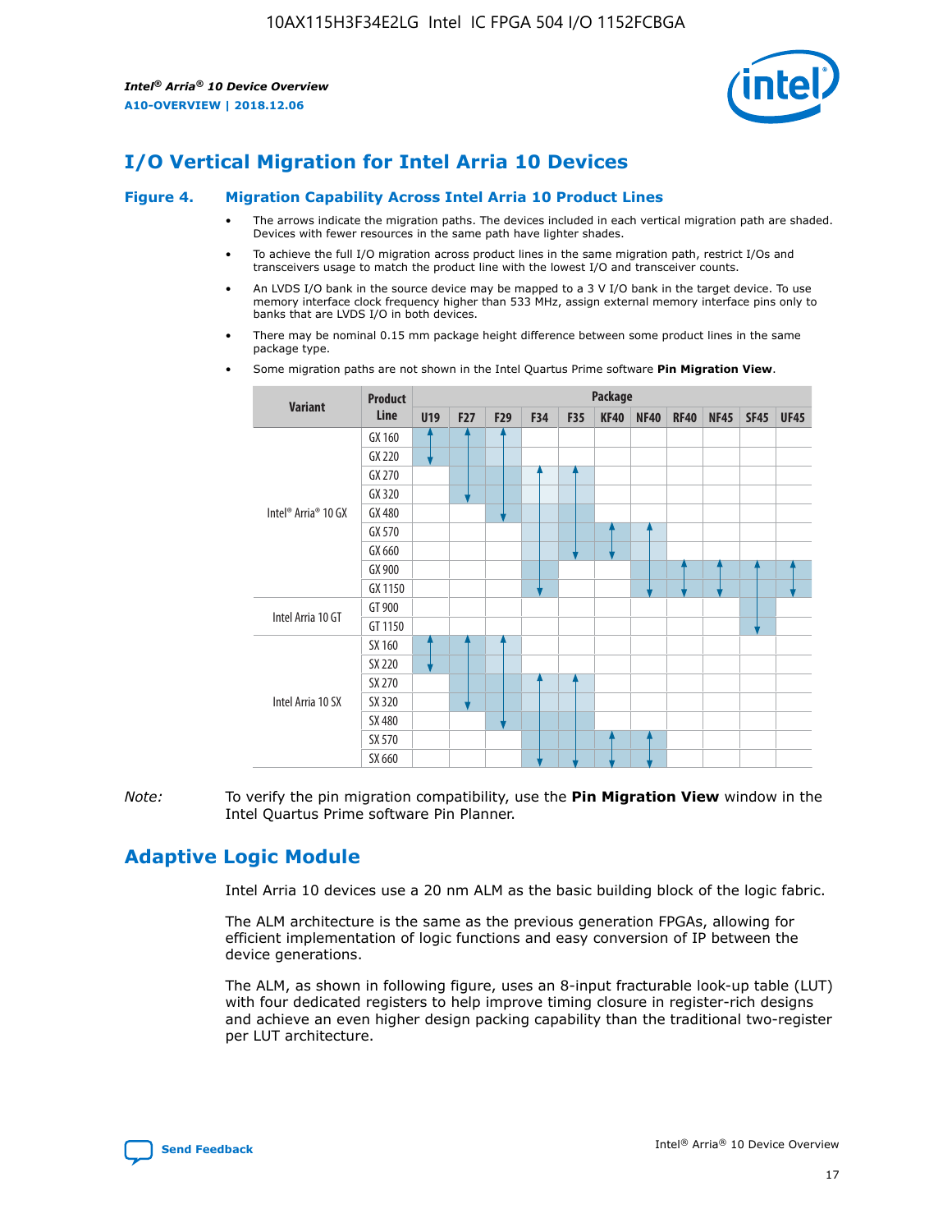## I/O Vertical Migration for Intel Arria 10 Devices

### Figure 4. Migration Capability Across Intel Arria 10 Product Lines

- The arrows indicate the migration paths. The devices included in each vertical migration path are shaded. Devices with fewer resources in the same path have lighter shades.
- To achieve the full I/O migration across product lines in the same migration path, restrict I/Os and transceivers usage to match the product line with the lowest I/O and transceiver counts.
- An LVDS I/O bank in the source device may be mapped to a 3 V I/O bank in the target device. To use memory interface clock frequency higher than 533 MHz, assign external memory interface pins only to banks that are LVDS I/O in both devices.
- There may be nominal 0.15 mm package height difference between some product lines in the same package type.
- Some migration paths are not shown in the Intel Quartus Prime software **Pin Migration View**.

| Variant | Product Line | U19 | F27 | F29 | F34 | F35 | KF40 | NF40 | RF40 | NF45 | SF45 | UF45 |
|---|---|---|---|---|---|---|---|---|---|---|---|---|
| Intel® Arria® 10 GX | GX 160 | | | | | | | | | | | |
| | GX 220 | | | | | | | | | | | |
| | GX 270 | | | | | | | | | | | |
| | GX 320 | | | | | | | | | | | |
| | GX 480 | | | | | | | | | | | |
| | GX 570 | | | | | | | | | | | |
| | GX 660 | | | | | | | | | | | |
| | GX 900 | | | | | | | | | | | |
| | GX 1150 | | | | | | | | | | | |
| Intel Arria 10 GT | GT 900 | | | | | | | | | | | |
| | GT 1150 | | | | | | | | | | | |
| Intel Arria 10 SX | SX 160 | | | | | | | | | | | |
| | SX 220 | | | | | | | | | | | |
| | SX 270 | | | | | | | | | | | |
| | SX 320 | | | | | | | | | | | |
| | SX 480 | | | | | | | | | | | |
| | SX 570 | | | | | | | | | | | |
| | SX 660 | | | | | | | | | | | |

*Note:* To verify the pin migration compatibility, use the **Pin Migration View** window in the Intel Quartus Prime software Pin Planner.

## Adaptive Logic Module

Intel Arria 10 devices use a 20 nm ALM as the basic building block of the logic fabric.

The ALM architecture is the same as the previous generation FPGAs, allowing for efficient implementation of logic functions and easy conversion of IP between the device generations.

The ALM, as shown in following figure, uses an 8-input fracturable look-up table (LUT) with four dedicated registers to help improve timing closure in register-rich designs and achieve an even higher design packing capability than the traditional two-register per LUT architecture.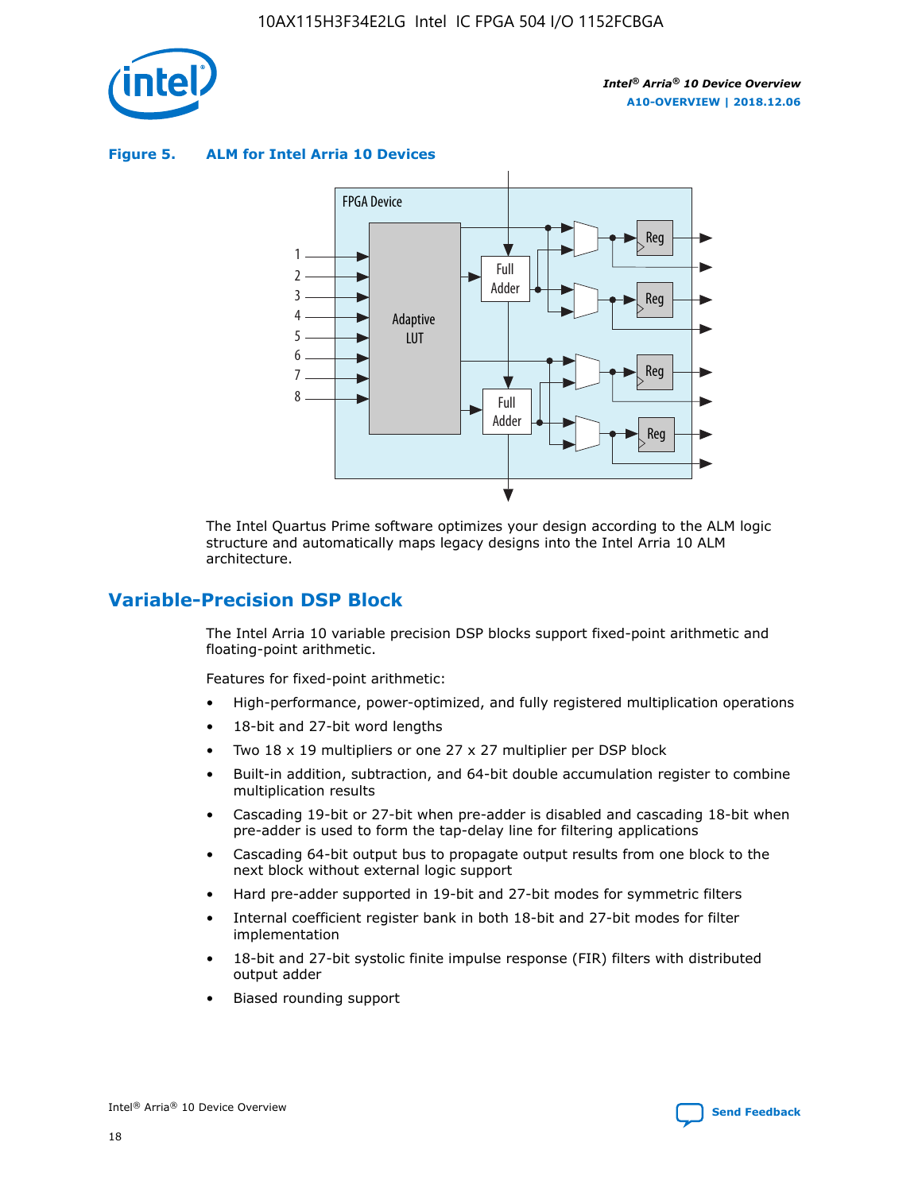**Figure 5. ALM for Intel Arria 10 Devices**

The Intel Quartus Prime software optimizes your design according to the ALM logic structure and automatically maps legacy designs into the Intel Arria 10 ALM architecture.

## Variable-Precision DSP Block

The Intel Arria 10 variable precision DSP blocks support fixed-point arithmetic and floating-point arithmetic.

Features for fixed-point arithmetic:

- High-performance, power-optimized, and fully registered multiplication operations
- 18-bit and 27-bit word lengths
- Two 18 x 19 multipliers or one 27 x 27 multiplier per DSP block
- Built-in addition, subtraction, and 64-bit double accumulation register to combine multiplication results
- Cascading 19-bit or 27-bit when pre-adder is disabled and cascading 18-bit when pre-adder is used to form the tap-delay line for filtering applications
- Cascading 64-bit output bus to propagate output results from one block to the next block without external logic support
- Hard pre-adder supported in 19-bit and 27-bit modes for symmetric filters
- Internal coefficient register bank in both 18-bit and 27-bit modes for filter implementation
- 18-bit and 27-bit systolic finite impulse response (FIR) filters with distributed output adder
- Biased rounding support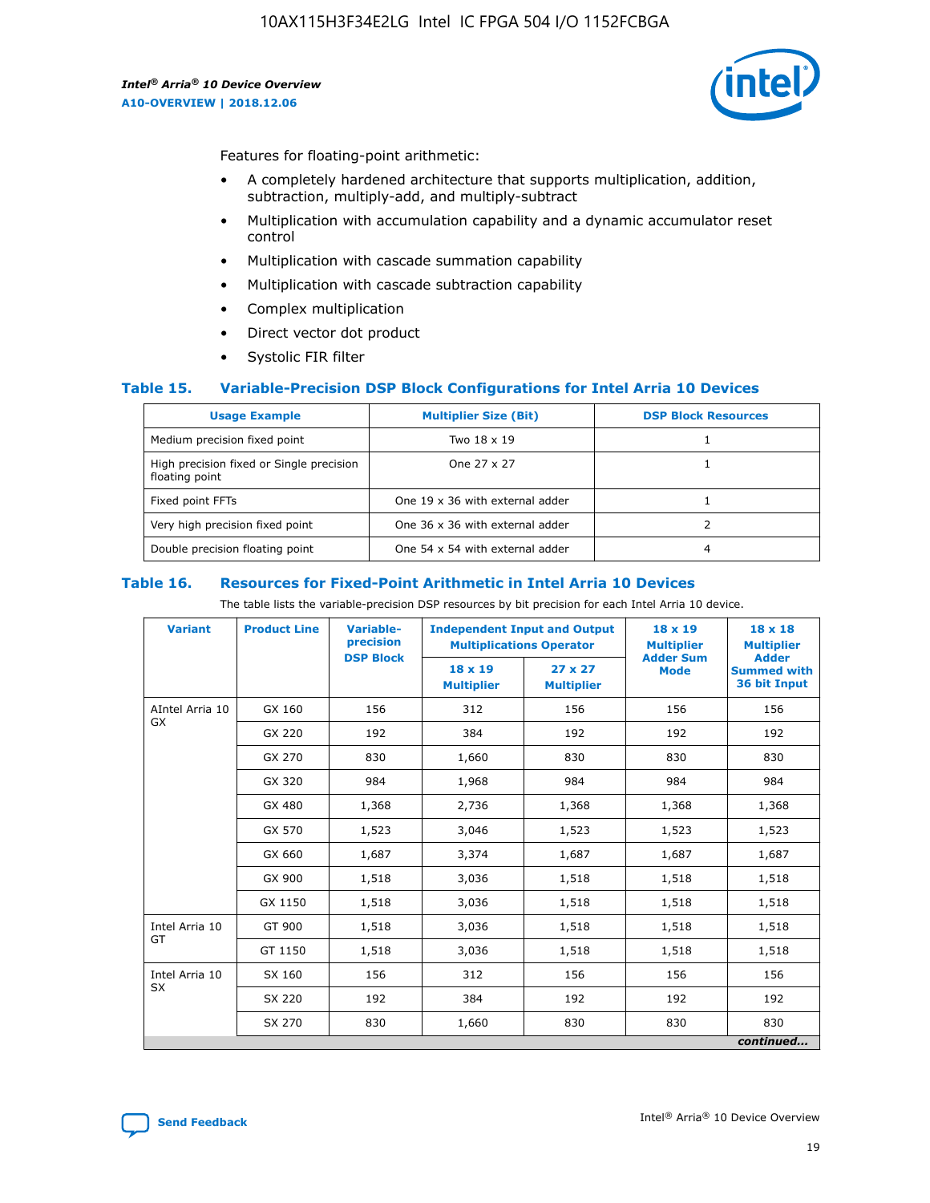Features for floating-point arithmetic:

- A completely hardened architecture that supports multiplication, addition, subtraction, multiply-add, and multiply-subtract
- Multiplication with accumulation capability and a dynamic accumulator reset control
- Multiplication with cascade summation capability
- Multiplication with cascade subtraction capability
- Complex multiplication
- Direct vector dot product
- Systolic FIR filter

## Table 15. Variable-Precision DSP Block Configurations for Intel Arria 10 Devices

| Usage Example | Multiplier Size (Bit) | DSP Block Resources |
|---|---|---|
| Medium precision fixed point | Two 18 x 19 | 1 |
| High precision fixed or Single precision floating point | One 27 x 27 | 1 |
| Fixed point FFTs | One 19 x 36 with external adder | 1 |
| Very high precision fixed point | One 36 x 36 with external adder | 2 |
| Double precision floating point | One 54 x 54 with external adder | 4 |

## Table 16. Resources for Fixed-Point Arithmetic in Intel Arria 10 Devices

The table lists the variable-precision DSP resources by bit precision for each Intel Arria 10 device.

| Variant | Product Line | Variable-precision DSP Block | Independent Input and Output Multiplications Operator | | 18 x 19 Multiplier Adder Sum Mode | 18 x 18 Multiplier Adder Summed with 36 bit Input |
|---|---|---|---|---|---|---|
| | | | 18 x 19 Multiplier | 27 x 27 Multiplier | | |
| AIntel Arria 10 GX | GX 160 | 156 | 312 | 156 | 156 | 156 |
| | GX 220 | 192 | 384 | 192 | 192 | 192 |
| | GX 270 | 830 | 1,660 | 830 | 830 | 830 |
| | GX 320 | 984 | 1,968 | 984 | 984 | 984 |
| | GX 480 | 1,368 | 2,736 | 1,368 | 1,368 | 1,368 |
| | GX 570 | 1,523 | 3,046 | 1,523 | 1,523 | 1,523 |
| | GX 660 | 1,687 | 3,374 | 1,687 | 1,687 | 1,687 |
| | GX 900 | 1,518 | 3,036 | 1,518 | 1,518 | 1,518 |
| | GX 1150 | 1,518 | 3,036 | 1,518 | 1,518 | 1,518 |
| Intel Arria 10 GT | GT 900 | 1,518 | 3,036 | 1,518 | 1,518 | 1,518 |
| | GT 1150 | 1,518 | 3,036 | 1,518 | 1,518 | 1,518 |
| Intel Arria 10 SX | SX 160 | 156 | 312 | 156 | 156 | 156 |
| | SX 220 | 192 | 384 | 192 | 192 | 192 |
| | SX 270 | 830 | 1,660 | 830 | 830 | 830 |

*continued...*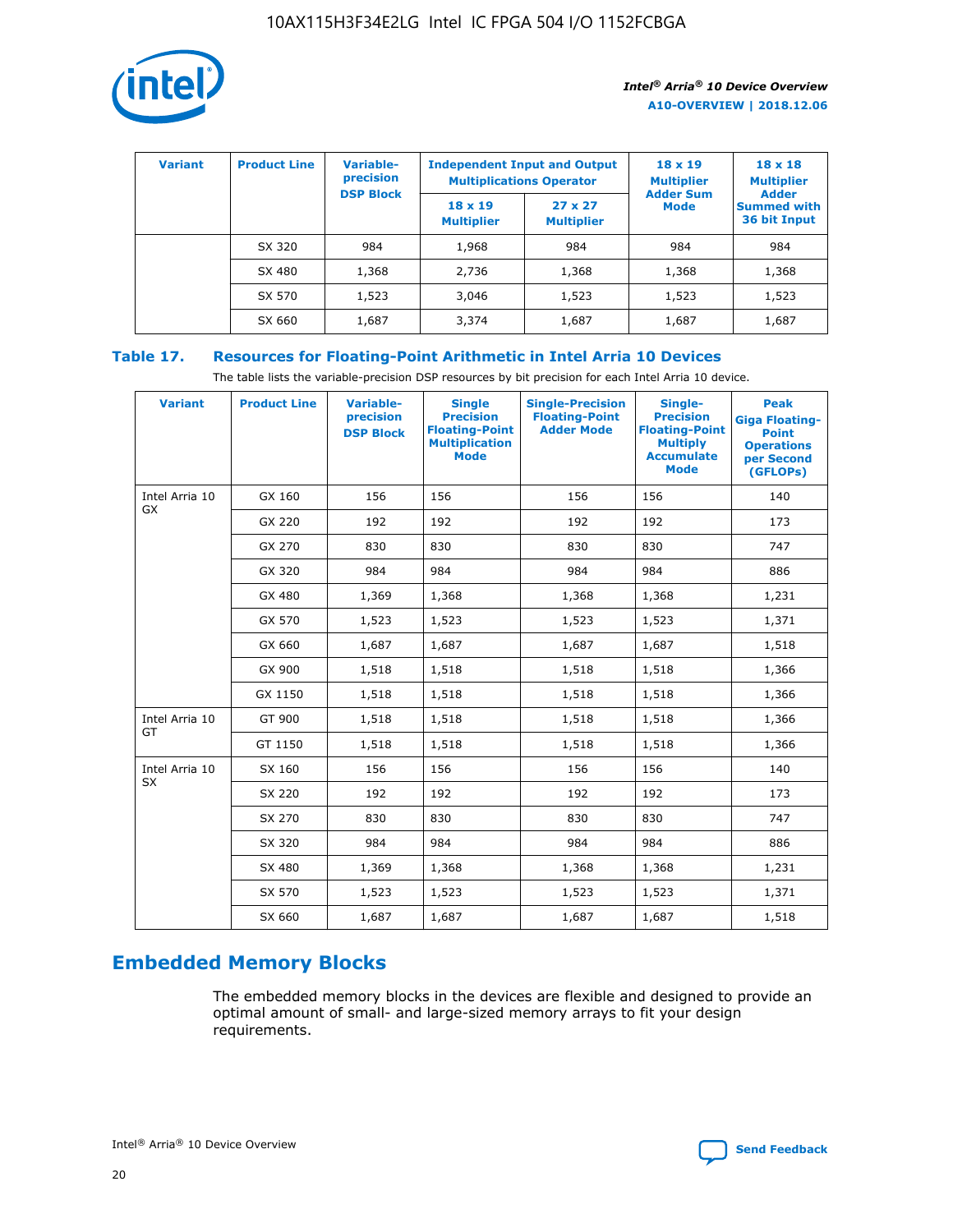| Variant | Product Line | Variable-precision DSP Block | Independent Input and Output Multiplications Operator | | 18 x 19 Multiplier Adder Sum Mode | 18 x 18 Multiplier Adder Summed with 36 bit Input |
|---|---|---|---|---|---|---|
| | | | 18 x 19 Multiplier | 27 x 27 Multiplier | | |
| | SX 320 | 984 | 1,968 | 984 | 984 | 984 |
| | SX 480 | 1,368 | 2,736 | 1,368 | 1,368 | 1,368 |
| | SX 570 | 1,523 | 3,046 | 1,523 | 1,523 | 1,523 |
| | SX 660 | 1,687 | 3,374 | 1,687 | 1,687 | 1,687 |

### Table 17. Resources for Floating-Point Arithmetic in Intel Arria 10 Devices

The table lists the variable-precision DSP resources by bit precision for each Intel Arria 10 device.

| Variant | Product Line | Variable-precision DSP Block | Single Precision Floating-Point Multiplication Mode | Single-Precision Floating-Point Adder Mode | Single-Precision Floating-Point Multiply Accumulate Mode | Peak Giga Floating-Point Operations per Second (GFLOPs) |
|---|---|---|---|---|---|---|
| Intel Arria 10 GX | GX 160 | 156 | 156 | 156 | 156 | 140 |
| | GX 220 | 192 | 192 | 192 | 192 | 173 |
| | GX 270 | 830 | 830 | 830 | 830 | 747 |
| | GX 320 | 984 | 984 | 984 | 984 | 886 |
| | GX 480 | 1,369 | 1,368 | 1,368 | 1,368 | 1,231 |
| | GX 570 | 1,523 | 1,523 | 1,523 | 1,523 | 1,371 |
| | GX 660 | 1,687 | 1,687 | 1,687 | 1,687 | 1,518 |
| | GX 900 | 1,518 | 1,518 | 1,518 | 1,518 | 1,366 |
| | GX 1150 | 1,518 | 1,518 | 1,518 | 1,518 | 1,366 |
| Intel Arria 10 GT | GT 900 | 1,518 | 1,518 | 1,518 | 1,518 | 1,366 |
| | GT 1150 | 1,518 | 1,518 | 1,518 | 1,518 | 1,366 |
| Intel Arria 10 SX | SX 160 | 156 | 156 | 156 | 156 | 140 |
| | SX 220 | 192 | 192 | 192 | 192 | 173 |
| | SX 270 | 830 | 830 | 830 | 830 | 747 |
| | SX 320 | 984 | 984 | 984 | 984 | 886 |
| | SX 480 | 1,369 | 1,368 | 1,368 | 1,368 | 1,231 |
| | SX 570 | 1,523 | 1,523 | 1,523 | 1,523 | 1,371 |
| | SX 660 | 1,687 | 1,687 | 1,687 | 1,687 | 1,518 |

## Embedded Memory Blocks

The embedded memory blocks in the devices are flexible and designed to provide an optimal amount of small- and large-sized memory arrays to fit your design requirements.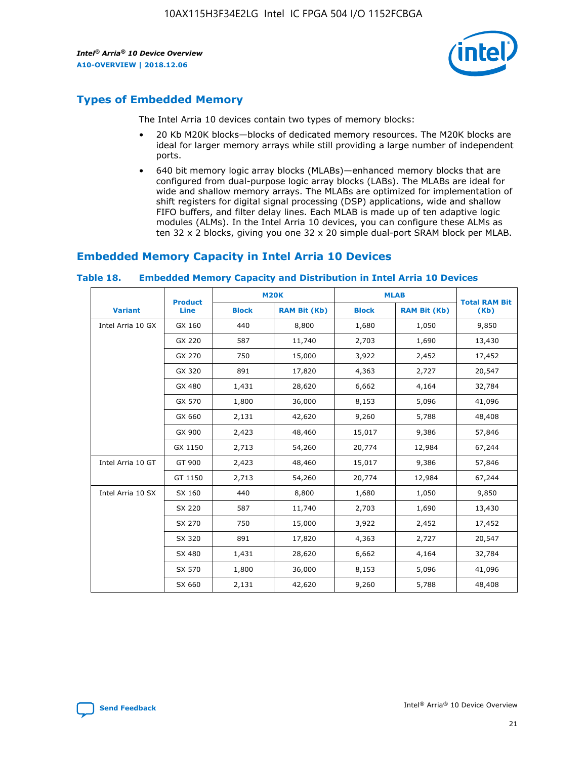## Types of Embedded Memory

The Intel Arria 10 devices contain two types of memory blocks:

- 20 Kb M20K blocks—blocks of dedicated memory resources. The M20K blocks are ideal for larger memory arrays while still providing a large number of independent ports.
- 640 bit memory logic array blocks (MLABs)—enhanced memory blocks that are configured from dual-purpose logic array blocks (LABs). The MLABs are ideal for wide and shallow memory arrays. The MLABs are optimized for implementation of shift registers for digital signal processing (DSP) applications, wide and shallow FIFO buffers, and filter delay lines. Each MLAB is made up of ten adaptive logic modules (ALMs). In the Intel Arria 10 devices, you can configure these ALMs as ten 32 x 2 blocks, giving you one 32 x 20 simple dual-port SRAM block per MLAB.

## Embedded Memory Capacity in Intel Arria 10 Devices

**Table 18. Embedded Memory Capacity and Distribution in Intel Arria 10 Devices**

| Variant | Product Line | M20K | | MLAB | | Total RAM Bit (Kb) |
|---|---|---|---|---|---|---|
| | | Block | RAM Bit (Kb) | Block | RAM Bit (Kb) | |
| Intel Arria 10 GX | GX 160 | 440 | 8,800 | 1,680 | 1,050 | 9,850 |
| | GX 220 | 587 | 11,740 | 2,703 | 1,690 | 13,430 |
| | GX 270 | 750 | 15,000 | 3,922 | 2,452 | 17,452 |
| | GX 320 | 891 | 17,820 | 4,363 | 2,727 | 20,547 |
| | GX 480 | 1,431 | 28,620 | 6,662 | 4,164 | 32,784 |
| | GX 570 | 1,800 | 36,000 | 8,153 | 5,096 | 41,096 |
| | GX 660 | 2,131 | 42,620 | 9,260 | 5,788 | 48,408 |
| | GX 900 | 2,423 | 48,460 | 15,017 | 9,386 | 57,846 |
| | GX 1150 | 2,713 | 54,260 | 20,774 | 12,984 | 67,244 |
| Intel Arria 10 GT | GT 900 | 2,423 | 48,460 | 15,017 | 9,386 | 57,846 |
| | GT 1150 | 2,713 | 54,260 | 20,774 | 12,984 | 67,244 |
| Intel Arria 10 SX | SX 160 | 440 | 8,800 | 1,680 | 1,050 | 9,850 |
| | SX 220 | 587 | 11,740 | 2,703 | 1,690 | 13,430 |
| | SX 270 | 750 | 15,000 | 3,922 | 2,452 | 17,452 |
| | SX 320 | 891 | 17,820 | 4,363 | 2,727 | 20,547 |
| | SX 480 | 1,431 | 28,620 | 6,662 | 4,164 | 32,784 |
| | SX 570 | 1,800 | 36,000 | 8,153 | 5,096 | 41,096 |
| | SX 660 | 2,131 | 42,620 | 9,260 | 5,788 | 48,408 |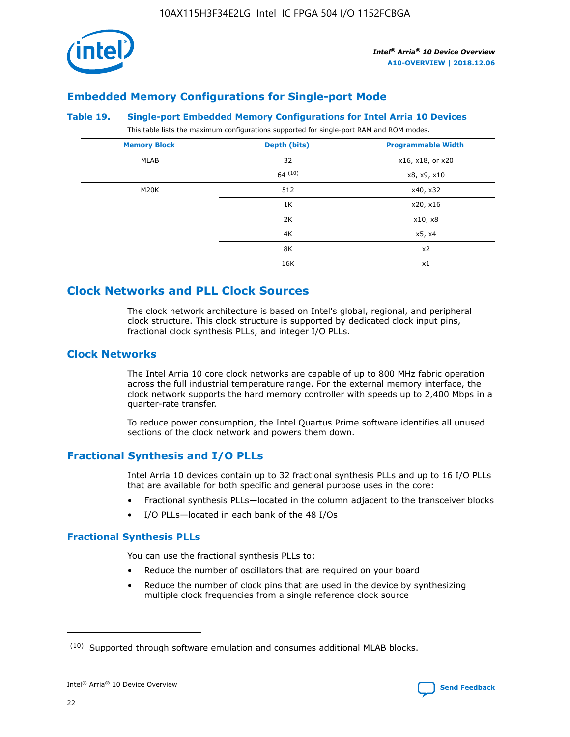## Embedded Memory Configurations for Single-port Mode

**Table 19. Single-port Embedded Memory Configurations for Intel Arria 10 Devices**

This table lists the maximum configurations supported for single-port RAM and ROM modes.

| Memory Block | Depth (bits) | Programmable Width |
|---|---|---|
| MLAB | 32 | x16, x18, or x20 |
| | 64 [(10)] | x8, x9, x10 |
| M20K | 512 | x40, x32 |
| | 1K | x20, x16 |
| | 2K | x10, x8 |
| | 4K | x5, x4 |
| | 8K | x2 |
| | 16K | x1 |

# Clock Networks and PLL Clock Sources

The clock network architecture is based on Intel's global, regional, and peripheral clock structure. This clock structure is supported by dedicated clock input pins, fractional clock synthesis PLLs, and integer I/O PLLs.

## Clock Networks

The Intel Arria 10 core clock networks are capable of up to 800 MHz fabric operation across the full industrial temperature range. For the external memory interface, the clock network supports the hard memory controller with speeds up to 2,400 Mbps in a quarter-rate transfer.

To reduce power consumption, the Intel Quartus Prime software identifies all unused sections of the clock network and powers them down.

## Fractional Synthesis and I/O PLLs

Intel Arria 10 devices contain up to 32 fractional synthesis PLLs and up to 16 I/O PLLs that are available for both specific and general purpose uses in the core:

- Fractional synthesis PLLs—located in the column adjacent to the transceiver blocks
- I/O PLLs—located in each bank of the 48 I/Os

### Fractional Synthesis PLLs

You can use the fractional synthesis PLLs to:

- Reduce the number of oscillators that are required on your board
- Reduce the number of clock pins that are used in the device by synthesizing multiple clock frequencies from a single reference clock source

(10) Supported through software emulation and consumes additional MLAB blocks.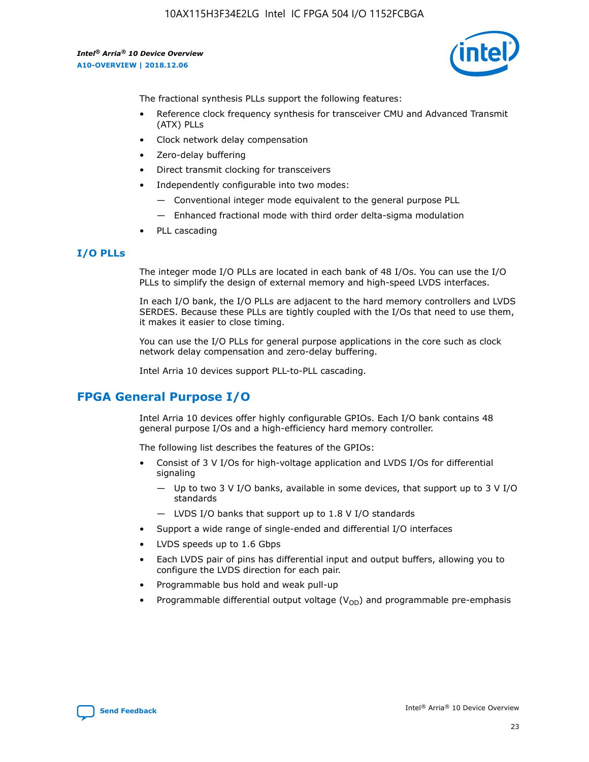The fractional synthesis PLLs support the following features:

- Reference clock frequency synthesis for transceiver CMU and Advanced Transmit (ATX) PLLs
- Clock network delay compensation
- Zero-delay buffering
- Direct transmit clocking for transceivers
- Independently configurable into two modes:
  - — Conventional integer mode equivalent to the general purpose PLL
  - — Enhanced fractional mode with third order delta-sigma modulation
- PLL cascading

### I/O PLLs

The integer mode I/O PLLs are located in each bank of 48 I/Os. You can use the I/O PLLs to simplify the design of external memory and high-speed LVDS interfaces.

In each I/O bank, the I/O PLLs are adjacent to the hard memory controllers and LVDS SERDES. Because these PLLs are tightly coupled with the I/Os that need to use them, it makes it easier to close timing.

You can use the I/O PLLs for general purpose applications in the core such as clock network delay compensation and zero-delay buffering.

Intel Arria 10 devices support PLL-to-PLL cascading.

## FPGA General Purpose I/O

Intel Arria 10 devices offer highly configurable GPIOs. Each I/O bank contains 48 general purpose I/Os and a high-efficiency hard memory controller.

The following list describes the features of the GPIOs:

- Consist of 3 V I/Os for high-voltage application and LVDS I/Os for differential signaling
  - — Up to two 3 V I/O banks, available in some devices, that support up to 3 V I/O standards
  - — LVDS I/O banks that support up to 1.8 V I/O standards
- Support a wide range of single-ended and differential I/O interfaces
- LVDS speeds up to 1.6 Gbps
- Each LVDS pair of pins has differential input and output buffers, allowing you to configure the LVDS direction for each pair.
- Programmable bus hold and weak pull-up
- Programmable differential output voltage ($V_{OD}$) and programmable pre-emphasis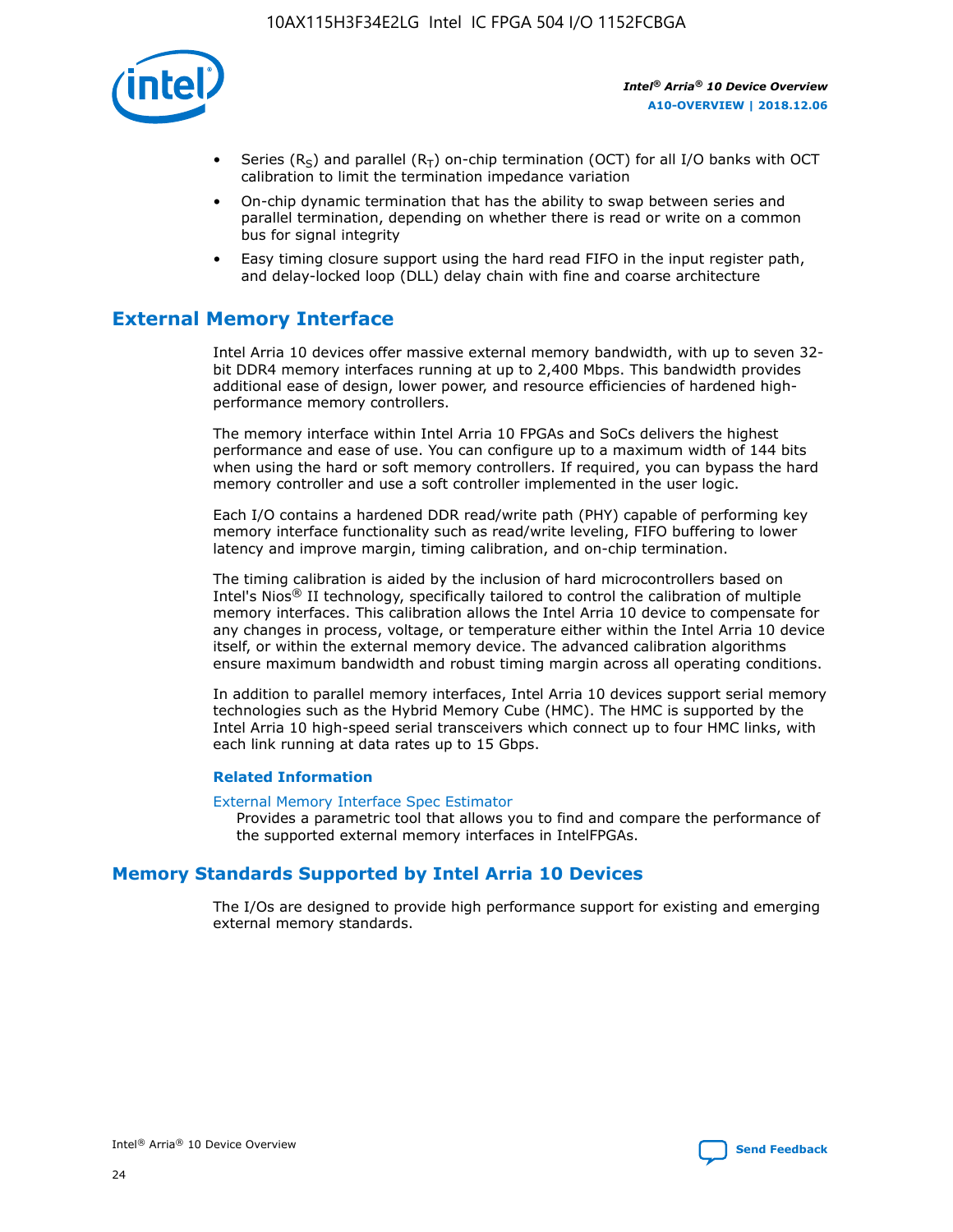- Series ($R_S$) and parallel ($R_T$) on-chip termination (OCT) for all I/O banks with OCT calibration to limit the termination impedance variation
- On-chip dynamic termination that has the ability to swap between series and parallel termination, depending on whether there is read or write on a common bus for signal integrity
- Easy timing closure support using the hard read FIFO in the input register path, and delay-locked loop (DLL) delay chain with fine and coarse architecture

## External Memory Interface

Intel Arria 10 devices offer massive external memory bandwidth, with up to seven 32-bit DDR4 memory interfaces running at up to 2,400 Mbps. This bandwidth provides additional ease of design, lower power, and resource efficiencies of hardened high-performance memory controllers.

The memory interface within Intel Arria 10 FPGAs and SoCs delivers the highest performance and ease of use. You can configure up to a maximum width of 144 bits when using the hard or soft memory controllers. If required, you can bypass the hard memory controller and use a soft controller implemented in the user logic.

Each I/O contains a hardened DDR read/write path (PHY) capable of performing key memory interface functionality such as read/write leveling, FIFO buffering to lower latency and improve margin, timing calibration, and on-chip termination.

The timing calibration is aided by the inclusion of hard microcontrollers based on Intel's Nios® II technology, specifically tailored to control the calibration of multiple memory interfaces. This calibration allows the Intel Arria 10 device to compensate for any changes in process, voltage, or temperature either within the Intel Arria 10 device itself, or within the external memory device. The advanced calibration algorithms ensure maximum bandwidth and robust timing margin across all operating conditions.

In addition to parallel memory interfaces, Intel Arria 10 devices support serial memory technologies such as the Hybrid Memory Cube (HMC). The HMC is supported by the Intel Arria 10 high-speed serial transceivers which connect up to four HMC links, with each link running at data rates up to 15 Gbps.

#### Related Information

External Memory Interface Spec Estimator
Provides a parametric tool that allows you to find and compare the performance of the supported external memory interfaces in IntelFPGAs.

## Memory Standards Supported by Intel Arria 10 Devices

The I/Os are designed to provide high performance support for existing and emerging external memory standards.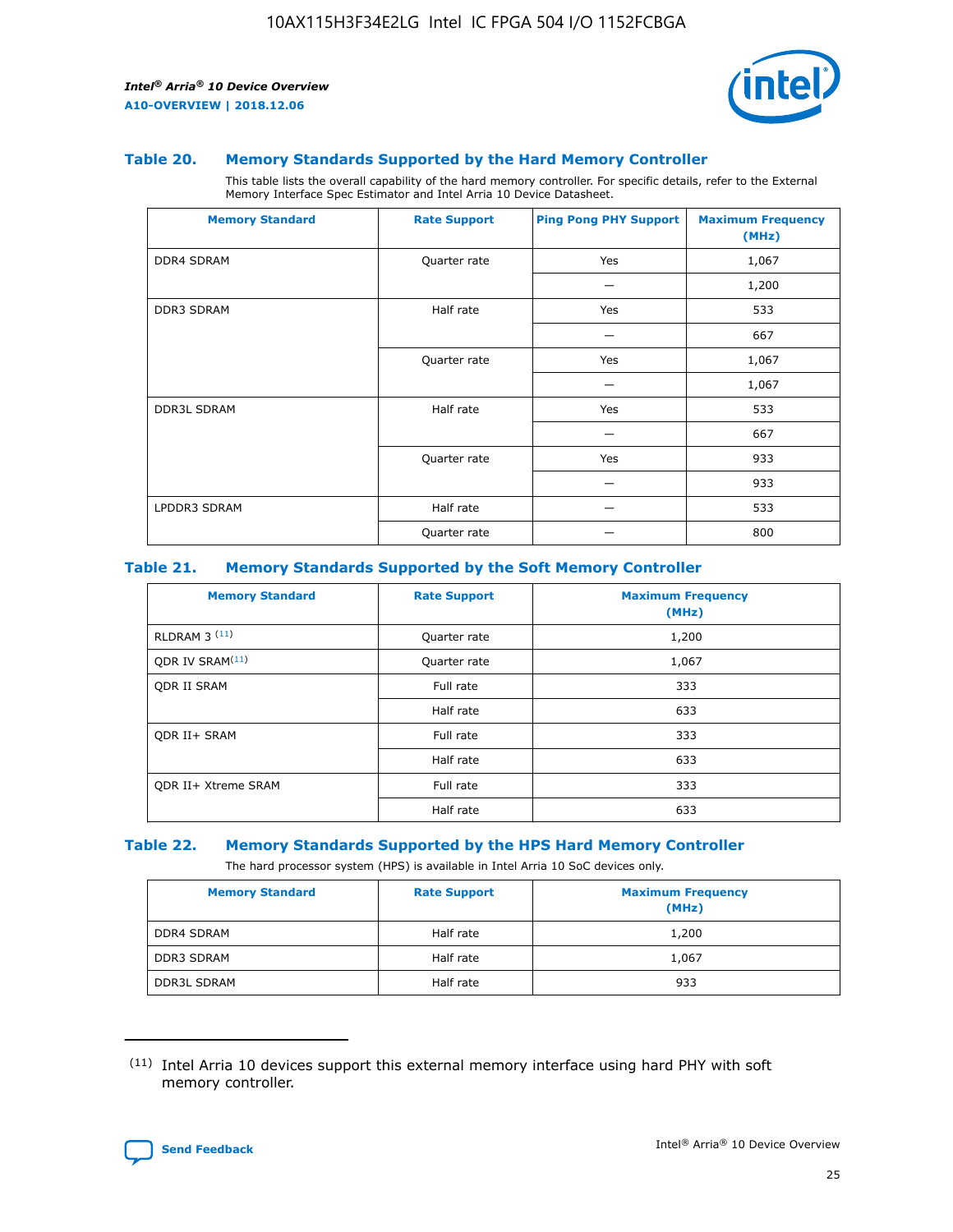### Table 20. Memory Standards Supported by the Hard Memory Controller

This table lists the overall capability of the hard memory controller. For specific details, refer to the External Memory Interface Spec Estimator and Intel Arria 10 Device Datasheet.

| Memory Standard | Rate Support | Ping Pong PHY Support | Maximum Frequency (MHz) |
|---|---|---|---|
| DDR4 SDRAM | Quarter rate | Yes | 1,067 |
| | | — | 1,200 |
| DDR3 SDRAM | Half rate | Yes | 533 |
| | | — | 667 |
| | Quarter rate | Yes | 1,067 |
| | | — | 1,067 |
| DDR3L SDRAM | Half rate | Yes | 533 |
| | | — | 667 |
| | Quarter rate | Yes | 933 |
| | | — | 933 |
| LPDDR3 SDRAM | Half rate | — | 533 |
| | Quarter rate | — | 800 |

### Table 21. Memory Standards Supported by the Soft Memory Controller

| Memory Standard | Rate Support | Maximum Frequency (MHz) |
|---|---|---|
| RLDRAM 3 [(11)] | Quarter rate | 1,200 |
| QDR IV SRAM[(11)] | Quarter rate | 1,067 |
| QDR II SRAM | Full rate | 333 |
| | Half rate | 633 |
| QDR II+ SRAM | Full rate | 333 |
| | Half rate | 633 |
| QDR II+ Xtreme SRAM | Full rate | 333 |
| | Half rate | 633 |

### Table 22. Memory Standards Supported by the HPS Hard Memory Controller

The hard processor system (HPS) is available in Intel Arria 10 SoC devices only.

| Memory Standard | Rate Support | Maximum Frequency (MHz) |
|---|---|---|
| DDR4 SDRAM | Half rate | 1,200 |
| DDR3 SDRAM | Half rate | 1,067 |
| DDR3L SDRAM | Half rate | 933 |

(11) Intel Arria 10 devices support this external memory interface using hard PHY with soft memory controller.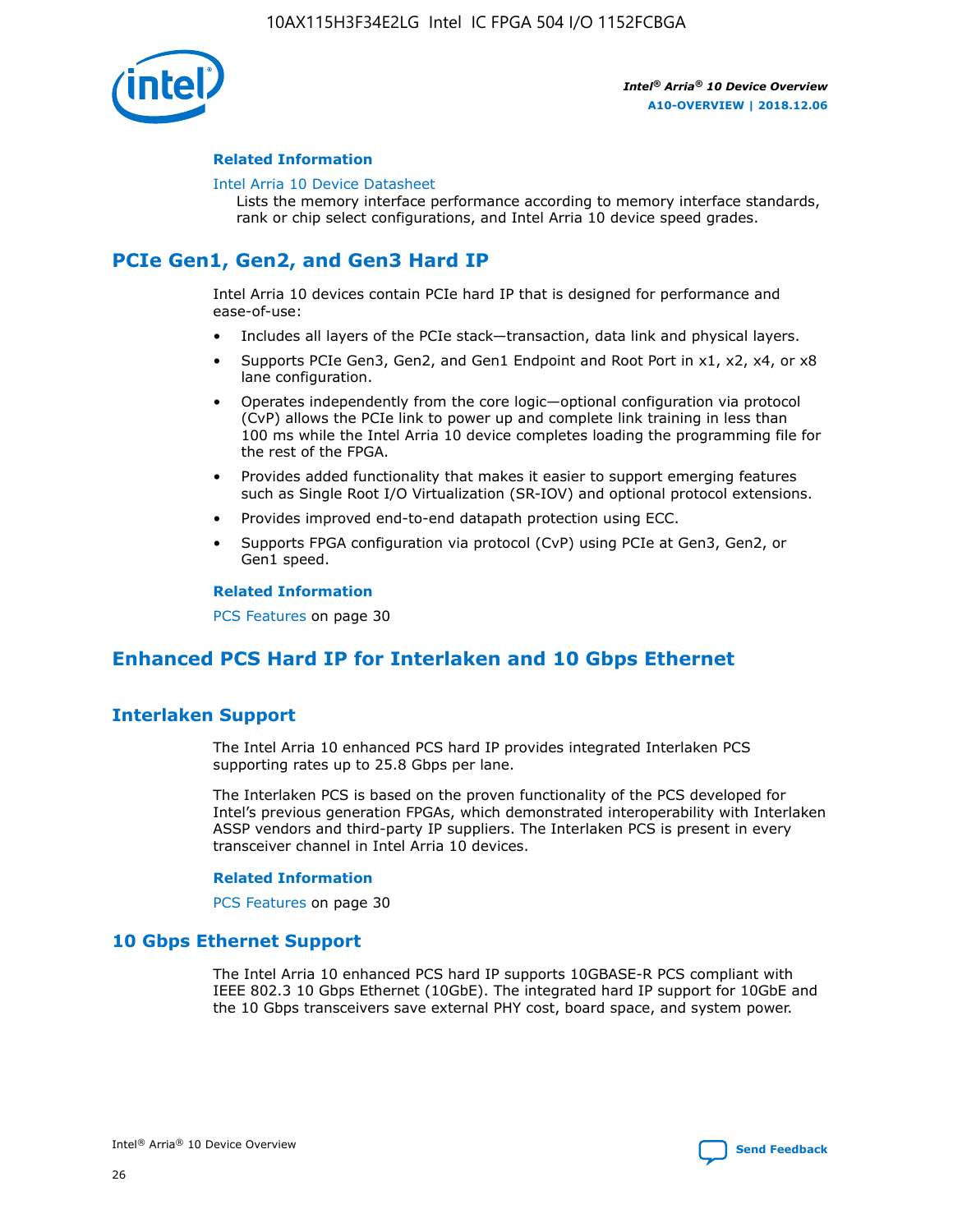### Related Information

Intel Arria 10 Device Datasheet

Lists the memory interface performance according to memory interface standards, rank or chip select configurations, and Intel Arria 10 device speed grades.

## PCIe Gen1, Gen2, and Gen3 Hard IP

Intel Arria 10 devices contain PCIe hard IP that is designed for performance and ease-of-use:

- Includes all layers of the PCIe stack—transaction, data link and physical layers.
- Supports PCIe Gen3, Gen2, and Gen1 Endpoint and Root Port in x1, x2, x4, or x8 lane configuration.
- Operates independently from the core logic—optional configuration via protocol (CvP) allows the PCIe link to power up and complete link training in less than 100 ms while the Intel Arria 10 device completes loading the programming file for the rest of the FPGA.
- Provides added functionality that makes it easier to support emerging features such as Single Root I/O Virtualization (SR-IOV) and optional protocol extensions.
- Provides improved end-to-end datapath protection using ECC.
- Supports FPGA configuration via protocol (CvP) using PCIe at Gen3, Gen2, or Gen1 speed.

### Related Information

PCS Features on page 30

## Enhanced PCS Hard IP for Interlaken and 10 Gbps Ethernet

## Interlaken Support

The Intel Arria 10 enhanced PCS hard IP provides integrated Interlaken PCS supporting rates up to 25.8 Gbps per lane.

The Interlaken PCS is based on the proven functionality of the PCS developed for Intel's previous generation FPGAs, which demonstrated interoperability with Interlaken ASSP vendors and third-party IP suppliers. The Interlaken PCS is present in every transceiver channel in Intel Arria 10 devices.

### Related Information

PCS Features on page 30

## 10 Gbps Ethernet Support

The Intel Arria 10 enhanced PCS hard IP supports 10GBASE-R PCS compliant with IEEE 802.3 10 Gbps Ethernet (10GbE). The integrated hard IP support for 10GbE and the 10 Gbps transceivers save external PHY cost, board space, and system power.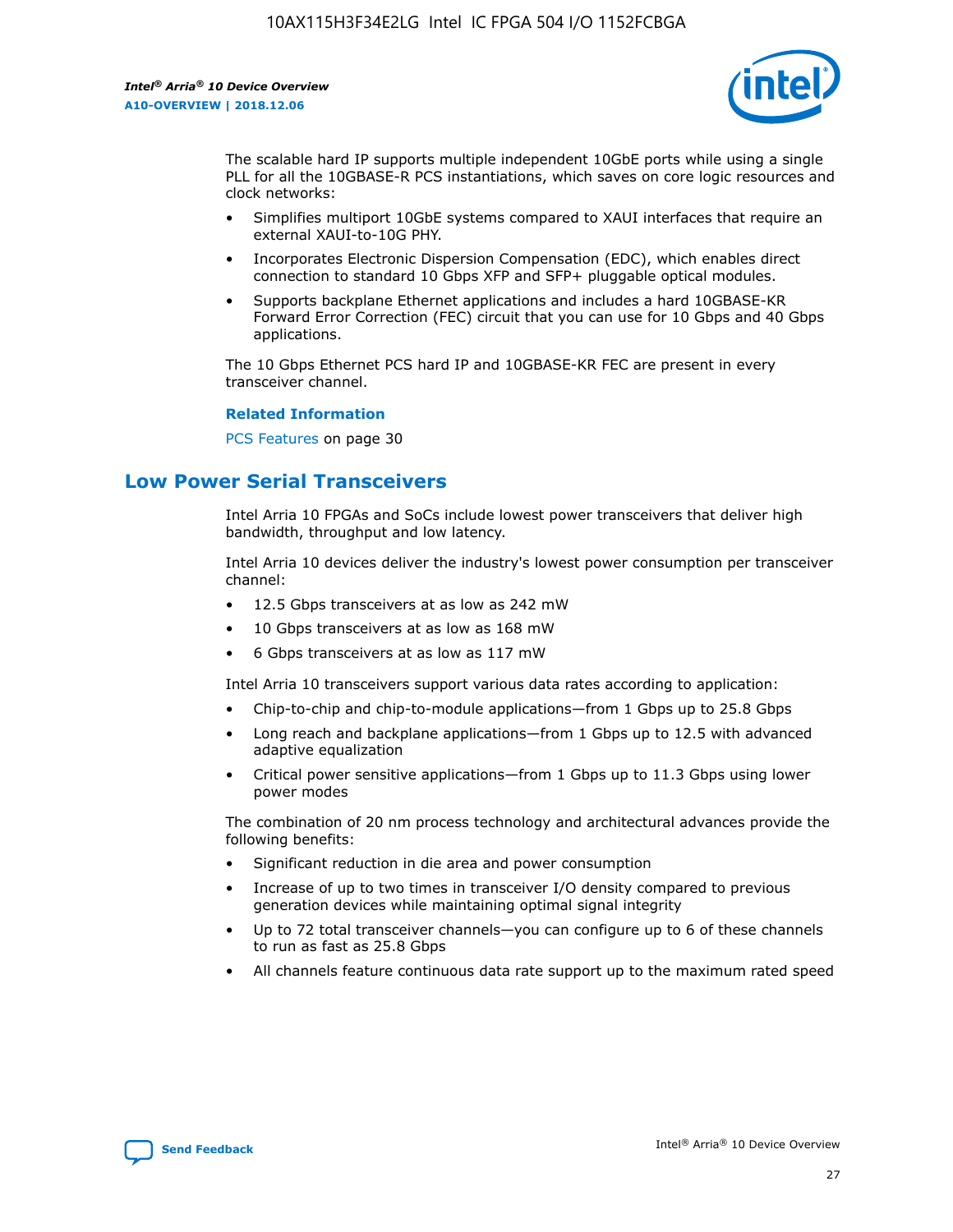The scalable hard IP supports multiple independent 10GbE ports while using a single PLL for all the 10GBASE-R PCS instantiations, which saves on core logic resources and clock networks:

- Simplifies multiport 10GbE systems compared to XAUI interfaces that require an external XAUI-to-10G PHY.
- Incorporates Electronic Dispersion Compensation (EDC), which enables direct connection to standard 10 Gbps XFP and SFP+ pluggable optical modules.
- Supports backplane Ethernet applications and includes a hard 10GBASE-KR Forward Error Correction (FEC) circuit that you can use for 10 Gbps and 40 Gbps applications.

The 10 Gbps Ethernet PCS hard IP and 10GBASE-KR FEC are present in every transceiver channel.

**Related Information**

PCS Features on page 30

## Low Power Serial Transceivers

Intel Arria 10 FPGAs and SoCs include lowest power transceivers that deliver high bandwidth, throughput and low latency.

Intel Arria 10 devices deliver the industry's lowest power consumption per transceiver channel:

- 12.5 Gbps transceivers at as low as 242 mW
- 10 Gbps transceivers at as low as 168 mW
- 6 Gbps transceivers at as low as 117 mW

Intel Arria 10 transceivers support various data rates according to application:

- Chip-to-chip and chip-to-module applications—from 1 Gbps up to 25.8 Gbps
- Long reach and backplane applications—from 1 Gbps up to 12.5 with advanced adaptive equalization
- Critical power sensitive applications—from 1 Gbps up to 11.3 Gbps using lower power modes

The combination of 20 nm process technology and architectural advances provide the following benefits:

- Significant reduction in die area and power consumption
- Increase of up to two times in transceiver I/O density compared to previous generation devices while maintaining optimal signal integrity
- Up to 72 total transceiver channels—you can configure up to 6 of these channels to run as fast as 25.8 Gbps
- All channels feature continuous data rate support up to the maximum rated speed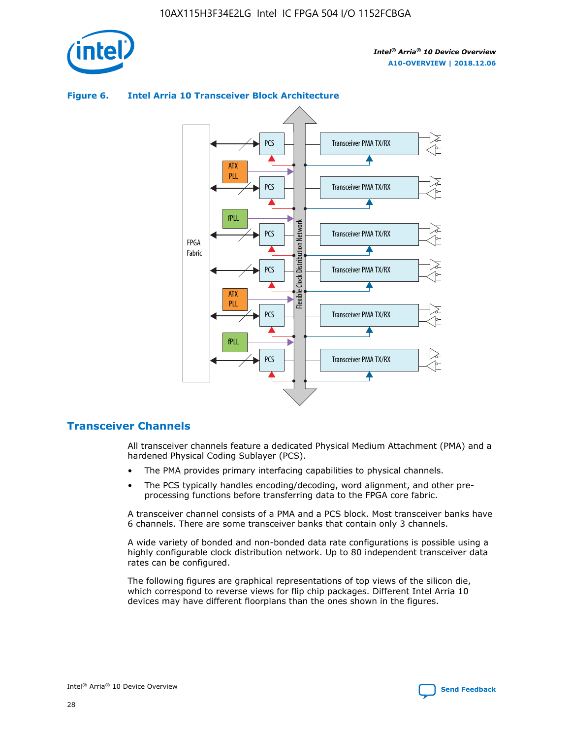**Figure 6. Intel Arria 10 Transceiver Block Architecture**

## Transceiver Channels

All transceiver channels feature a dedicated Physical Medium Attachment (PMA) and a hardened Physical Coding Sublayer (PCS).

- The PMA provides primary interfacing capabilities to physical channels.
- The PCS typically handles encoding/decoding, word alignment, and other pre-processing functions before transferring data to the FPGA core fabric.

A transceiver channel consists of a PMA and a PCS block. Most transceiver banks have 6 channels. There are some transceiver banks that contain only 3 channels.

A wide variety of bonded and non-bonded data rate configurations is possible using a highly configurable clock distribution network. Up to 80 independent transceiver data rates can be configured.

The following figures are graphical representations of top views of the silicon die, which correspond to reverse views for flip chip packages. Different Intel Arria 10 devices may have different floorplans than the ones shown in the figures.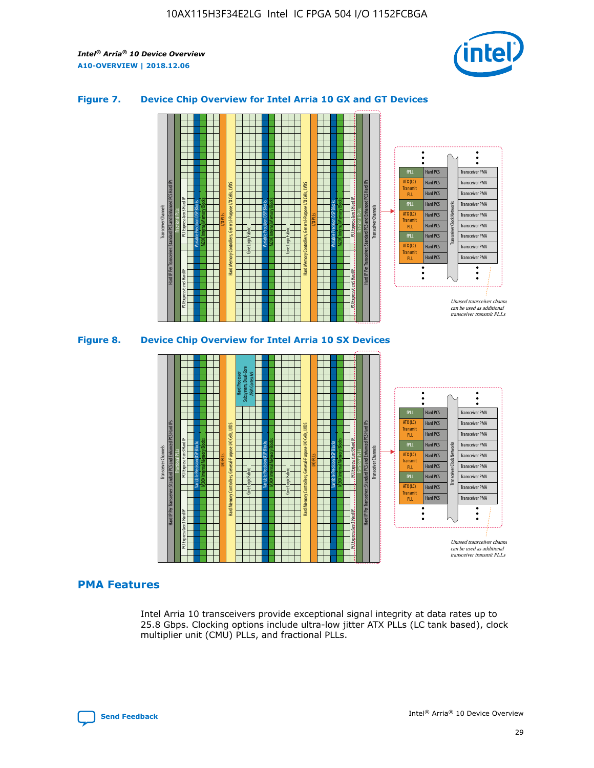### Figure 7. Device Chip Overview for Intel Arria 10 GX and GT Devices

### Figure 8. Device Chip Overview for Intel Arria 10 SX Devices

## PMA Features

Intel Arria 10 transceivers provide exceptional signal integrity at data rates up to 25.8 Gbps. Clocking options include ultra-low jitter ATX PLLs (LC tank based), clock multiplier unit (CMU) PLLs, and fractional PLLs.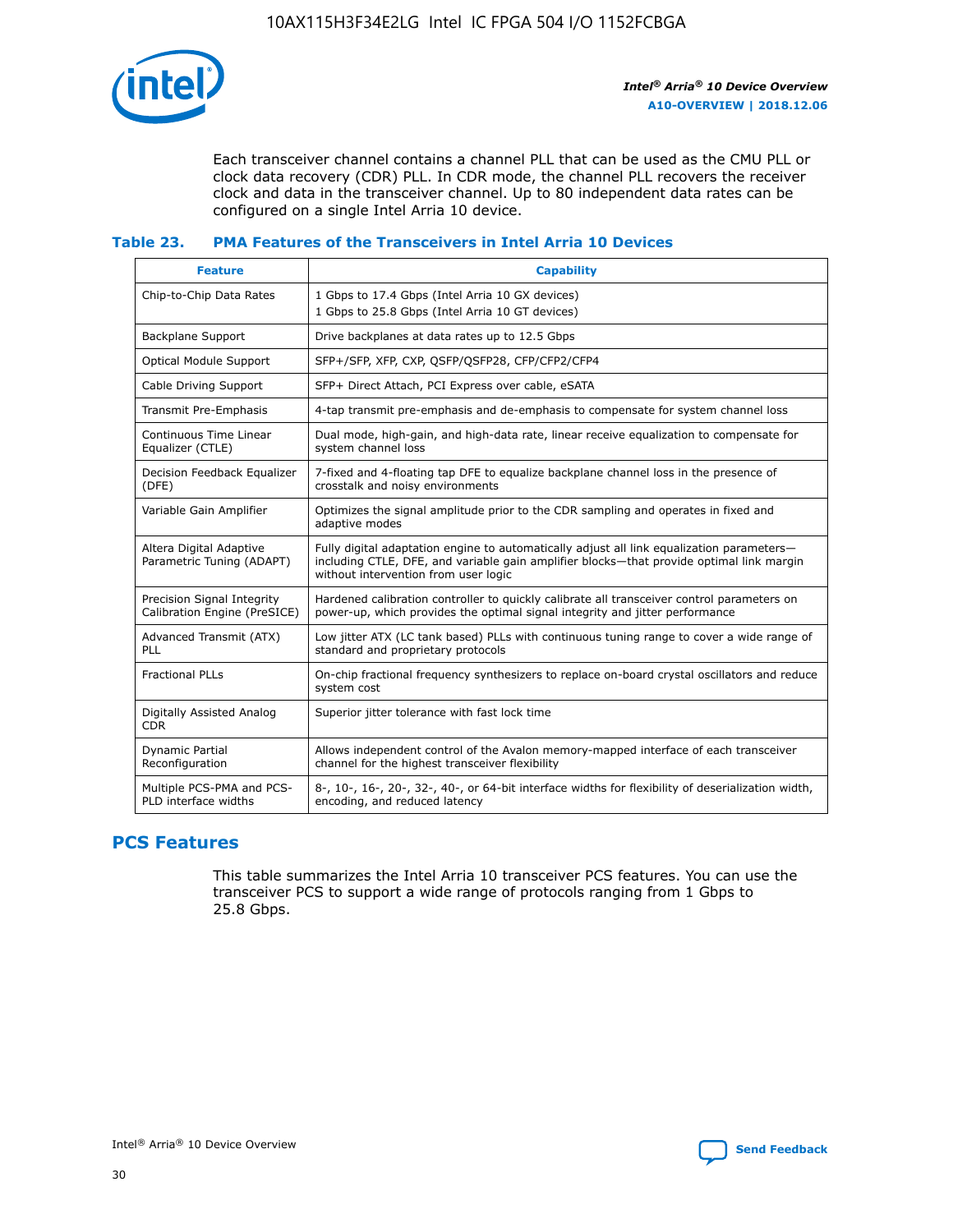Each transceiver channel contains a channel PLL that can be used as the CMU PLL or clock data recovery (CDR) PLL. In CDR mode, the channel PLL recovers the receiver clock and data in the transceiver channel. Up to 80 independent data rates can be configured on a single Intel Arria 10 device.

### Table 23. PMA Features of the Transceivers in Intel Arria 10 Devices

| Feature | Capability |
| --- | --- |
| Chip-to-Chip Data Rates | 1 Gbps to 17.4 Gbps (Intel Arria 10 GX devices)<br>1 Gbps to 25.8 Gbps (Intel Arria 10 GT devices) |
| Backplane Support | Drive backplanes at data rates up to 12.5 Gbps |
| Optical Module Support | SFP+/SFP, XFP, CXP, QSFP/QSFP28, CFP/CFP2/CFP4 |
| Cable Driving Support | SFP+ Direct Attach, PCI Express over cable, eSATA |
| Transmit Pre-Emphasis | 4-tap transmit pre-emphasis and de-emphasis to compensate for system channel loss |
| Continuous Time Linear Equalizer (CTLE) | Dual mode, high-gain, and high-data rate, linear receive equalization to compensate for system channel loss |
| Decision Feedback Equalizer (DFE) | 7-fixed and 4-floating tap DFE to equalize backplane channel loss in the presence of crosstalk and noisy environments |
| Variable Gain Amplifier | Optimizes the signal amplitude prior to the CDR sampling and operates in fixed and adaptive modes |
| Altera Digital Adaptive Parametric Tuning (ADAPT) | Fully digital adaptation engine to automatically adjust all link equalization parameters—including CTLE, DFE, and variable gain amplifier blocks—that provide optimal link margin without intervention from user logic |
| Precision Signal Integrity Calibration Engine (PreSICE) | Hardened calibration controller to quickly calibrate all transceiver control parameters on power-up, which provides the optimal signal integrity and jitter performance |
| Advanced Transmit (ATX) PLL | Low jitter ATX (LC tank based) PLLs with continuous tuning range to cover a wide range of standard and proprietary protocols |
| Fractional PLLs | On-chip fractional frequency synthesizers to replace on-board crystal oscillators and reduce system cost |
| Digitally Assisted Analog CDR | Superior jitter tolerance with fast lock time |
| Dynamic Partial Reconfiguration | Allows independent control of the Avalon memory-mapped interface of each transceiver channel for the highest transceiver flexibility |
| Multiple PCS-PMA and PCS-PLD interface widths | 8-, 10-, 16-, 20-, 32-, 40-, or 64-bit interface widths for flexibility of deserialization width, encoding, and reduced latency |

## PCS Features

This table summarizes the Intel Arria 10 transceiver PCS features. You can use the transceiver PCS to support a wide range of protocols ranging from 1 Gbps to 25.8 Gbps.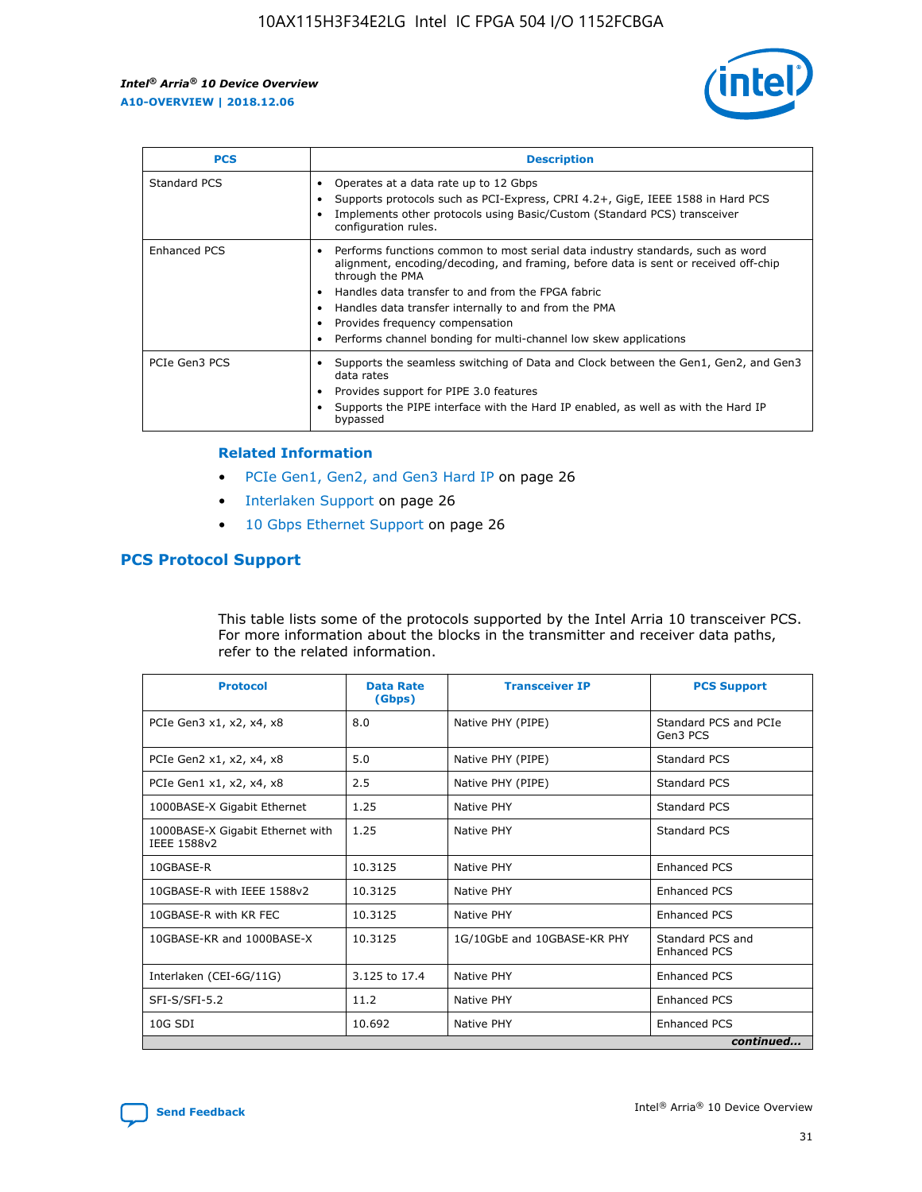| PCS | Description |
| --- | --- |
| Standard PCS | • Operates at a data rate up to 12 Gbps<br>• Supports protocols such as PCI-Express, CPRI 4.2+, GigE, IEEE 1588 in Hard PCS<br>• Implements other protocols using Basic/Custom (Standard PCS) transceiver configuration rules. |
| Enhanced PCS | • Performs functions common to most serial data industry standards, such as word alignment, encoding/decoding, and framing, before data is sent or received off-chip through the PMA<br>• Handles data transfer to and from the FPGA fabric<br>• Handles data transfer internally to and from the PMA<br>• Provides frequency compensation<br>• Performs channel bonding for multi-channel low skew applications |
| PCIe Gen3 PCS | • Supports the seamless switching of Data and Clock between the Gen1, Gen2, and Gen3 data rates<br>• Provides support for PIPE 3.0 features<br>• Supports the PIPE interface with the Hard IP enabled, as well as with the Hard IP bypassed |

### Related Information

- PCIe Gen1, Gen2, and Gen3 Hard IP on page 26
- Interlaken Support on page 26
- 10 Gbps Ethernet Support on page 26

## PCS Protocol Support

This table lists some of the protocols supported by the Intel Arria 10 transceiver PCS. For more information about the blocks in the transmitter and receiver data paths, refer to the related information.

| Protocol | Data Rate (Gbps) | Transceiver IP | PCS Support |
| --- | --- | --- | --- |
| PCIe Gen3 x1, x2, x4, x8 | 8.0 | Native PHY (PIPE) | Standard PCS and PCIe Gen3 PCS |
| PCIe Gen2 x1, x2, x4, x8 | 5.0 | Native PHY (PIPE) | Standard PCS |
| PCIe Gen1 x1, x2, x4, x8 | 2.5 | Native PHY (PIPE) | Standard PCS |
| 1000BASE-X Gigabit Ethernet | 1.25 | Native PHY | Standard PCS |
| 1000BASE-X Gigabit Ethernet with IEEE 1588v2 | 1.25 | Native PHY | Standard PCS |
| 10GBASE-R | 10.3125 | Native PHY | Enhanced PCS |
| 10GBASE-R with IEEE 1588v2 | 10.3125 | Native PHY | Enhanced PCS |
| 10GBASE-R with KR FEC | 10.3125 | Native PHY | Enhanced PCS |
| 10GBASE-KR and 1000BASE-X | 10.3125 | 1G/10GbE and 10GBASE-KR PHY | Standard PCS and Enhanced PCS |
| Interlaken (CEI-6G/11G) | 3.125 to 17.4 | Native PHY | Enhanced PCS |
| SFI-S/SFI-5.2 | 11.2 | Native PHY | Enhanced PCS |
| 10G SDI | 10.692 | Native PHY | Enhanced PCS |

*continued...*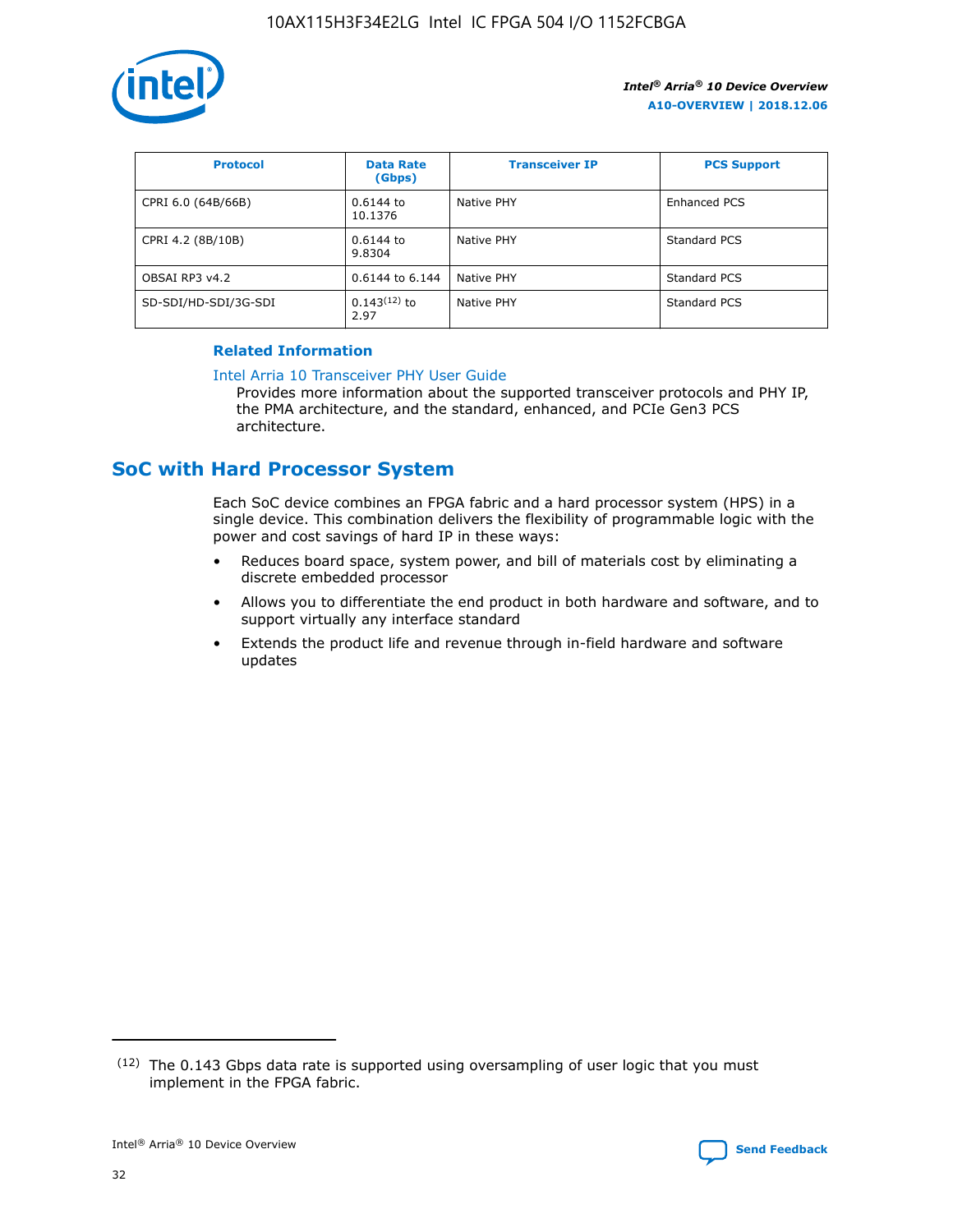| Protocol | Data Rate (Gbps) | Transceiver IP | PCS Support |
| --- | --- | --- | --- |
| CPRI 6.0 (64B/66B) | 0.6144 to 10.1376 | Native PHY | Enhanced PCS |
| CPRI 4.2 (8B/10B) | 0.6144 to 9.8304 | Native PHY | Standard PCS |
| OBSAI RP3 v4.2 | 0.6144 to 6.144 | Native PHY | Standard PCS |
| SD-SDI/HD-SDI/3G-SDI | 0.143[12] to 2.97 | Native PHY | Standard PCS |

**Related Information**

Intel Arria 10 Transceiver PHY User Guide

Provides more information about the supported transceiver protocols and PHY IP, the PMA architecture, and the standard, enhanced, and PCIe Gen3 PCS architecture.

## SoC with Hard Processor System

Each SoC device combines an FPGA fabric and a hard processor system (HPS) in a single device. This combination delivers the flexibility of programmable logic with the power and cost savings of hard IP in these ways:

- Reduces board space, system power, and bill of materials cost by eliminating a discrete embedded processor
- Allows you to differentiate the end product in both hardware and software, and to support virtually any interface standard
- Extends the product life and revenue through in-field hardware and software updates

(12) The 0.143 Gbps data rate is supported using oversampling of user logic that you must implement in the FPGA fabric.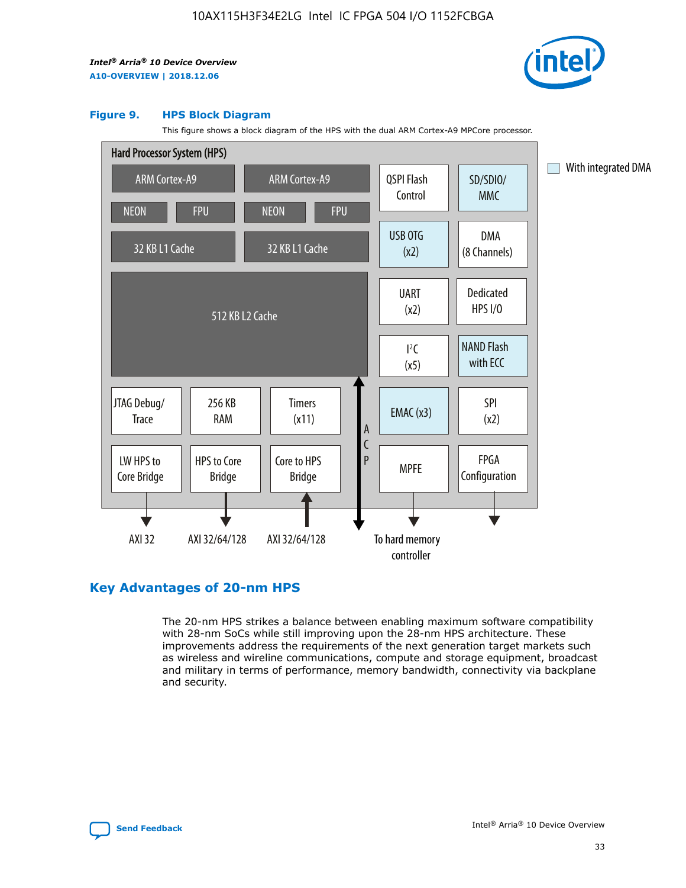#### Figure 9. HPS Block Diagram

This figure shows a block diagram of the HPS with the dual ARM Cortex-A9 MPCore processor.

Hard Processor System (HPS)

ARM Cortex-A9 | ARM Cortex-A9
NEON | FPU | NEON | FPU
32 KB L1 Cache | 32 KB L1 Cache
512 KB L2 Cache

QSPI Flash Control | SD/SDIO/MMC
USB OTG (x2) | DMA (8 Channels)
UART (x2) | Dedicated HPS I/O
I²C (x5) | NAND Flash with ECC
EMAC (x3) | SPI (x2)
MPFE | FPGA Configuration

JTAG Debug/Trace | 256 KB RAM | Timers (x11)
LW HPS to Core Bridge | HPS to Core Bridge | Core to HPS Bridge

ACP

AXI 32 | AXI 32/64/128 | AXI 32/64/128 | To hard memory controller

With integrated DMA

## Key Advantages of 20-nm HPS

The 20-nm HPS strikes a balance between enabling maximum software compatibility with 28-nm SoCs while still improving upon the 28-nm HPS architecture. These improvements address the requirements of the next generation target markets such as wireless and wireline communications, compute and storage equipment, broadcast and military in terms of performance, memory bandwidth, connectivity via backplane and security.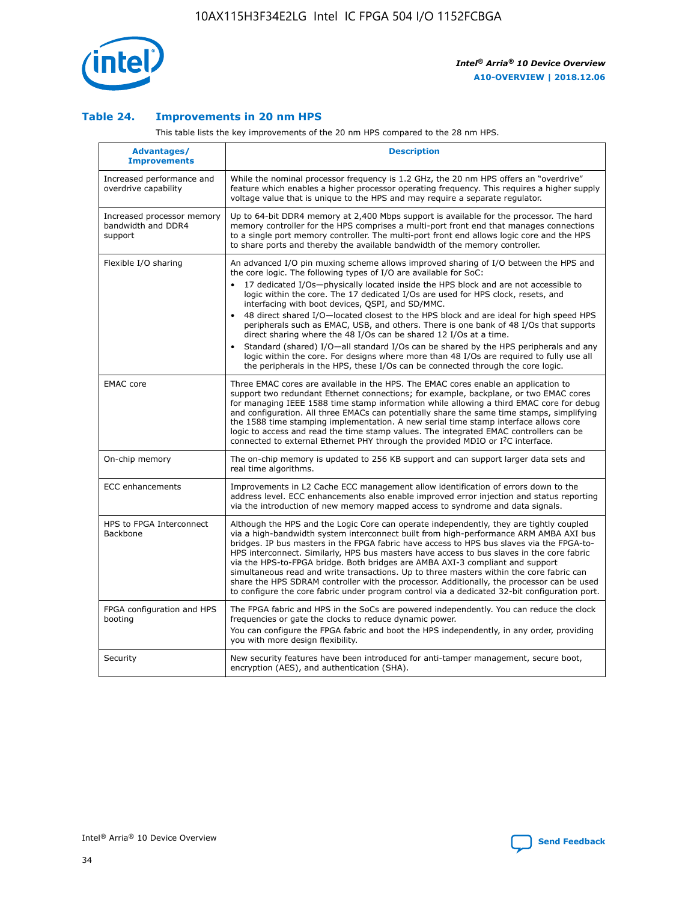### Table 24. Improvements in 20 nm HPS

This table lists the key improvements of the 20 nm HPS compared to the 28 nm HPS.

| Advantages/ Improvements | Description |
| --- | --- |
| Increased performance and overdrive capability | While the nominal processor frequency is 1.2 GHz, the 20 nm HPS offers an "overdrive" feature which enables a higher processor operating frequency. This requires a higher supply voltage value that is unique to the HPS and may require a separate regulator. |
| Increased processor memory bandwidth and DDR4 support | Up to 64-bit DDR4 memory at 2,400 Mbps support is available for the processor. The hard memory controller for the HPS comprises a multi-port front end that manages connections to a single port memory controller. The multi-port front end allows logic core and the HPS to share ports and thereby the available bandwidth of the memory controller. |
| Flexible I/O sharing | An advanced I/O pin muxing scheme allows improved sharing of I/O between the HPS and the core logic. The following types of I/O are available for SoC: <br>• 17 dedicated I/Os—physically located inside the HPS block and are not accessible to logic within the core. The 17 dedicated I/Os are used for HPS clock, resets, and interfacing with boot devices, QSPI, and SD/MMC. <br>• 48 direct shared I/O—located closest to the HPS block and are ideal for high speed HPS peripherals such as EMAC, USB, and others. There is one bank of 48 I/Os that supports direct sharing where the 48 I/Os can be shared 12 I/Os at a time. <br>• Standard (shared) I/O—all standard I/Os can be shared by the HPS peripherals and any logic within the core. For designs where more than 48 I/Os are required to fully use all the peripherals in the HPS, these I/Os can be connected through the core logic. |
| EMAC core | Three EMAC cores are available in the HPS. The EMAC cores enable an application to support two redundant Ethernet connections; for example, backplane, or two EMAC cores for managing IEEE 1588 time stamp information while allowing a third EMAC core for debug and configuration. All three EMACs can potentially share the same time stamps, simplifying the 1588 time stamping implementation. A new serial time stamp interface allows core logic to access and read the time stamp values. The integrated EMAC controllers can be connected to external Ethernet PHY through the provided MDIO or I$^2$C interface. |
| On-chip memory | The on-chip memory is updated to 256 KB support and can support larger data sets and real time algorithms. |
| ECC enhancements | Improvements in L2 Cache ECC management allow identification of errors down to the address level. ECC enhancements also enable improved error injection and status reporting via the introduction of new memory mapped access to syndrome and data signals. |
| HPS to FPGA Interconnect Backbone | Although the HPS and the Logic Core can operate independently, they are tightly coupled via a high-bandwidth system interconnect built from high-performance ARM AMBA AXI bus bridges. IP bus masters in the FPGA fabric have access to HPS bus slaves via the FPGA-to-HPS interconnect. Similarly, HPS bus masters have access to bus slaves in the core fabric via the HPS-to-FPGA bridge. Both bridges are AMBA AXI-3 compliant and support simultaneous read and write transactions. Up to three masters within the core fabric can share the HPS SDRAM controller with the processor. Additionally, the processor can be used to configure the core fabric under program control via a dedicated 32-bit configuration port. |
| FPGA configuration and HPS booting | The FPGA fabric and HPS in the SoCs are powered independently. You can reduce the clock frequencies or gate the clocks to reduce dynamic power. <br>You can configure the FPGA fabric and boot the HPS independently, in any order, providing you with more design flexibility. |
| Security | New security features have been introduced for anti-tamper management, secure boot, encryption (AES), and authentication (SHA). |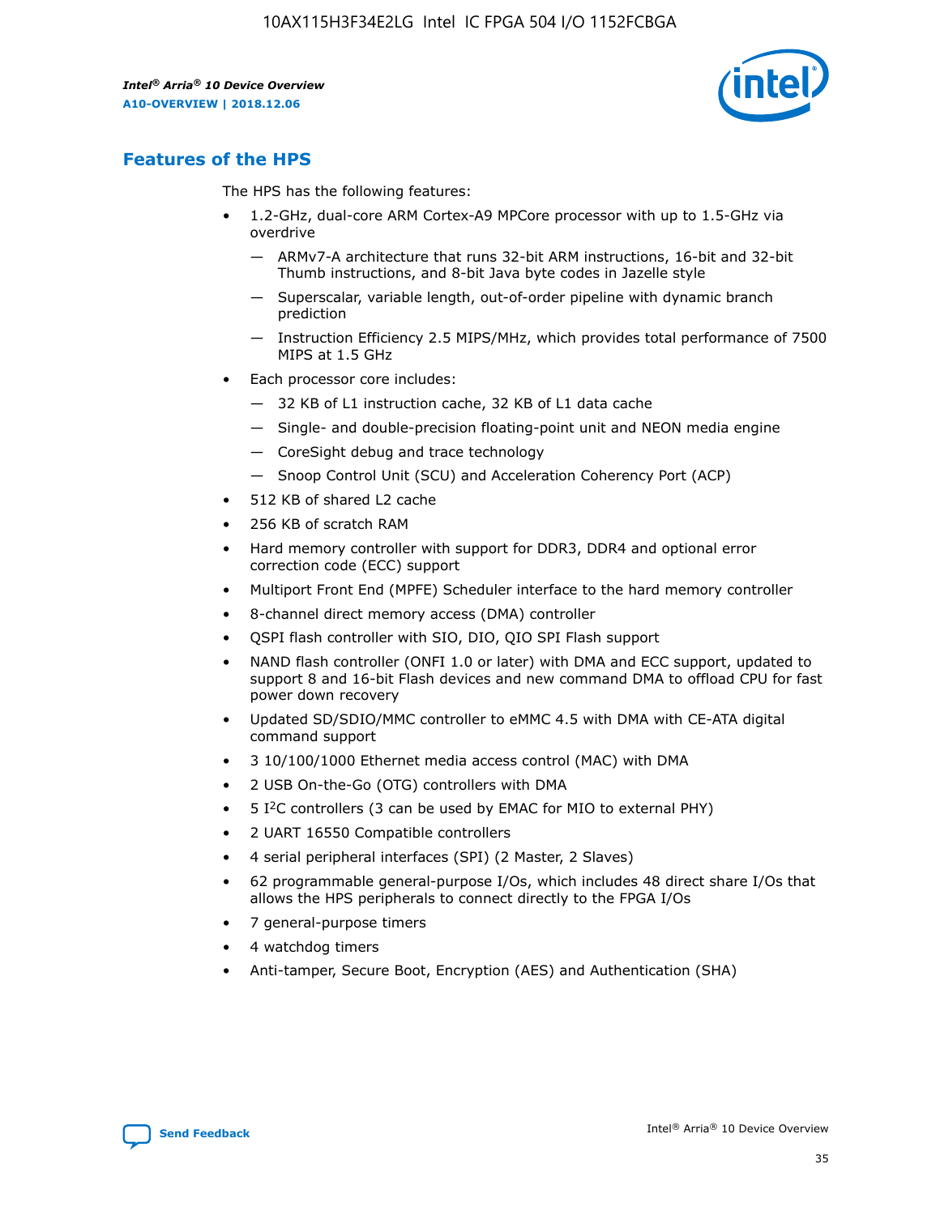## Features of the HPS

The HPS has the following features:

- 1.2-GHz, dual-core ARM Cortex-A9 MPCore processor with up to 1.5-GHz via overdrive
  - — ARMv7-A architecture that runs 32-bit ARM instructions, 16-bit and 32-bit Thumb instructions, and 8-bit Java byte codes in Jazelle style
  - — Superscalar, variable length, out-of-order pipeline with dynamic branch prediction
  - — Instruction Efficiency 2.5 MIPS/MHz, which provides total performance of 7500 MIPS at 1.5 GHz
- Each processor core includes:
  - — 32 KB of L1 instruction cache, 32 KB of L1 data cache
  - — Single- and double-precision floating-point unit and NEON media engine
  - — CoreSight debug and trace technology
  - — Snoop Control Unit (SCU) and Acceleration Coherency Port (ACP)
- 512 KB of shared L2 cache
- 256 KB of scratch RAM
- Hard memory controller with support for DDR3, DDR4 and optional error correction code (ECC) support
- Multiport Front End (MPFE) Scheduler interface to the hard memory controller
- 8-channel direct memory access (DMA) controller
- QSPI flash controller with SIO, DIO, QIO SPI Flash support
- NAND flash controller (ONFI 1.0 or later) with DMA and ECC support, updated to support 8 and 16-bit Flash devices and new command DMA to offload CPU for fast power down recovery
- Updated SD/SDIO/MMC controller to eMMC 4.5 with DMA with CE-ATA digital command support
- 3 10/100/1000 Ethernet media access control (MAC) with DMA
- 2 USB On-the-Go (OTG) controllers with DMA
- 5 I$^2$C controllers (3 can be used by EMAC for MIO to external PHY)
- 2 UART 16550 Compatible controllers
- 4 serial peripheral interfaces (SPI) (2 Master, 2 Slaves)
- 62 programmable general-purpose I/Os, which includes 48 direct share I/Os that allows the HPS peripherals to connect directly to the FPGA I/Os
- 7 general-purpose timers
- 4 watchdog timers
- Anti-tamper, Secure Boot, Encryption (AES) and Authentication (SHA)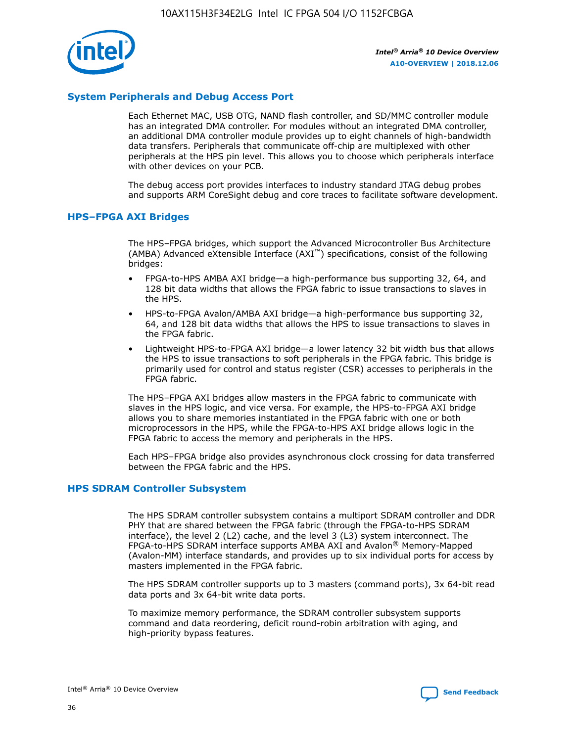## System Peripherals and Debug Access Port

Each Ethernet MAC, USB OTG, NAND flash controller, and SD/MMC controller module has an integrated DMA controller. For modules without an integrated DMA controller, an additional DMA controller module provides up to eight channels of high-bandwidth data transfers. Peripherals that communicate off-chip are multiplexed with other peripherals at the HPS pin level. This allows you to choose which peripherals interface with other devices on your PCB.

The debug access port provides interfaces to industry standard JTAG debug probes and supports ARM CoreSight debug and core traces to facilitate software development.

## HPS–FPGA AXI Bridges

The HPS–FPGA bridges, which support the Advanced Microcontroller Bus Architecture (AMBA) Advanced eXtensible Interface (AXI™) specifications, consist of the following bridges:

- FPGA-to-HPS AMBA AXI bridge—a high-performance bus supporting 32, 64, and 128 bit data widths that allows the FPGA fabric to issue transactions to slaves in the HPS.
- HPS-to-FPGA Avalon/AMBA AXI bridge—a high-performance bus supporting 32, 64, and 128 bit data widths that allows the HPS to issue transactions to slaves in the FPGA fabric.
- Lightweight HPS-to-FPGA AXI bridge—a lower latency 32 bit width bus that allows the HPS to issue transactions to soft peripherals in the FPGA fabric. This bridge is primarily used for control and status register (CSR) accesses to peripherals in the FPGA fabric.

The HPS–FPGA AXI bridges allow masters in the FPGA fabric to communicate with slaves in the HPS logic, and vice versa. For example, the HPS-to-FPGA AXI bridge allows you to share memories instantiated in the FPGA fabric with one or both microprocessors in the HPS, while the FPGA-to-HPS AXI bridge allows logic in the FPGA fabric to access the memory and peripherals in the HPS.

Each HPS–FPGA bridge also provides asynchronous clock crossing for data transferred between the FPGA fabric and the HPS.

## HPS SDRAM Controller Subsystem

The HPS SDRAM controller subsystem contains a multiport SDRAM controller and DDR PHY that are shared between the FPGA fabric (through the FPGA-to-HPS SDRAM interface), the level 2 (L2) cache, and the level 3 (L3) system interconnect. The FPGA-to-HPS SDRAM interface supports AMBA AXI and Avalon® Memory-Mapped (Avalon-MM) interface standards, and provides up to six individual ports for access by masters implemented in the FPGA fabric.

The HPS SDRAM controller supports up to 3 masters (command ports), 3x 64-bit read data ports and 3x 64-bit write data ports.

To maximize memory performance, the SDRAM controller subsystem supports command and data reordering, deficit round-robin arbitration with aging, and high-priority bypass features.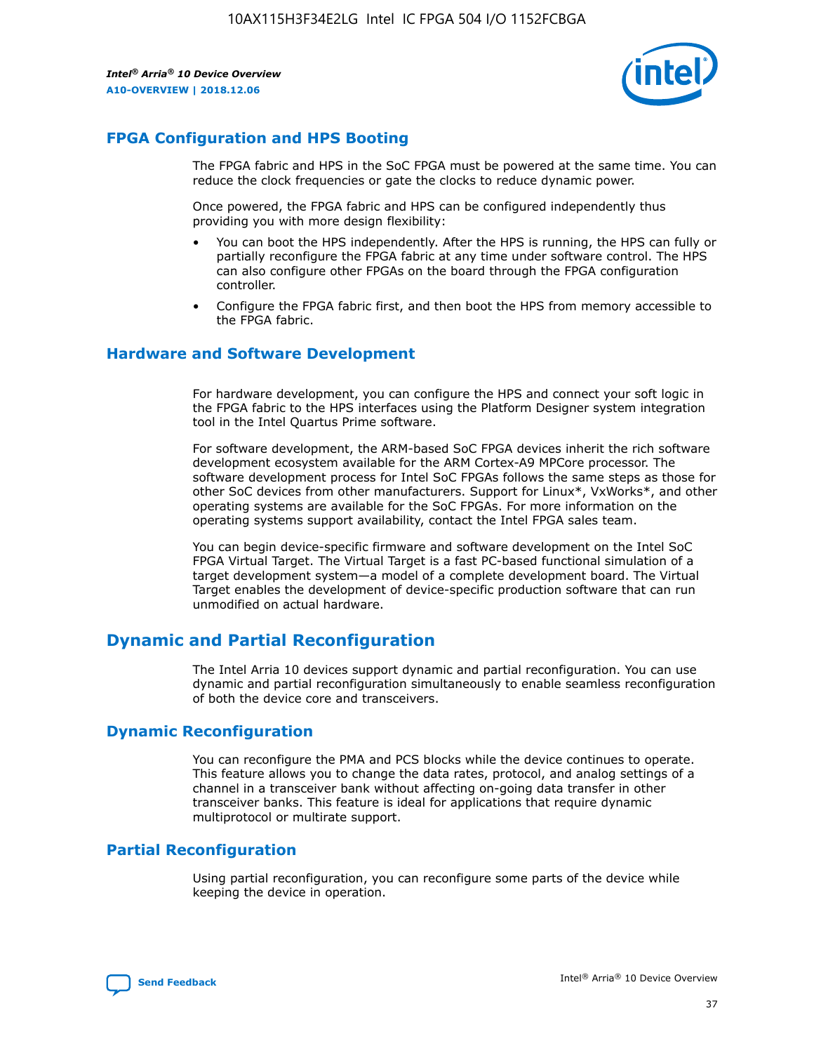## FPGA Configuration and HPS Booting

The FPGA fabric and HPS in the SoC FPGA must be powered at the same time. You can reduce the clock frequencies or gate the clocks to reduce dynamic power.

Once powered, the FPGA fabric and HPS can be configured independently thus providing you with more design flexibility:

- You can boot the HPS independently. After the HPS is running, the HPS can fully or partially reconfigure the FPGA fabric at any time under software control. The HPS can also configure other FPGAs on the board through the FPGA configuration controller.
- Configure the FPGA fabric first, and then boot the HPS from memory accessible to the FPGA fabric.

## Hardware and Software Development

For hardware development, you can configure the HPS and connect your soft logic in the FPGA fabric to the HPS interfaces using the Platform Designer system integration tool in the Intel Quartus Prime software.

For software development, the ARM-based SoC FPGA devices inherit the rich software development ecosystem available for the ARM Cortex-A9 MPCore processor. The software development process for Intel SoC FPGAs follows the same steps as those for other SoC devices from other manufacturers. Support for Linux*, VxWorks*, and other operating systems are available for the SoC FPGAs. For more information on the operating systems support availability, contact the Intel FPGA sales team.

You can begin device-specific firmware and software development on the Intel SoC FPGA Virtual Target. The Virtual Target is a fast PC-based functional simulation of a target development system—a model of a complete development board. The Virtual Target enables the development of device-specific production software that can run unmodified on actual hardware.

# Dynamic and Partial Reconfiguration

The Intel Arria 10 devices support dynamic and partial reconfiguration. You can use dynamic and partial reconfiguration simultaneously to enable seamless reconfiguration of both the device core and transceivers.

## Dynamic Reconfiguration

You can reconfigure the PMA and PCS blocks while the device continues to operate. This feature allows you to change the data rates, protocol, and analog settings of a channel in a transceiver bank without affecting on-going data transfer in other transceiver banks. This feature is ideal for applications that require dynamic multiprotocol or multirate support.

## Partial Reconfiguration

Using partial reconfiguration, you can reconfigure some parts of the device while keeping the device in operation.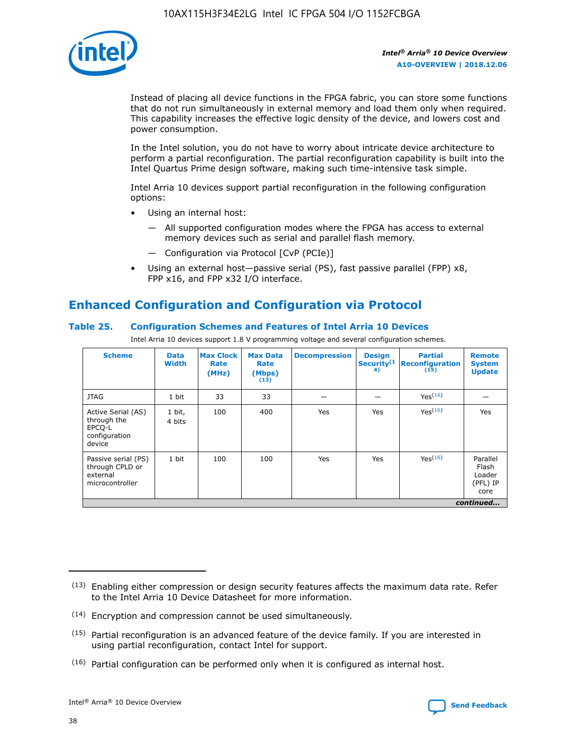Instead of placing all device functions in the FPGA fabric, you can store some functions that do not run simultaneously in external memory and load them only when required. This capability increases the effective logic density of the device, and lowers cost and power consumption.

In the Intel solution, you do not have to worry about intricate device architecture to perform a partial reconfiguration. The partial reconfiguration capability is built into the Intel Quartus Prime design software, making such time-intensive task simple.

Intel Arria 10 devices support partial reconfiguration in the following configuration options:

- Using an internal host:
  - — All supported configuration modes where the FPGA has access to external memory devices such as serial and parallel flash memory.
  - — Configuration via Protocol [CvP (PCIe)]
- Using an external host—passive serial (PS), fast passive parallel (FPP) x8, FPP x16, and FPP x32 I/O interface.

## Enhanced Configuration and Configuration via Protocol

### Table 25. Configuration Schemes and Features of Intel Arria 10 Devices

Intel Arria 10 devices support 1.8 V programming voltage and several configuration schemes.

| Scheme | Data Width | Max Clock Rate (MHz) | Max Data Rate (Mbps) (13) | Decompression | Design Security(14) | Partial Reconfiguration (15) | Remote System Update |
|---|---|---|---|---|---|---|---|
| JTAG | 1 bit | 33 | 33 | — | — | Yes(16) | — |
| Active Serial (AS) through the EPCQ-L configuration device | 1 bit, 4 bits | 100 | 400 | Yes | Yes | Yes(16) | Yes |
| Passive serial (PS) through CPLD or external microcontroller | 1 bit | 100 | 100 | Yes | Yes | Yes(16) | Parallel Flash Loader (PFL) IP core |

*continued...*

(13) Enabling either compression or design security features affects the maximum data rate. Refer to the Intel Arria 10 Device Datasheet for more information.

(14) Encryption and compression cannot be used simultaneously.

(15) Partial reconfiguration is an advanced feature of the device family. If you are interested in using partial reconfiguration, contact Intel for support.

(16) Partial configuration can be performed only when it is configured as internal host.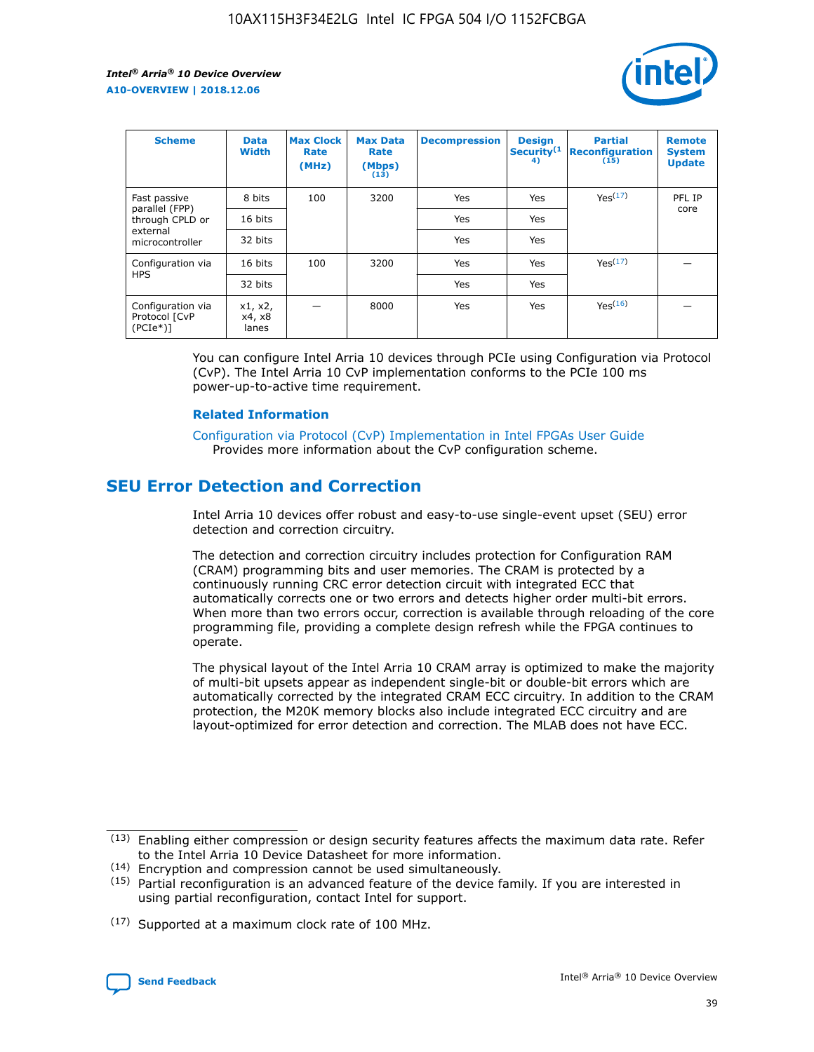| Scheme | Data Width | Max Clock Rate (MHz) | Max Data Rate (Mbps) (13) | Decompression | Design Security(14) | Partial Reconfiguration (15) | Remote System Update |
|---|---|---|---|---|---|---|---|
| Fast passive parallel (FPP) through CPLD or external microcontroller | 8 bits | 100 | 3200 | Yes | Yes | Yes(17) | PFL IP core |
| | 16 bits | | | Yes | Yes | | |
| | 32 bits | | | Yes | Yes | | |
| Configuration via HPS | 16 bits | 100 | 3200 | Yes | Yes | Yes(17) | — |
| | 32 bits | | | Yes | Yes | | |
| Configuration via Protocol [CvP (PCIe*)] | x1, x2, x4, x8 lanes | — | 8000 | Yes | Yes | Yes(16) | — |

You can configure Intel Arria 10 devices through PCIe using Configuration via Protocol (CvP). The Intel Arria 10 CvP implementation conforms to the PCIe 100 ms power-up-to-active time requirement.

### Related Information

Configuration via Protocol (CvP) Implementation in Intel FPGAs User Guide
Provides more information about the CvP configuration scheme.

## SEU Error Detection and Correction

Intel Arria 10 devices offer robust and easy-to-use single-event upset (SEU) error detection and correction circuitry.

The detection and correction circuitry includes protection for Configuration RAM (CRAM) programming bits and user memories. The CRAM is protected by a continuously running CRC error detection circuit with integrated ECC that automatically corrects one or two errors and detects higher order multi-bit errors. When more than two errors occur, correction is available through reloading of the core programming file, providing a complete design refresh while the FPGA continues to operate.

The physical layout of the Intel Arria 10 CRAM array is optimized to make the majority of multi-bit upsets appear as independent single-bit or double-bit errors which are automatically corrected by the integrated CRAM ECC circuitry. In addition to the CRAM protection, the M20K memory blocks also include integrated ECC circuitry and are layout-optimized for error detection and correction. The MLAB does not have ECC.

(13) Enabling either compression or design security features affects the maximum data rate. Refer to the Intel Arria 10 Device Datasheet for more information.

(14) Encryption and compression cannot be used simultaneously.

(15) Partial reconfiguration is an advanced feature of the device family. If you are interested in using partial reconfiguration, contact Intel for support.

(17) Supported at a maximum clock rate of 100 MHz.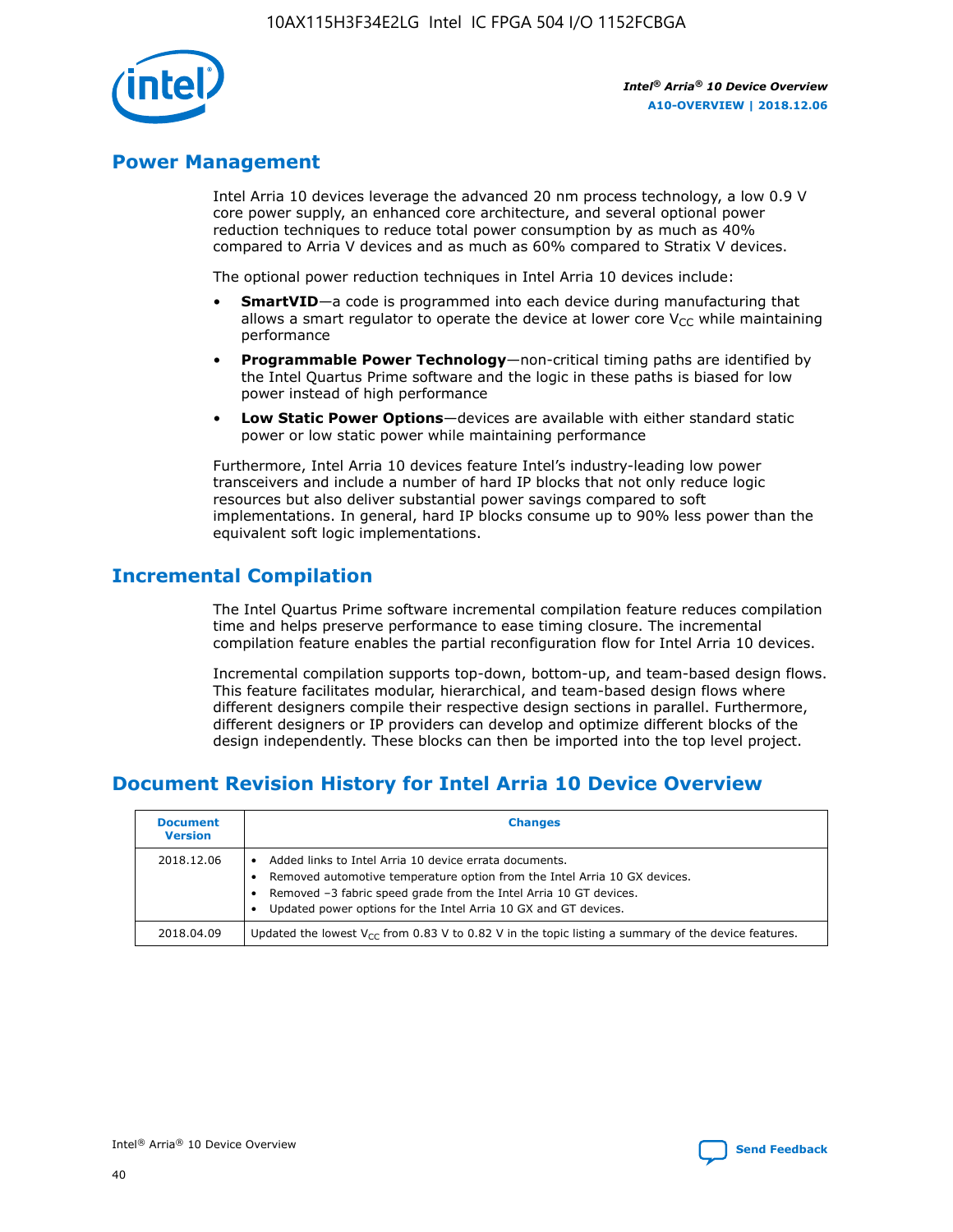## Power Management

Intel Arria 10 devices leverage the advanced 20 nm process technology, a low 0.9 V core power supply, an enhanced core architecture, and several optional power reduction techniques to reduce total power consumption by as much as 40% compared to Arria V devices and as much as 60% compared to Stratix V devices.

The optional power reduction techniques in Intel Arria 10 devices include:

- **SmartVID**—a code is programmed into each device during manufacturing that allows a smart regulator to operate the device at lower core $V_{CC}$ while maintaining performance
- **Programmable Power Technology**—non-critical timing paths are identified by the Intel Quartus Prime software and the logic in these paths is biased for low power instead of high performance
- **Low Static Power Options**—devices are available with either standard static power or low static power while maintaining performance

Furthermore, Intel Arria 10 devices feature Intel's industry-leading low power transceivers and include a number of hard IP blocks that not only reduce logic resources but also deliver substantial power savings compared to soft implementations. In general, hard IP blocks consume up to 90% less power than the equivalent soft logic implementations.

## Incremental Compilation

The Intel Quartus Prime software incremental compilation feature reduces compilation time and helps preserve performance to ease timing closure. The incremental compilation feature enables the partial reconfiguration flow for Intel Arria 10 devices.

Incremental compilation supports top-down, bottom-up, and team-based design flows. This feature facilitates modular, hierarchical, and team-based design flows where different designers compile their respective design sections in parallel. Furthermore, different designers or IP providers can develop and optimize different blocks of the design independently. These blocks can then be imported into the top level project.

## Document Revision History for Intel Arria 10 Device Overview

| Document Version | Changes |
| --- | --- |
| 2018.12.06 | • Added links to Intel Arria 10 device errata documents.<br>• Removed automotive temperature option from the Intel Arria 10 GX devices.<br>• Removed –3 fabric speed grade from the Intel Arria 10 GT devices.<br>• Updated power options for the Intel Arria 10 GX and GT devices. |
| 2018.04.09 | Updated the lowest $V_{CC}$ from 0.83 V to 0.82 V in the topic listing a summary of the device features. |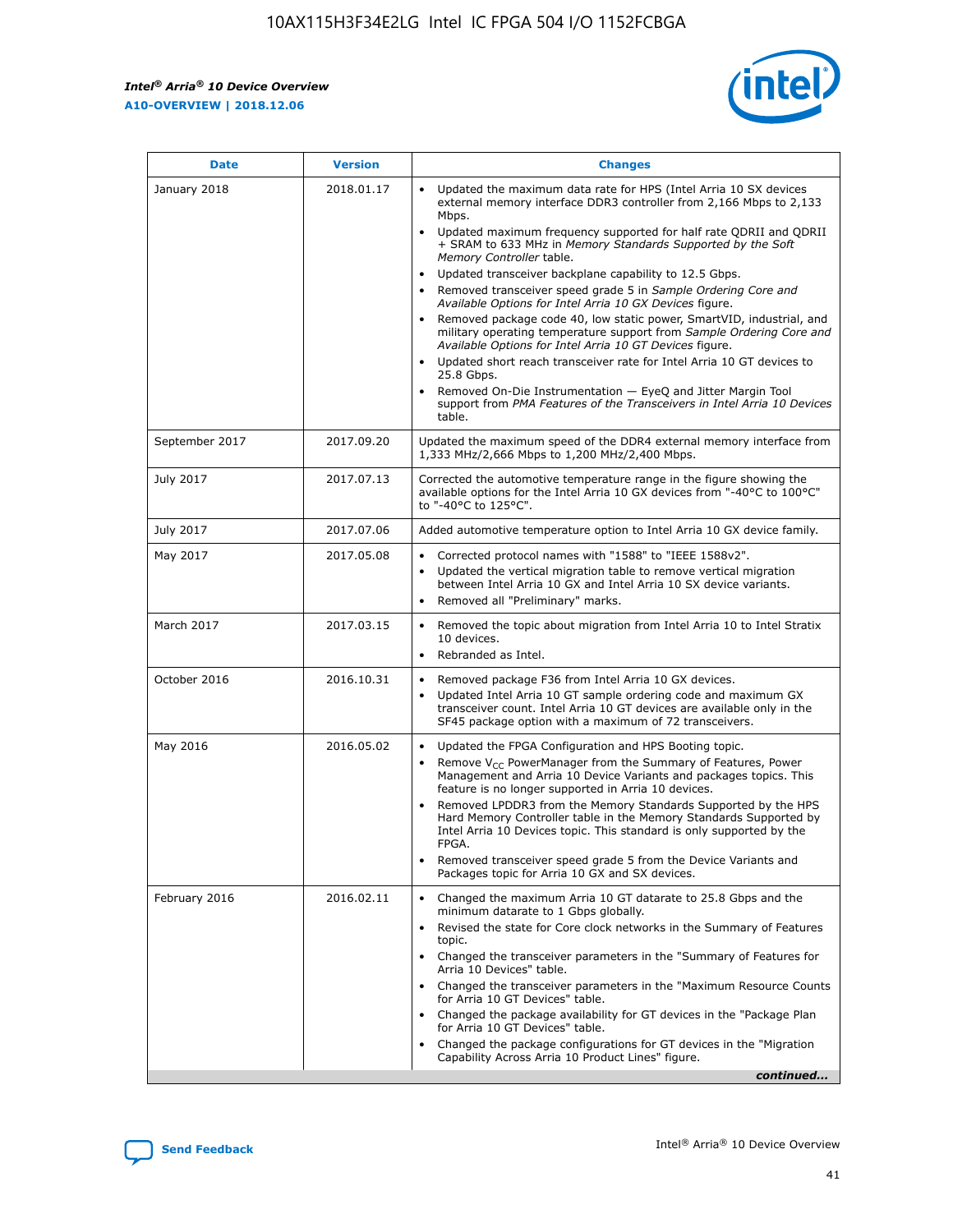| Date | Version | Changes |
| --- | --- | --- |
| January 2018 | 2018.01.17 | • Updated the maximum data rate for HPS (Intel Arria 10 SX devices external memory interface DDR3 controller from 2,166 Mbps to 2,133 Mbps.<br>• Updated maximum frequency supported for half rate QDRII and QDRII + SRAM to 633 MHz in *Memory Standards Supported by the Soft Memory Controller* table.<br>• Updated transceiver backplane capability to 12.5 Gbps.<br>• Removed transceiver speed grade 5 in *Sample Ordering Core and Available Options for Intel Arria 10 GX Devices* figure.<br>• Removed package code 40, low static power, SmartVID, industrial, and military operating temperature support from *Sample Ordering Core and Available Options for Intel Arria 10 GT Devices* figure.<br>• Updated short reach transceiver rate for Intel Arria 10 GT devices to 25.8 Gbps.<br>• Removed On-Die Instrumentation — EyeQ and Jitter Margin Tool support from *PMA Features of the Transceivers in Intel Arria 10 Devices* table. |
| September 2017 | 2017.09.20 | Updated the maximum speed of the DDR4 external memory interface from 1,333 MHz/2,666 Mbps to 1,200 MHz/2,400 Mbps. |
| July 2017 | 2017.07.13 | Corrected the automotive temperature range in the figure showing the available options for the Intel Arria 10 GX devices from "-40°C to 100°C" to "-40°C to 125°C". |
| July 2017 | 2017.07.06 | Added automotive temperature option to Intel Arria 10 GX device family. |
| May 2017 | 2017.05.08 | • Corrected protocol names with "1588" to "IEEE 1588v2".<br>• Updated the vertical migration table to remove vertical migration between Intel Arria 10 GX and Intel Arria 10 SX device variants.<br>• Removed all "Preliminary" marks. |
| March 2017 | 2017.03.15 | • Removed the topic about migration from Intel Arria 10 to Intel Stratix 10 devices.<br>• Rebranded as Intel. |
| October 2016 | 2016.10.31 | • Removed package F36 from Intel Arria 10 GX devices.<br>• Updated Intel Arria 10 GT sample ordering code and maximum GX transceiver count. Intel Arria 10 GT devices are available only in the SF45 package option with a maximum of 72 transceivers. |
| May 2016 | 2016.05.02 | • Updated the FPGA Configuration and HPS Booting topic.<br>• Remove $V_{CC}$ PowerManager from the Summary of Features, Power Management and Arria 10 Device Variants and packages topics. This feature is no longer supported in Arria 10 devices.<br>• Removed LPDDR3 from the Memory Standards Supported by the HPS Hard Memory Controller table in the Memory Standards Supported by Intel Arria 10 Devices topic. This standard is only supported by the FPGA.<br>• Removed transceiver speed grade 5 from the Device Variants and Packages topic for Arria 10 GX and SX devices. |
| February 2016 | 2016.02.11 | • Changed the maximum Arria 10 GT datarate to 25.8 Gbps and the minimum datarate to 1 Gbps globally.<br>• Revised the state for Core clock networks in the Summary of Features topic.<br>• Changed the transceiver parameters in the "Summary of Features for Arria 10 Devices" table.<br>• Changed the transceiver parameters in the "Maximum Resource Counts for Arria 10 GT Devices" table.<br>• Changed the package availability for GT devices in the "Package Plan for Arria 10 GT Devices" table.<br>• Changed the package configurations for GT devices in the "Migration Capability Across Arria 10 Product Lines" figure. |

*continued...*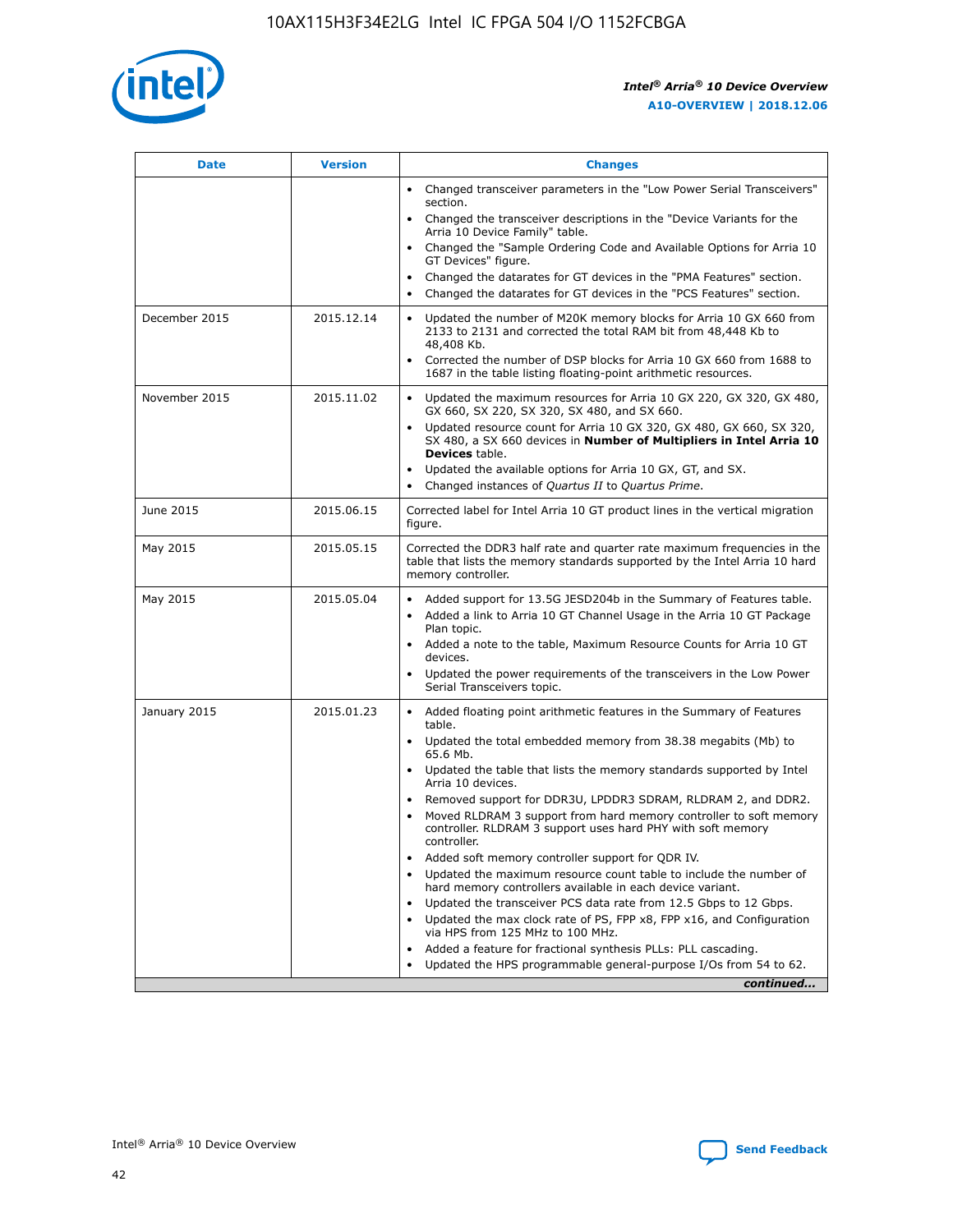| Date | Version | Changes |
|---|---|---|
| | | • Changed transceiver parameters in the "Low Power Serial Transceivers" section.<br>• Changed the transceiver descriptions in the "Device Variants for the Arria 10 Device Family" table.<br>• Changed the "Sample Ordering Code and Available Options for Arria 10 GT Devices" figure.<br>• Changed the datarates for GT devices in the "PMA Features" section.<br>• Changed the datarates for GT devices in the "PCS Features" section. |
| December 2015 | 2015.12.14 | • Updated the number of M20K memory blocks for Arria 10 GX 660 from 2133 to 2131 and corrected the total RAM bit from 48,448 Kb to 48,408 Kb.<br>• Corrected the number of DSP blocks for Arria 10 GX 660 from 1688 to 1687 in the table listing floating-point arithmetic resources. |
| November 2015 | 2015.11.02 | • Updated the maximum resources for Arria 10 GX 220, GX 320, GX 480, GX 660, SX 220, SX 320, SX 480, and SX 660.<br>• Updated resource count for Arria 10 GX 320, GX 480, GX 660, SX 320, SX 480, a SX 660 devices in **Number of Multipliers in Intel Arria 10 Devices** table.<br>• Updated the available options for Arria 10 GX, GT, and SX.<br>• Changed instances of *Quartus II* to *Quartus Prime*. |
| June 2015 | 2015.06.15 | Corrected label for Intel Arria 10 GT product lines in the vertical migration figure. |
| May 2015 | 2015.05.15 | Corrected the DDR3 half rate and quarter rate maximum frequencies in the table that lists the memory standards supported by the Intel Arria 10 hard memory controller. |
| May 2015 | 2015.05.04 | • Added support for 13.5G JESD204b in the Summary of Features table.<br>• Added a link to Arria 10 GT Channel Usage in the Arria 10 GT Package Plan topic.<br>• Added a note to the table, Maximum Resource Counts for Arria 10 GT devices.<br>• Updated the power requirements of the transceivers in the Low Power Serial Transceivers topic. |
| January 2015 | 2015.01.23 | • Added floating point arithmetic features in the Summary of Features table.<br>• Updated the total embedded memory from 38.38 megabits (Mb) to 65.6 Mb.<br>• Updated the table that lists the memory standards supported by Intel Arria 10 devices.<br>• Removed support for DDR3U, LPDDR3 SDRAM, RLDRAM 2, and DDR2.<br>• Moved RLDRAM 3 support from hard memory controller to soft memory controller. RLDRAM 3 support uses hard PHY with soft memory controller.<br>• Added soft memory controller support for QDR IV.<br>• Updated the maximum resource count table to include the number of hard memory controllers available in each device variant.<br>• Updated the transceiver PCS data rate from 12.5 Gbps to 12 Gbps.<br>• Updated the max clock rate of PS, FPP x8, FPP x16, and Configuration via HPS from 125 MHz to 100 MHz.<br>• Added a feature for fractional synthesis PLLs: PLL cascading.<br>• Updated the HPS programmable general-purpose I/Os from 54 to 62. |

*continued...*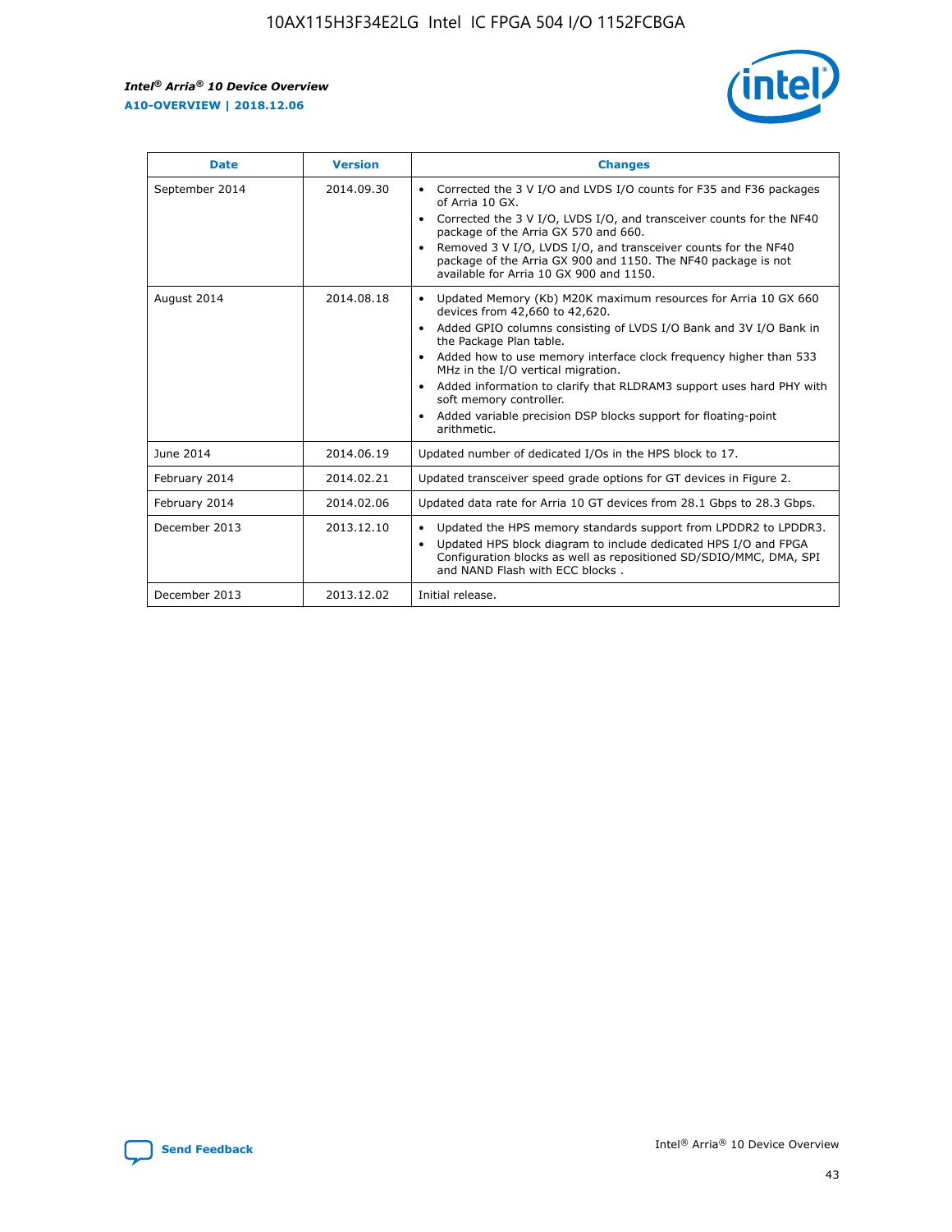| Date | Version | Changes |
| --- | --- | --- |
| September 2014 | 2014.09.30 | • Corrected the 3 V I/O and LVDS I/O counts for F35 and F36 packages of Arria 10 GX.<br>• Corrected the 3 V I/O, LVDS I/O, and transceiver counts for the NF40 package of the Arria GX 570 and 660.<br>• Removed 3 V I/O, LVDS I/O, and transceiver counts for the NF40 package of the Arria GX 900 and 1150. The NF40 package is not available for Arria 10 GX 900 and 1150. |
| August 2014 | 2014.08.18 | • Updated Memory (Kb) M20K maximum resources for Arria 10 GX 660 devices from 42,660 to 42,620.<br>• Added GPIO columns consisting of LVDS I/O Bank and 3V I/O Bank in the Package Plan table.<br>• Added how to use memory interface clock frequency higher than 533 MHz in the I/O vertical migration.<br>• Added information to clarify that RLDRAM3 support uses hard PHY with soft memory controller.<br>• Added variable precision DSP blocks support for floating-point arithmetic. |
| June 2014 | 2014.06.19 | Updated number of dedicated I/Os in the HPS block to 17. |
| February 2014 | 2014.02.21 | Updated transceiver speed grade options for GT devices in Figure 2. |
| February 2014 | 2014.02.06 | Updated data rate for Arria 10 GT devices from 28.1 Gbps to 28.3 Gbps. |
| December 2013 | 2013.12.10 | • Updated the HPS memory standards support from LPDDR2 to LPDDR3.<br>• Updated HPS block diagram to include dedicated HPS I/O and FPGA Configuration blocks as well as repositioned SD/SDIO/MMC, DMA, SPI and NAND Flash with ECC blocks . |
| December 2013 | 2013.12.02 | Initial release. |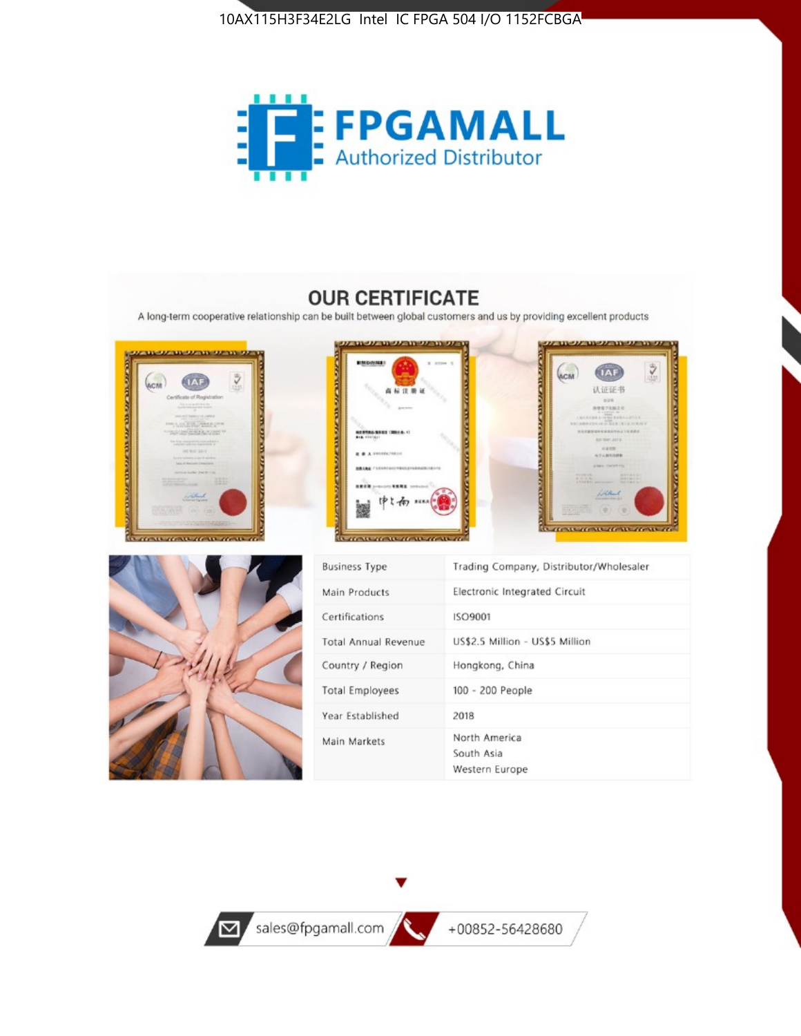FPGAMALL

Authorized Distributor

## OUR CERTIFICATE

A long-term cooperative relationship can be built between global customers and us by providing excellent products

| | |
|---|---|
| Business Type | Trading Company, Distributor/Wholesaler |
| Main Products | Electronic Integrated Circuit |
| Certifications | ISO9001 |
| Total Annual Revenue | US$2.5 Million - US$5 Million |
| Country / Region | Hongkong, China |
| Total Employees | 100 - 200 People |
| Year Established | 2018 |
| Main Markets | North America<br>South Asia<br>Western Europe |

sales@fpgamall.com

+00852-56428680